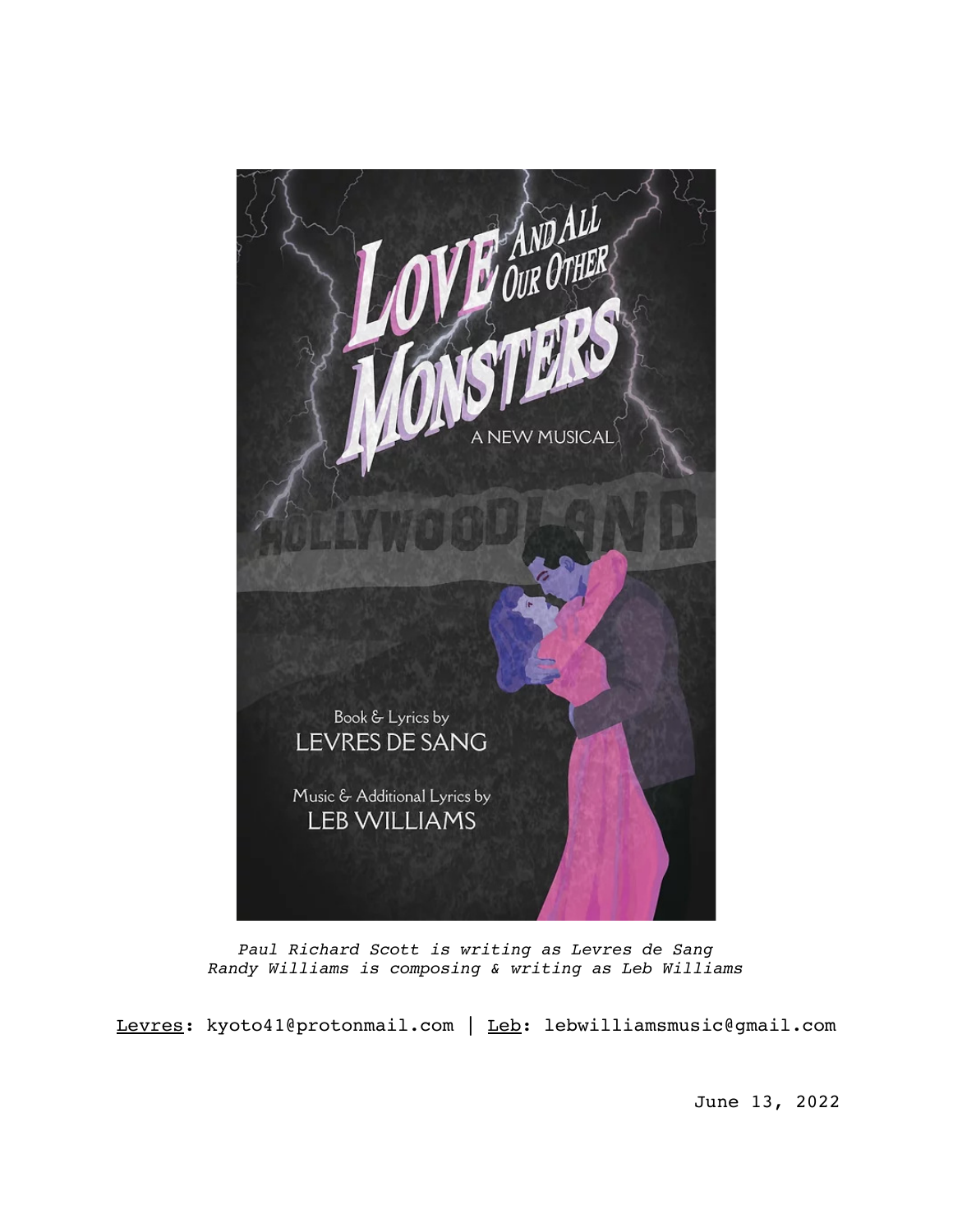# LOVE AND ALL OUR OTHER MONSTERS

A NEW MUSICAL

HOLLYWOODLAND

Book & Lyrics by
LEVRES DE SANG

Music & Additional Lyrics by
LEB WILLIAMS

*Paul Richard Scott is writing as Levres de Sang*
*Randy Williams is composing & writing as Leb Williams*

Levres: kyoto41@protonmail.com | Leb: lebwilliamsmusic@gmail.com

June 13, 2022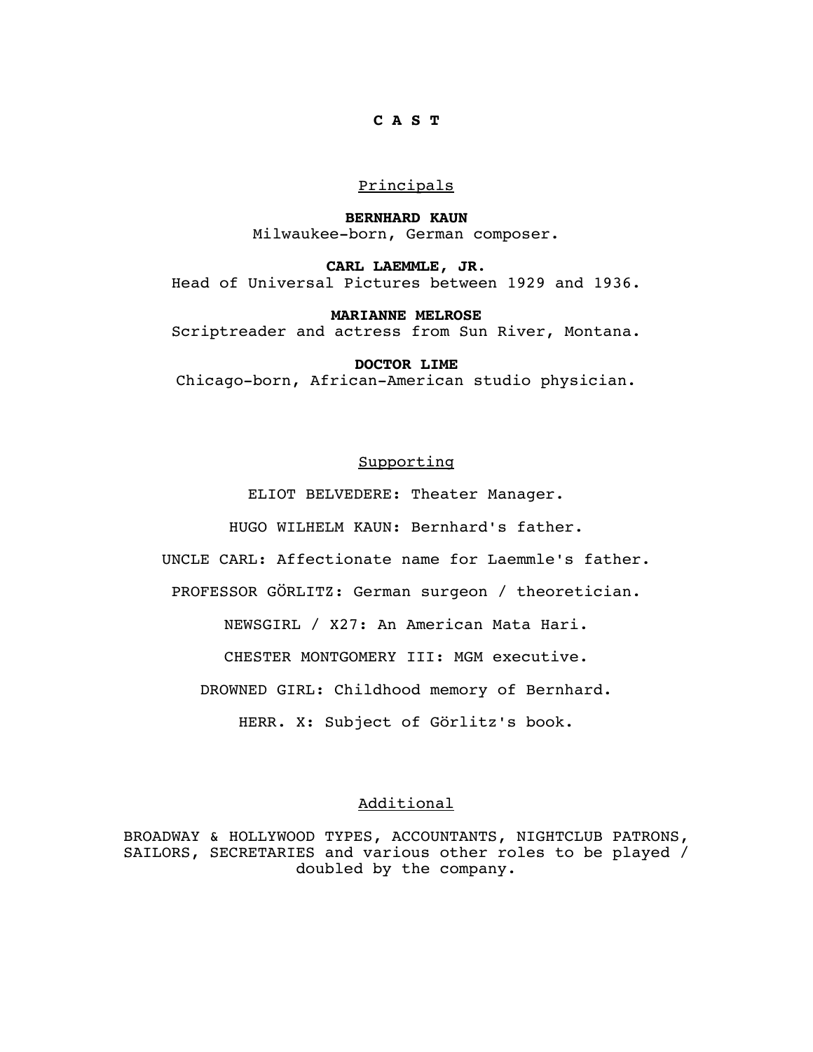# C A S T

## Principals

**BERNHARD KAUN**
Milwaukee-born, German composer.

**CARL LAEMMLE, JR.**
Head of Universal Pictures between 1929 and 1936.

**MARIANNE MELROSE**
Scriptreader and actress from Sun River, Montana.

**DOCTOR LIME**
Chicago-born, African-American studio physician.

## Supporting

ELIOT BELVEDERE: Theater Manager.

HUGO WILHELM KAUN: Bernhard's father.

UNCLE CARL: Affectionate name for Laemmle's father.

PROFESSOR GÖRLITZ: German surgeon / theoretician.

NEWSGIRL / X27: An American Mata Hari.

CHESTER MONTGOMERY III: MGM executive.

DROWNED GIRL: Childhood memory of Bernhard.

HERR. X: Subject of Görlitz's book.

## Additional

BROADWAY & HOLLYWOOD TYPES, ACCOUNTANTS, NIGHTCLUB PATRONS, SAILORS, SECRETARIES and various other roles to be played / doubled by the company.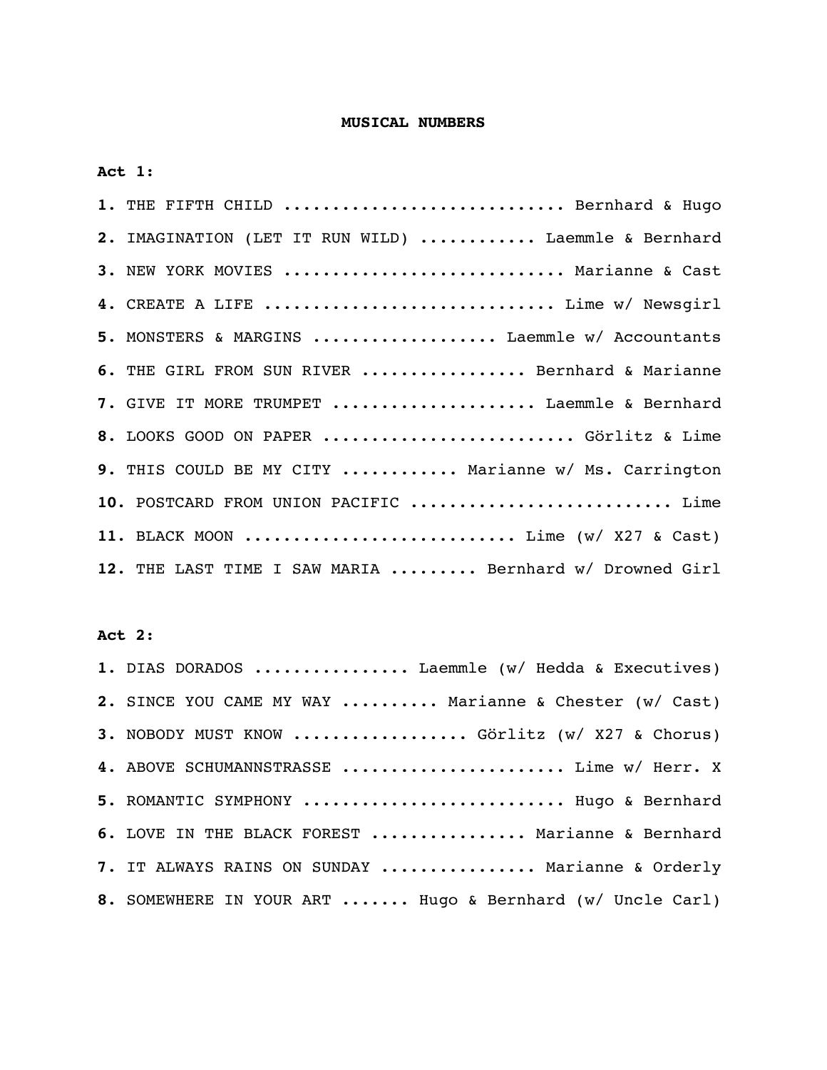# MUSICAL NUMBERS

**Act 1:**

**1.** THE FIFTH CHILD ............................ Bernhard & Hugo

**2.** IMAGINATION (LET IT RUN WILD) ........... Laemmle & Bernhard

**3.** NEW YORK MOVIES ........................... Marianne & Cast

**4.** CREATE A LIFE ............................ Lime w/ Newsgirl

**5.** MONSTERS & MARGINS .................. Laemmle w/ Accountants

**6.** THE GIRL FROM SUN RIVER ................ Bernhard & Marianne

**7.** GIVE IT MORE TRUMPET .................... Laemmle & Bernhard

**8.** LOOKS GOOD ON PAPER ......................... Görlitz & Lime

**9.** THIS COULD BE MY CITY ........... Marianne w/ Ms. Carrington

**10.** POSTCARD FROM UNION PACIFIC .......................... Lime

**11.** BLACK MOON .......................... Lime (w/ X27 & Cast)

**12.** THE LAST TIME I SAW MARIA ......... Bernhard w/ Drowned Girl

**Act 2:**

**1.** DIAS DORADOS ................ Laemmle (w/ Hedda & Executives)

**2.** SINCE YOU CAME MY WAY .......... Marianne & Chester (w/ Cast)

**3.** NOBODY MUST KNOW ................. Görlitz (w/ X27 & Chorus)

**4.** ABOVE SCHUMANNSTRASSE ...................... Lime w/ Herr. X

**5.** ROMANTIC SYMPHONY .......................... Hugo & Bernhard

**6.** LOVE IN THE BLACK FOREST ................ Marianne & Bernhard

**7.** IT ALWAYS RAINS ON SUNDAY ................ Marianne & Orderly

**8.** SOMEWHERE IN YOUR ART ....... Hugo & Bernhard (w/ Uncle Carl)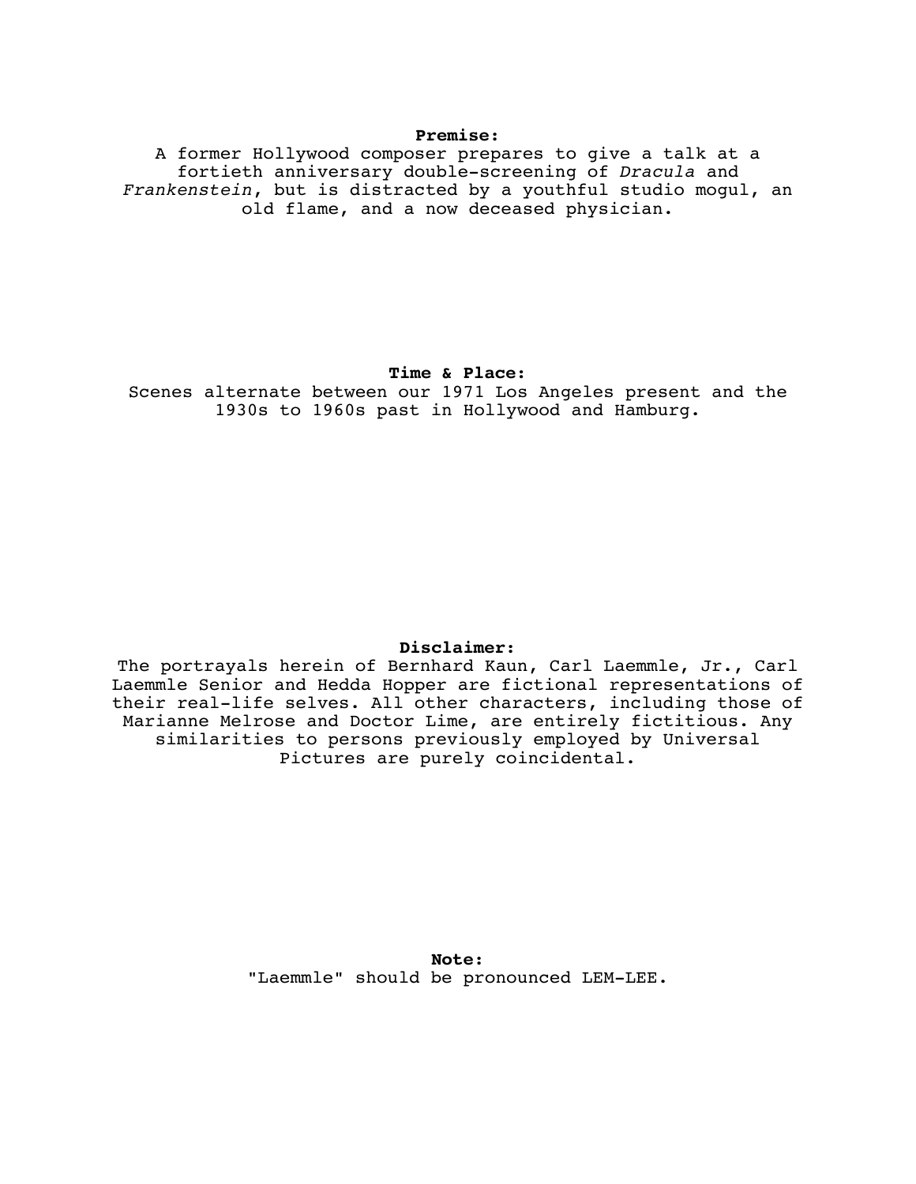**Premise:**

A former Hollywood composer prepares to give a talk at a fortieth anniversary double-screening of *Dracula* and *Frankenstein*, but is distracted by a youthful studio mogul, an old flame, and a now deceased physician.

**Time & Place:**

Scenes alternate between our 1971 Los Angeles present and the 1930s to 1960s past in Hollywood and Hamburg.

**Disclaimer:**

The portrayals herein of Bernhard Kaun, Carl Laemmle, Jr., Carl Laemmle Senior and Hedda Hopper are fictional representations of their real-life selves. All other characters, including those of Marianne Melrose and Doctor Lime, are entirely fictitious. Any similarities to persons previously employed by Universal Pictures are purely coincidental.

**Note:**

"Laemmle" should be pronounced LEM-LEE.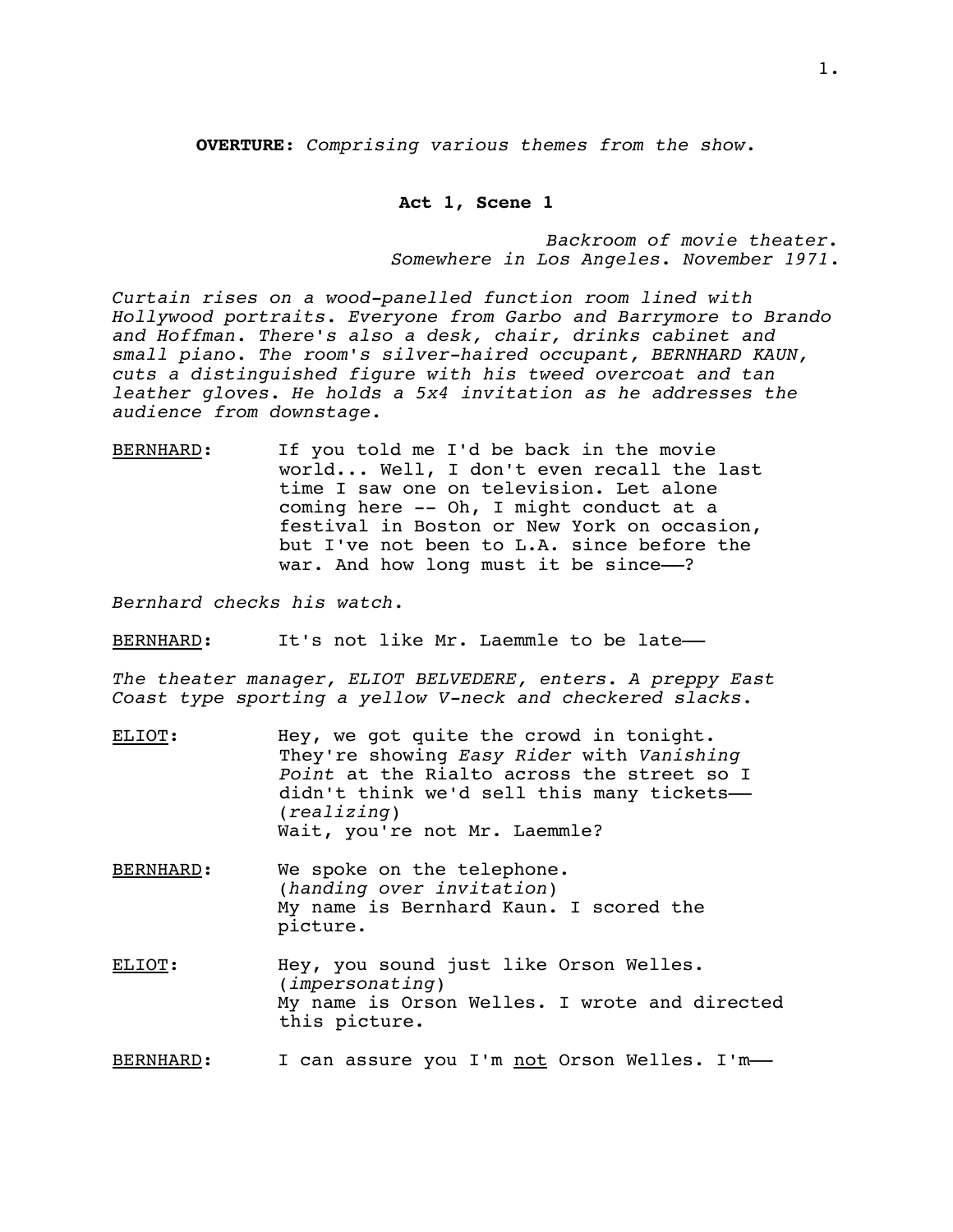**OVERTURE**: *Comprising various themes from the show.*

**Act 1, Scene 1**

*Backroom of movie theater.*
*Somewhere in Los Angeles. November 1971.*

*Curtain rises on a wood-panelled function room lined with Hollywood portraits. Everyone from Garbo and Barrymore to Brando and Hoffman. There's also a desk, chair, drinks cabinet and small piano. The room's silver-haired occupant, BERNHARD KAUN, cuts a distinguished figure with his tweed overcoat and tan leather gloves. He holds a 5x4 invitation as he addresses the audience from downstage.*

<u>BERNHARD</u>: If you told me I'd be back in the movie world... Well, I don't even recall the last time I saw one on television. Let alone coming here -- Oh, I might conduct at a festival in Boston or New York on occasion, but I've not been to L.A. since before the war. And how long must it be since——?

*Bernhard checks his watch.*

<u>BERNHARD</u>: It's not like Mr. Laemmle to be late——

*The theater manager, ELIOT BELVEDERE, enters. A preppy East Coast type sporting a yellow V-neck and checkered slacks.*

<u>ELIOT</u>: Hey, we got quite the crowd in tonight. They're showing *Easy Rider* with *Vanishing Point* at the Rialto across the street so I didn't think we'd sell this many tickets——
(*realizing*)
Wait, you're not Mr. Laemmle?

<u>BERNHARD</u>: We spoke on the telephone.
(*handing over invitation*)
My name is Bernhard Kaun. I scored the picture.

<u>ELIOT</u>: Hey, you sound just like Orson Welles.
(*impersonating*)
My name is Orson Welles. I wrote and directed this picture.

<u>BERNHARD</u>: I can assure you I'm <u>not</u> Orson Welles. I'm——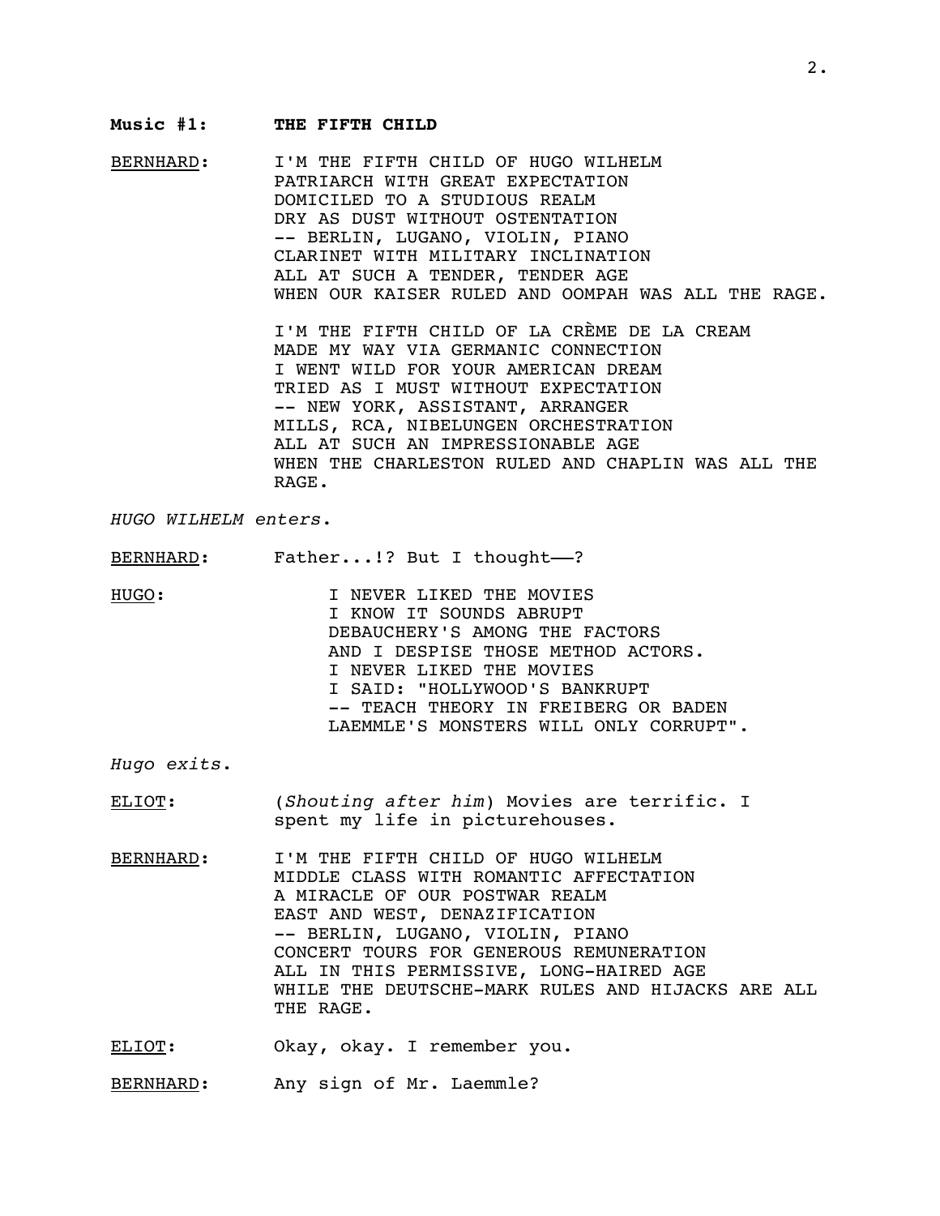**Music #1: THE FIFTH CHILD**

<u>BERNHARD</u>: I'M THE FIFTH CHILD OF HUGO WILHELM
PATRIARCH WITH GREAT EXPECTATION
DOMICILED TO A STUDIOUS REALM
DRY AS DUST WITHOUT OSTENTATION
-- BERLIN, LUGANO, VIOLIN, PIANO
CLARINET WITH MILITARY INCLINATION
ALL AT SUCH A TENDER, TENDER AGE
WHEN OUR KAISER RULED AND OOMPAH WAS ALL THE RAGE.

I'M THE FIFTH CHILD OF LA CRÈME DE LA CREAM
MADE MY WAY VIA GERMANIC CONNECTION
I WENT WILD FOR YOUR AMERICAN DREAM
TRIED AS I MUST WITHOUT EXPECTATION
-- NEW YORK, ASSISTANT, ARRANGER
MILLS, RCA, NIBELUNGEN ORCHESTRATION
ALL AT SUCH AN IMPRESSIONABLE AGE
WHEN THE CHARLESTON RULED AND CHAPLIN WAS ALL THE RAGE.

*HUGO WILHELM enters.*

<u>BERNHARD</u>: Father...!? But I thought——?

<u>HUGO</u>: I NEVER LIKED THE MOVIES
I KNOW IT SOUNDS ABRUPT
DEBAUCHERY'S AMONG THE FACTORS
AND I DESPISE THOSE METHOD ACTORS.
I NEVER LIKED THE MOVIES
I SAID: "HOLLYWOOD'S BANKRUPT
-- TEACH THEORY IN FREIBERG OR BADEN
LAEMMLE'S MONSTERS WILL ONLY CORRUPT".

*Hugo exits.*

<u>ELIOT</u>: (*Shouting after him*) Movies are terrific. I spent my life in picturehouses.

<u>BERNHARD</u>: I'M THE FIFTH CHILD OF HUGO WILHELM
MIDDLE CLASS WITH ROMANTIC AFFECTATION
A MIRACLE OF OUR POSTWAR REALM
EAST AND WEST, DENAZIFICATION
-- BERLIN, LUGANO, VIOLIN, PIANO
CONCERT TOURS FOR GENEROUS REMUNERATION
ALL IN THIS PERMISSIVE, LONG-HAIRED AGE
WHILE THE DEUTSCHE-MARK RULES AND HIJACKS ARE ALL THE RAGE.

<u>ELIOT</u>: Okay, okay. I remember you.

<u>BERNHARD</u>: Any sign of Mr. Laemmle?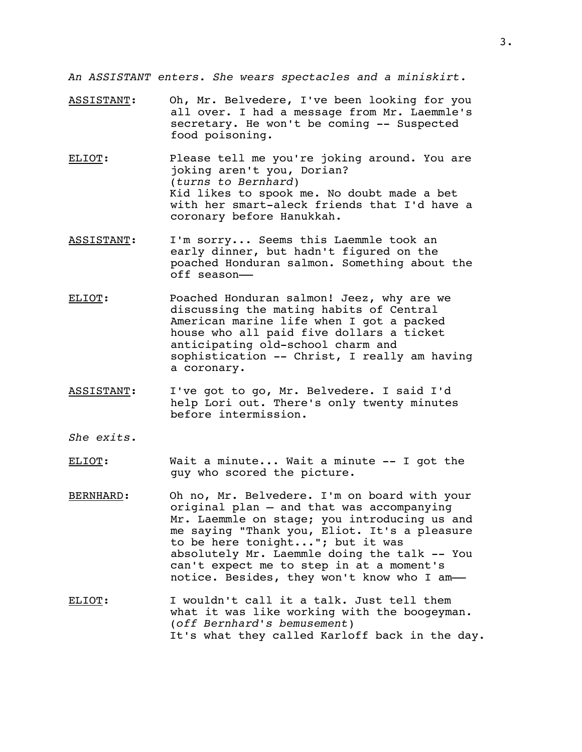*An ASSISTANT enters. She wears spectacles and a miniskirt.*

ASSISTANT: Oh, Mr. Belvedere, I've been looking for you all over. I had a message from Mr. Laemmle's secretary. He won't be coming -- Suspected food poisoning.

ELIOT: Please tell me you're joking around. You are joking aren't you, Dorian?
(*turns to Bernhard*)
Kid likes to spook me. No doubt made a bet with her smart-aleck friends that I'd have a coronary before Hanukkah.

ASSISTANT: I'm sorry... Seems this Laemmle took an early dinner, but hadn't figured on the poached Honduran salmon. Something about the off season——

ELIOT: Poached Honduran salmon! Jeez, why are we discussing the mating habits of Central American marine life when I got a packed house who all paid five dollars a ticket anticipating old-school charm and sophistication -- Christ, I really am having a coronary.

ASSISTANT: I've got to go, Mr. Belvedere. I said I'd help Lori out. There's only twenty minutes before intermission.

*She exits.*

ELIOT: Wait a minute... Wait a minute -- I got the guy who scored the picture.

BERNHARD: Oh no, Mr. Belvedere. I'm on board with your original plan – and that was accompanying Mr. Laemmle on stage; you introducing us and me saying "Thank you, Eliot. It's a pleasure to be here tonight..."; but it was absolutely Mr. Laemmle doing the talk -- You can't expect me to step in at a moment's notice. Besides, they won't know who I am——

ELIOT: I wouldn't call it a talk. Just tell them what it was like working with the boogeyman.
(*off Bernhard's bemusement*)
It's what they called Karloff back in the day.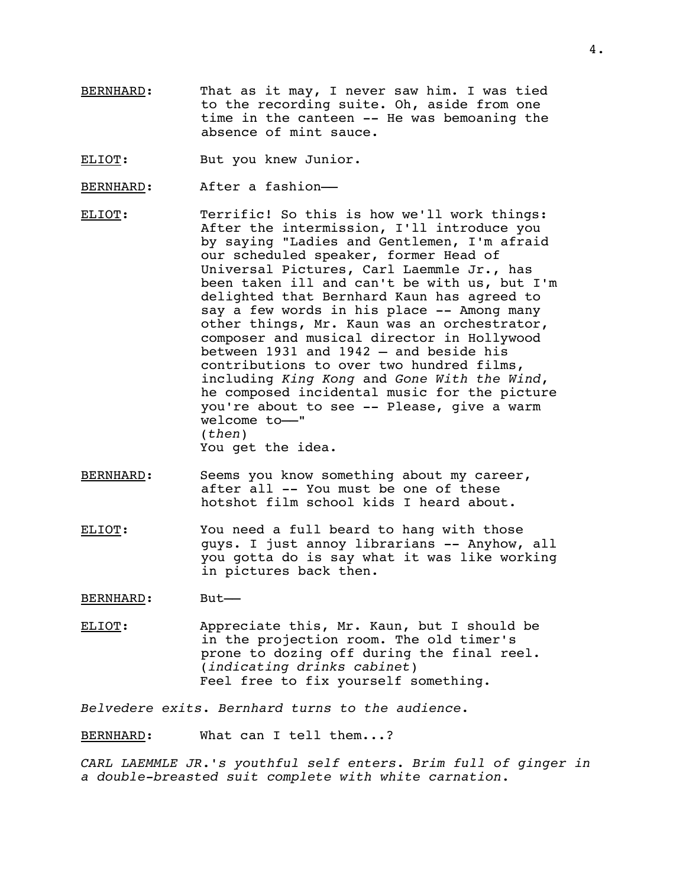BERNHARD: That as it may, I never saw him. I was tied to the recording suite. Oh, aside from one time in the canteen -- He was bemoaning the absence of mint sauce.

ELIOT: But you knew Junior.

BERNHARD: After a fashion——

ELIOT: Terrific! So this is how we'll work things: After the intermission, I'll introduce you by saying "Ladies and Gentlemen, I'm afraid our scheduled speaker, former Head of Universal Pictures, Carl Laemmle Jr., has been taken ill and can't be with us, but I'm delighted that Bernhard Kaun has agreed to say a few words in his place -- Among many other things, Mr. Kaun was an orchestrator, composer and musical director in Hollywood between 1931 and 1942 – and beside his contributions to over two hundred films, including *King Kong* and *Gone With the Wind*, he composed incidental music for the picture you're about to see -- Please, give a warm welcome to——"
(*then*)
You get the idea.

BERNHARD: Seems you know something about my career, after all -- You must be one of these hotshot film school kids I heard about.

ELIOT: You need a full beard to hang with those guys. I just annoy librarians -- Anyhow, all you gotta do is say what it was like working in pictures back then.

BERNHARD: But——

ELIOT: Appreciate this, Mr. Kaun, but I should be in the projection room. The old timer's prone to dozing off during the final reel.
(*indicating drinks cabinet*)
Feel free to fix yourself something.

*Belvedere exits. Bernhard turns to the audience.*

BERNHARD: What can I tell them...?

*CARL LAEMMLE JR.'s youthful self enters. Brim full of ginger in a double-breasted suit complete with white carnation.*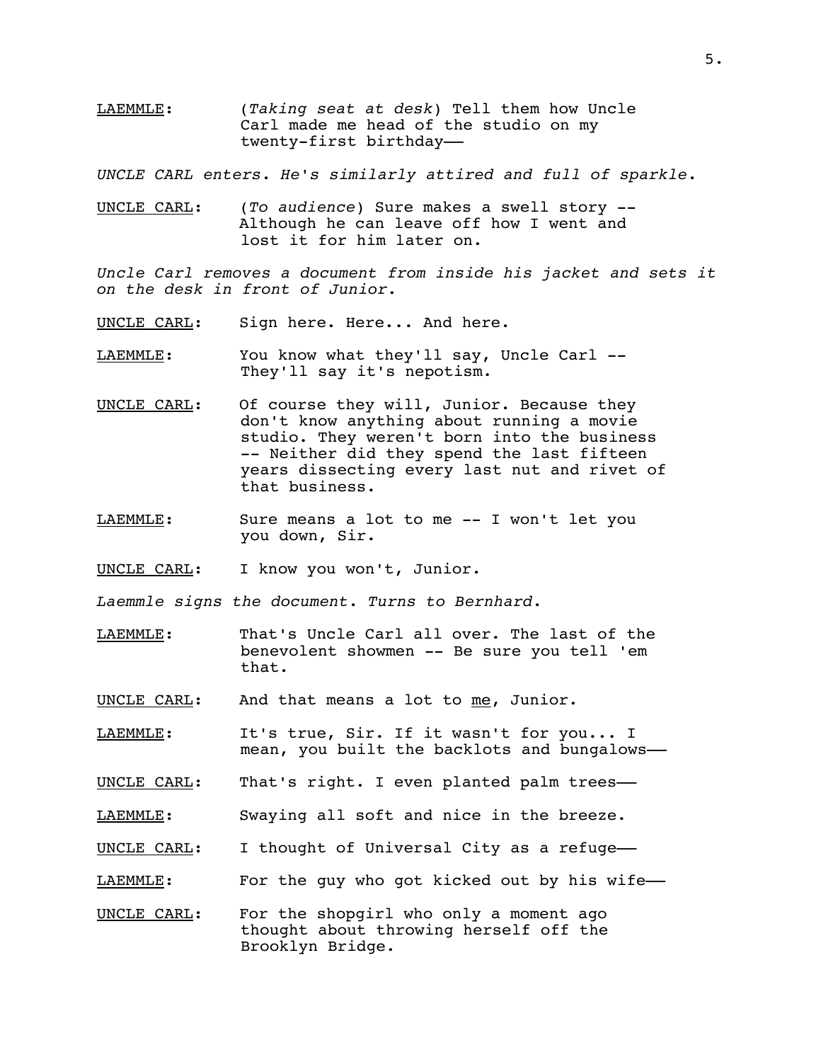<u>LAEMMLE</u>: (*Taking seat at desk*) Tell them how Uncle Carl made me head of the studio on my twenty-first birthday——

*UNCLE CARL enters. He's similarly attired and full of sparkle.*

<u>UNCLE CARL</u>: (*To audience*) Sure makes a swell story -- Although he can leave off how I went and lost it for him later on.

*Uncle Carl removes a document from inside his jacket and sets it on the desk in front of Junior.*

<u>UNCLE CARL</u>: Sign here. Here... And here.

<u>LAEMMLE</u>: You know what they'll say, Uncle Carl -- They'll say it's nepotism.

<u>UNCLE CARL</u>: Of course they will, Junior. Because they don't know anything about running a movie studio. They weren't born into the business -- Neither did they spend the last fifteen years dissecting every last nut and rivet of that business.

<u>LAEMMLE</u>: Sure means a lot to me -- I won't let you you down, Sir.

<u>UNCLE CARL</u>: I know you won't, Junior.

*Laemmle signs the document. Turns to Bernhard.*

<u>LAEMMLE</u>: That's Uncle Carl all over. The last of the benevolent showmen -- Be sure you tell 'em that.

<u>UNCLE CARL</u>: And that means a lot to <u>me</u>, Junior.

<u>LAEMMLE</u>: It's true, Sir. If it wasn't for you... I mean, you built the backlots and bungalows——

<u>UNCLE CARL</u>: That's right. I even planted palm trees——

<u>LAEMMLE</u>: Swaying all soft and nice in the breeze.

<u>UNCLE CARL</u>: I thought of Universal City as a refuge——

<u>LAEMMLE</u>: For the guy who got kicked out by his wife——

<u>UNCLE CARL</u>: For the shopgirl who only a moment ago thought about throwing herself off the Brooklyn Bridge.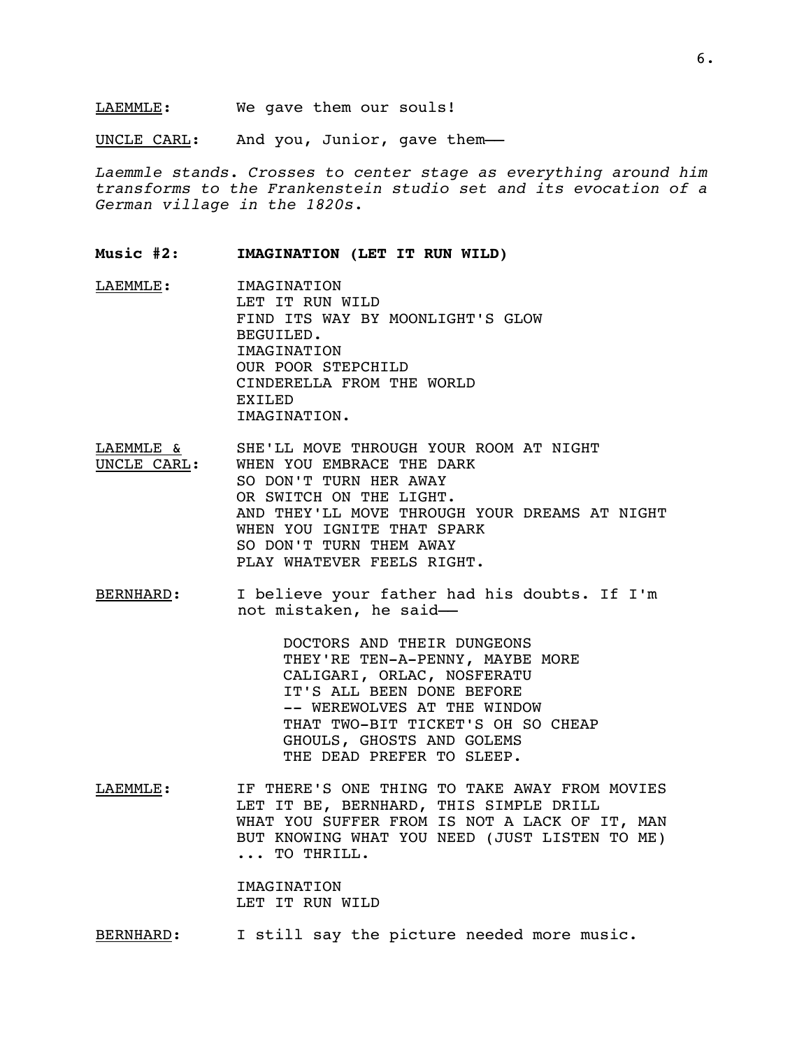<u>LAEMMLE</u>: We gave them our souls!

<u>UNCLE CARL</u>: And you, Junior, gave them——

*Laemmle stands. Crosses to center stage as everything around him transforms to the Frankenstein studio set and its evocation of a German village in the 1820s.*

**Music #2: IMAGINATION (LET IT RUN WILD)**

<u>LAEMMLE</u>:
IMAGINATION
LET IT RUN WILD
FIND ITS WAY BY MOONLIGHT'S GLOW
BEGUILED.
IMAGINATION
OUR POOR STEPCHILD
CINDERELLA FROM THE WORLD
EXILED
IMAGINATION.

<u>LAEMMLE &</u>
<u>UNCLE CARL</u>:
SHE'LL MOVE THROUGH YOUR ROOM AT NIGHT
WHEN YOU EMBRACE THE DARK
SO DON'T TURN HER AWAY
OR SWITCH ON THE LIGHT.
AND THEY'LL MOVE THROUGH YOUR DREAMS AT NIGHT
WHEN YOU IGNITE THAT SPARK
SO DON'T TURN THEM AWAY
PLAY WHATEVER FEELS RIGHT.

<u>BERNHARD</u>: I believe your father had his doubts. If I'm not mistaken, he said——

DOCTORS AND THEIR DUNGEONS
THEY'RE TEN-A-PENNY, MAYBE MORE
CALIGARI, ORLAC, NOSFERATU
IT'S ALL BEEN DONE BEFORE
-- WEREWOLVES AT THE WINDOW
THAT TWO-BIT TICKET'S OH SO CHEAP
GHOULS, GHOSTS AND GOLEMS
THE DEAD PREFER TO SLEEP.

<u>LAEMMLE</u>:
IF THERE'S ONE THING TO TAKE AWAY FROM MOVIES
LET IT BE, BERNHARD, THIS SIMPLE DRILL
WHAT YOU SUFFER FROM IS NOT A LACK OF IT, MAN
BUT KNOWING WHAT YOU NEED (JUST LISTEN TO ME)
... TO THRILL.

IMAGINATION
LET IT RUN WILD

<u>BERNHARD</u>: I still say the picture needed more music.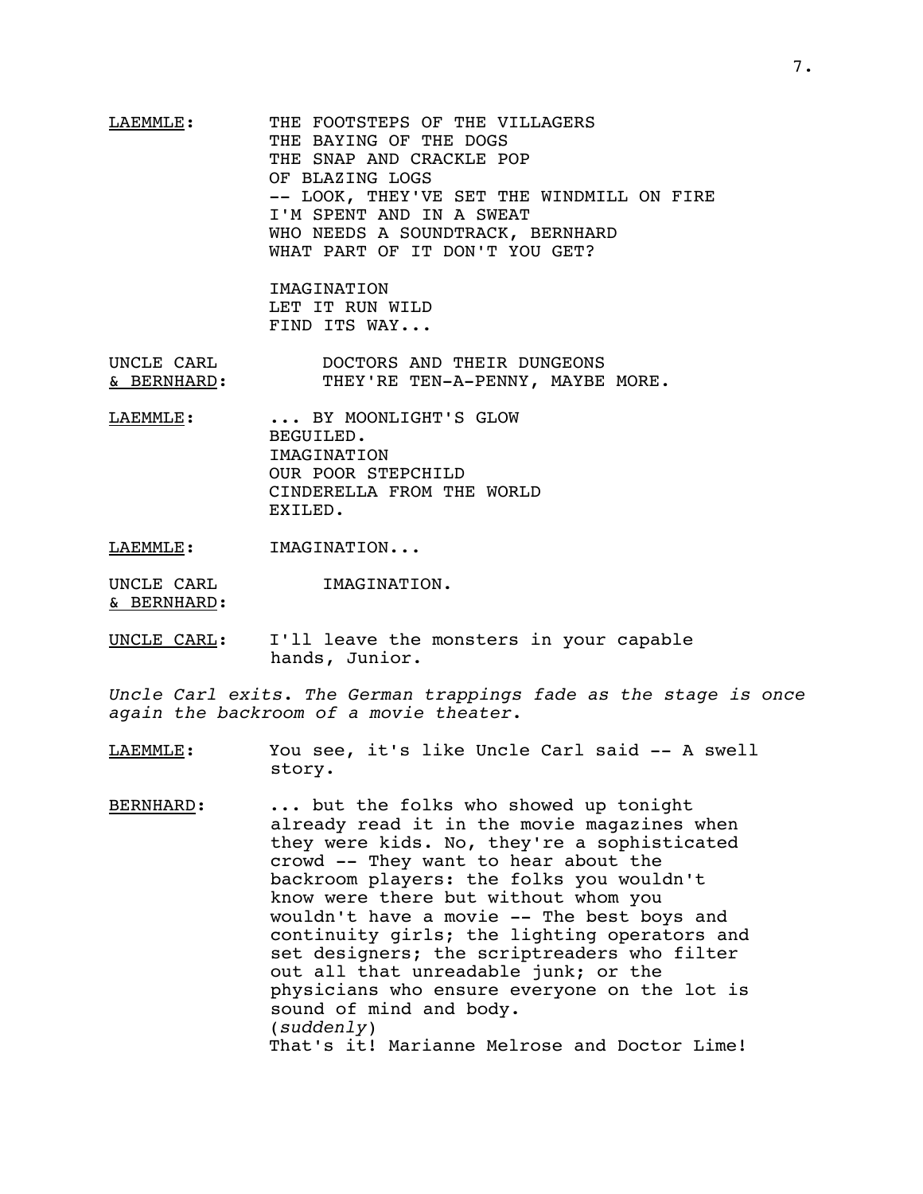LAEMMLE: THE FOOTSTEPS OF THE VILLAGERS
THE BAYING OF THE DOGS
THE SNAP AND CRACKLE POP
OF BLAZING LOGS
-- LOOK, THEY'VE SET THE WINDMILL ON FIRE
I'M SPENT AND IN A SWEAT
WHO NEEDS A SOUNDTRACK, BERNHARD
WHAT PART OF IT DON'T YOU GET?

IMAGINATION
LET IT RUN WILD
FIND ITS WAY...

UNCLE CARL & BERNHARD: DOCTORS AND THEIR DUNGEONS
THEY'RE TEN-A-PENNY, MAYBE MORE.

LAEMMLE: ... BY MOONLIGHT'S GLOW
BEGUILED.
IMAGINATION
OUR POOR STEPCHILD
CINDERELLA FROM THE WORLD
EXILED.

LAEMMLE: IMAGINATION...

UNCLE CARL & BERNHARD: IMAGINATION.

UNCLE CARL: I'll leave the monsters in your capable hands, Junior.

*Uncle Carl exits. The German trappings fade as the stage is once again the backroom of a movie theater.*

LAEMMLE: You see, it's like Uncle Carl said -- A swell story.

BERNHARD: ... but the folks who showed up tonight already read it in the movie magazines when they were kids. No, they're a sophisticated crowd -- They want to hear about the backroom players: the folks you wouldn't know were there but without whom you wouldn't have a movie -- The best boys and continuity girls; the lighting operators and set designers; the scriptreaders who filter out all that unreadable junk; or the physicians who ensure everyone on the lot is sound of mind and body.
(*suddenly*)
That's it! Marianne Melrose and Doctor Lime!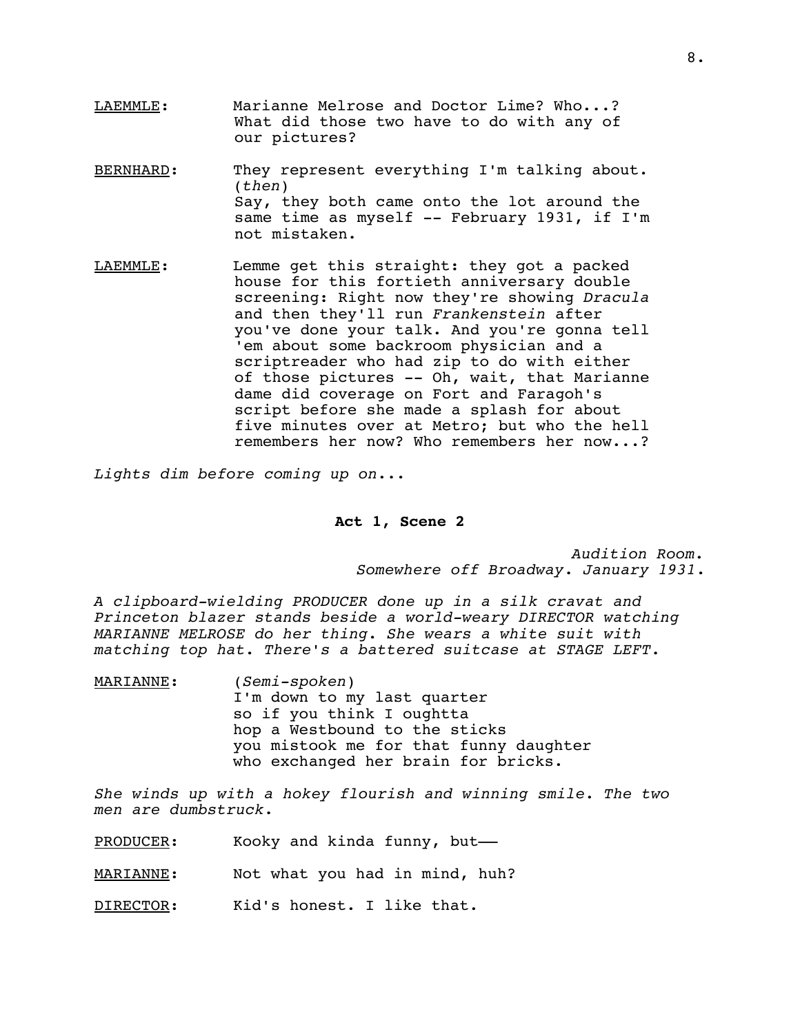LAEMMLE: Marianne Melrose and Doctor Lime? Who...? What did those two have to do with any of our pictures?

BERNHARD: They represent everything I'm talking about.
(*then*)
Say, they both came onto the lot around the same time as myself -- February 1931, if I'm not mistaken.

LAEMMLE: Lemme get this straight: they got a packed house for this fortieth anniversary double screening: Right now they're showing *Dracula* and then they'll run *Frankenstein* after you've done your talk. And you're gonna tell 'em about some backroom physician and a scriptreader who had zip to do with either of those pictures -- Oh, wait, that Marianne dame did coverage on Fort and Faragoh's script before she made a splash for about five minutes over at Metro; but who the hell remembers her now? Who remembers her now...?

*Lights dim before coming up on...*

**Act 1, Scene 2**

*Audition Room.*
*Somewhere off Broadway. January 1931.*

*A clipboard-wielding PRODUCER done up in a silk cravat and Princeton blazer stands beside a world-weary DIRECTOR watching MARIANNE MELROSE do her thing. She wears a white suit with matching top hat. There's a battered suitcase at STAGE LEFT.*

MARIANNE: (*Semi-spoken*)
I'm down to my last quarter
so if you think I oughtta
hop a Westbound to the sticks
you mistook me for that funny daughter
who exchanged her brain for bricks.

*She winds up with a hokey flourish and winning smile. The two men are dumbstruck.*

PRODUCER: Kooky and kinda funny, but——

MARIANNE: Not what you had in mind, huh?

DIRECTOR: Kid's honest. I like that.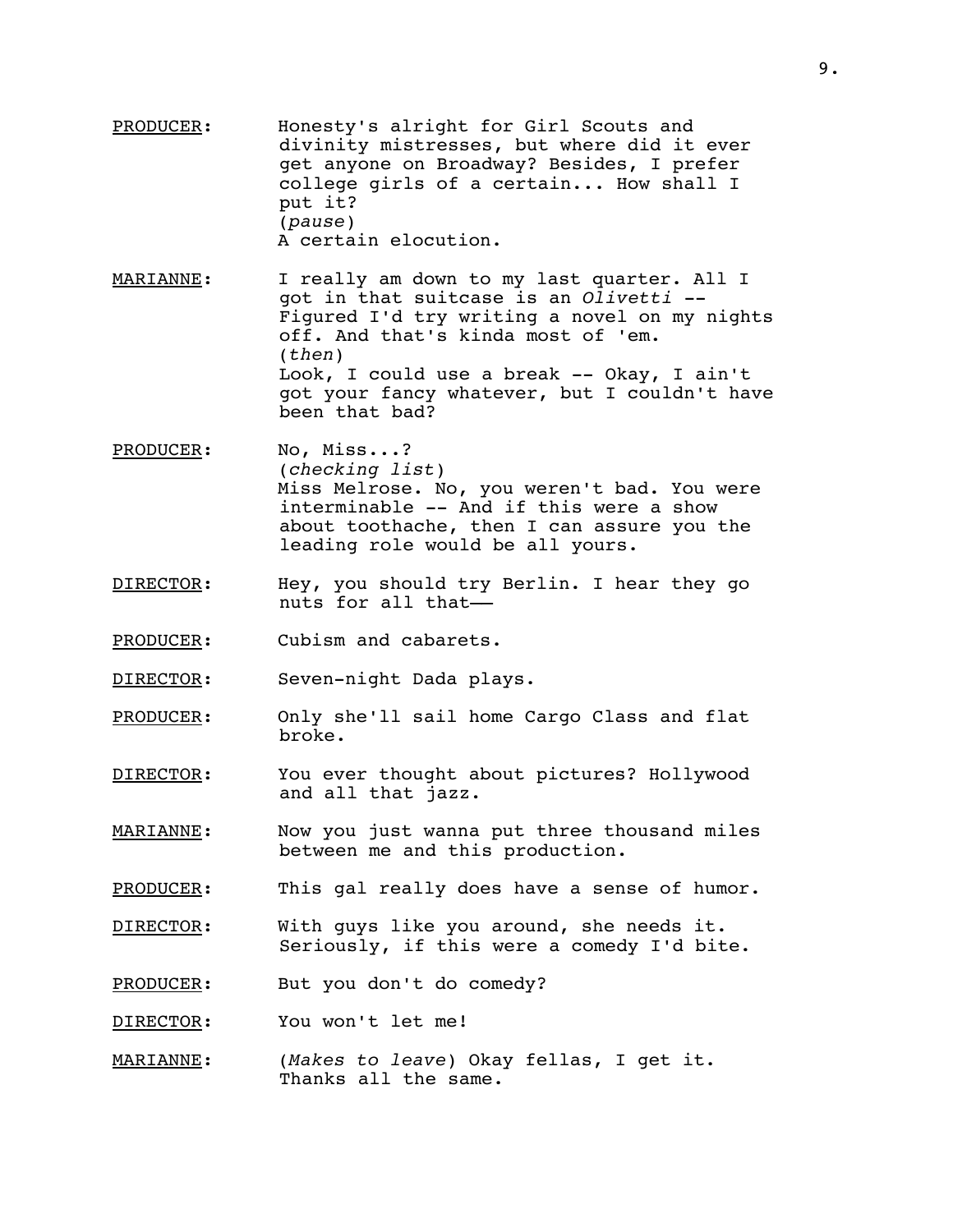<u>PRODUCER</u>: Honesty's alright for Girl Scouts and divinity mistresses, but where did it ever get anyone on Broadway? Besides, I prefer college girls of a certain... How shall I put it?
(*pause*)
A certain elocution.

<u>MARIANNE</u>: I really am down to my last quarter. All I got in that suitcase is an *Olivetti* -- Figured I'd try writing a novel on my nights off. And that's kinda most of 'em.
(*then*)
Look, I could use a break -- Okay, I ain't got your fancy whatever, but I couldn't have been that bad?

<u>PRODUCER</u>: No, Miss...?
(*checking list*)
Miss Melrose. No, you weren't bad. You were interminable -- And if this were a show about toothache, then I can assure you the leading role would be all yours.

<u>DIRECTOR</u>: Hey, you should try Berlin. I hear they go nuts for all that——

<u>PRODUCER</u>: Cubism and cabarets.

<u>DIRECTOR</u>: Seven-night Dada plays.

<u>PRODUCER</u>: Only she'll sail home Cargo Class and flat broke.

<u>DIRECTOR</u>: You ever thought about pictures? Hollywood and all that jazz.

<u>MARIANNE</u>: Now you just wanna put three thousand miles between me and this production.

<u>PRODUCER</u>: This gal really does have a sense of humor.

<u>DIRECTOR</u>: With guys like you around, she needs it. Seriously, if this were a comedy I'd bite.

<u>PRODUCER</u>: But you don't do comedy?

<u>DIRECTOR</u>: You won't let me!

<u>MARIANNE</u>: (*Makes to leave*) Okay fellas, I get it. Thanks all the same.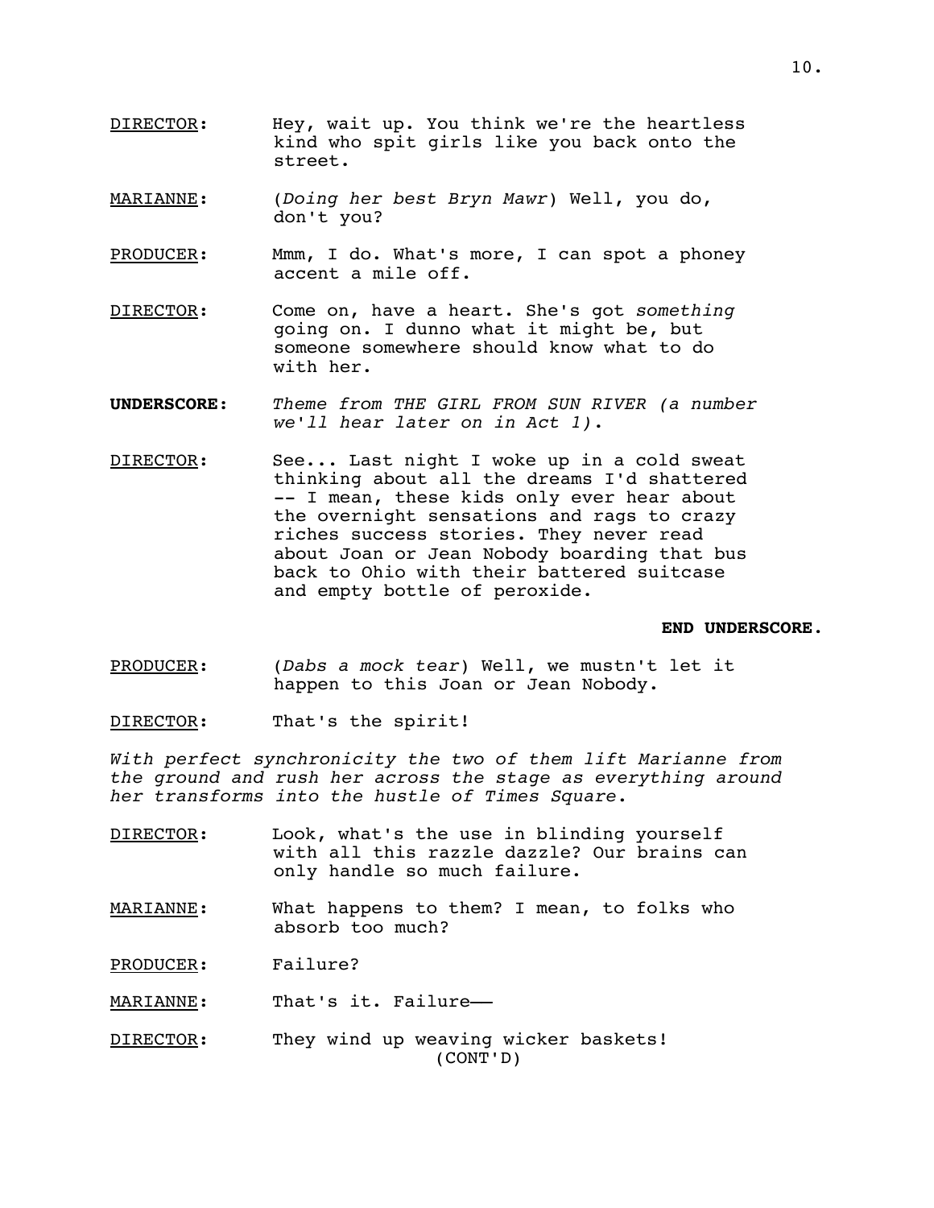DIRECTOR: Hey, wait up. You think we're the heartless kind who spit girls like you back onto the street.

MARIANNE: (*Doing her best Bryn Mawr*) Well, you do, don't you?

PRODUCER: Mmm, I do. What's more, I can spot a phoney accent a mile off.

DIRECTOR: Come on, have a heart. She's got *something* going on. I dunno what it might be, but someone somewhere should know what to do with her.

**UNDERSCORE:** *Theme from THE GIRL FROM SUN RIVER (a number we'll hear later on in Act 1).*

DIRECTOR: See... Last night I woke up in a cold sweat thinking about all the dreams I'd shattered -- I mean, these kids only ever hear about the overnight sensations and rags to crazy riches success stories. They never read about Joan or Jean Nobody boarding that bus back to Ohio with their battered suitcase and empty bottle of peroxide.

**END UNDERSCORE.**

PRODUCER: (*Dabs a mock tear*) Well, we mustn't let it happen to this Joan or Jean Nobody.

DIRECTOR: That's the spirit!

*With perfect synchronicity the two of them lift Marianne from the ground and rush her across the stage as everything around her transforms into the hustle of Times Square.*

DIRECTOR: Look, what's the use in blinding yourself with all this razzle dazzle? Our brains can only handle so much failure.

MARIANNE: What happens to them? I mean, to folks who absorb too much?

PRODUCER: Failure?

MARIANNE: That's it. Failure——

DIRECTOR: They wind up weaving wicker baskets!
(CONT'D)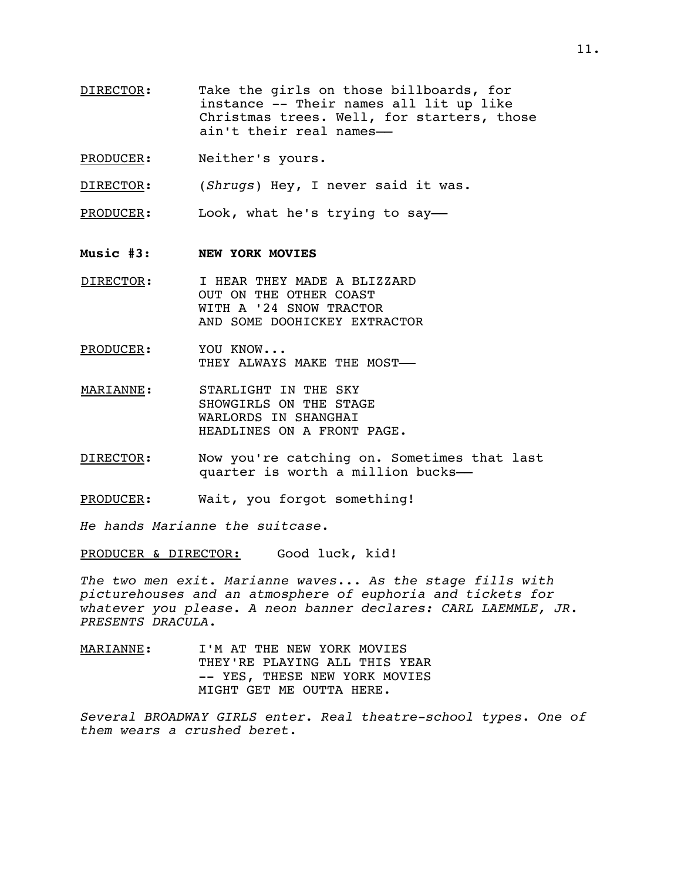DIRECTOR: Take the girls on those billboards, for instance -- Their names all lit up like Christmas trees. Well, for starters, those ain't their real names——

PRODUCER: Neither's yours.

DIRECTOR: (*Shrugs*) Hey, I never said it was.

PRODUCER: Look, what he's trying to say——

**Music #3: NEW YORK MOVIES**

DIRECTOR: I HEAR THEY MADE A BLIZZARD
OUT ON THE OTHER COAST
WITH A '24 SNOW TRACTOR
AND SOME DOOHICKEY EXTRACTOR

PRODUCER: YOU KNOW...
THEY ALWAYS MAKE THE MOST——

MARIANNE: STARLIGHT IN THE SKY
SHOWGIRLS ON THE STAGE
WARLORDS IN SHANGHAI
HEADLINES ON A FRONT PAGE.

DIRECTOR: Now you're catching on. Sometimes that last quarter is worth a million bucks——

PRODUCER: Wait, you forgot something!

*He hands Marianne the suitcase.*

PRODUCER & DIRECTOR: Good luck, kid!

*The two men exit. Marianne waves... As the stage fills with picturehouses and an atmosphere of euphoria and tickets for whatever you please. A neon banner declares: CARL LAEMMLE, JR. PRESENTS DRACULA.*

MARIANNE: I'M AT THE NEW YORK MOVIES
THEY'RE PLAYING ALL THIS YEAR
-- YES, THESE NEW YORK MOVIES
MIGHT GET ME OUTTA HERE.

*Several BROADWAY GIRLS enter. Real theatre-school types. One of them wears a crushed beret.*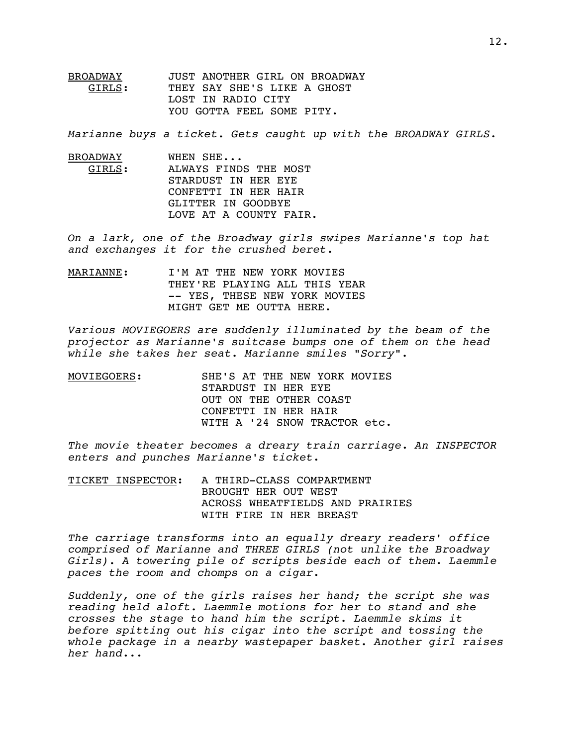<u>BROADWAY GIRLS</u>: JUST ANOTHER GIRL ON BROADWAY
THEY SAY SHE'S LIKE A GHOST
LOST IN RADIO CITY
YOU GOTTA FEEL SOME PITY.

*Marianne buys a ticket. Gets caught up with the BROADWAY GIRLS.*

<u>BROADWAY GIRLS</u>: WHEN SHE...
ALWAYS FINDS THE MOST
STARDUST IN HER EYE
CONFETTI IN HER HAIR
GLITTER IN GOODBYE
LOVE AT A COUNTY FAIR.

*On a lark, one of the Broadway girls swipes Marianne's top hat and exchanges it for the crushed beret.*

<u>MARIANNE</u>: I'M AT THE NEW YORK MOVIES
THEY'RE PLAYING ALL THIS YEAR
-- YES, THESE NEW YORK MOVIES
MIGHT GET ME OUTTA HERE.

*Various MOVIEGOERS are suddenly illuminated by the beam of the projector as Marianne's suitcase bumps one of them on the head while she takes her seat. Marianne smiles "Sorry".*

<u>MOVIEGOERS</u>: SHE'S AT THE NEW YORK MOVIES
STARDUST IN HER EYE
OUT ON THE OTHER COAST
CONFETTI IN HER HAIR
WITH A '24 SNOW TRACTOR etc.

*The movie theater becomes a dreary train carriage. An INSPECTOR enters and punches Marianne's ticket.*

<u>TICKET INSPECTOR</u>: A THIRD-CLASS COMPARTMENT
BROUGHT HER OUT WEST
ACROSS WHEATFIELDS AND PRAIRIES
WITH FIRE IN HER BREAST

*The carriage transforms into an equally dreary readers' office comprised of Marianne and THREE GIRLS (not unlike the Broadway Girls). A towering pile of scripts beside each of them. Laemmle paces the room and chomps on a cigar.*

*Suddenly, one of the girls raises her hand; the script she was reading held aloft. Laemmle motions for her to stand and she crosses the stage to hand him the script. Laemmle skims it before spitting out his cigar into the script and tossing the whole package in a nearby wastepaper basket. Another girl raises her hand...*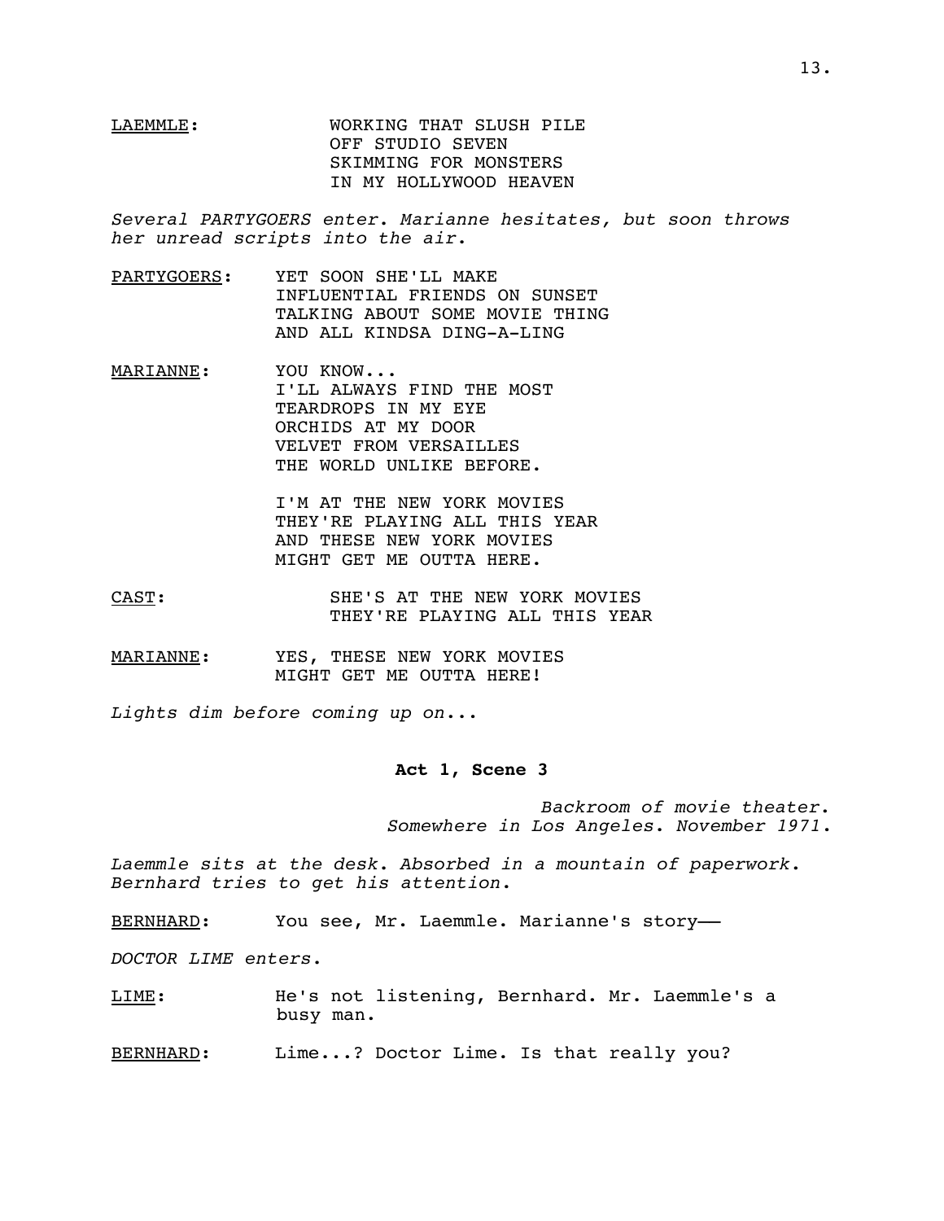<u>LAEMMLE</u>: WORKING THAT SLUSH PILE
OFF STUDIO SEVEN
SKIMMING FOR MONSTERS
IN MY HOLLYWOOD HEAVEN

*Several PARTYGOERS enter. Marianne hesitates, but soon throws her unread scripts into the air.*

<u>PARTYGOERS</u>: YET SOON SHE'LL MAKE
INFLUENTIAL FRIENDS ON SUNSET
TALKING ABOUT SOME MOVIE THING
AND ALL KINDSA DING-A-LING

<u>MARIANNE</u>: YOU KNOW...
I'LL ALWAYS FIND THE MOST
TEARDROPS IN MY EYE
ORCHIDS AT MY DOOR
VELVET FROM VERSAILLES
THE WORLD UNLIKE BEFORE.

I'M AT THE NEW YORK MOVIES
THEY'RE PLAYING ALL THIS YEAR
AND THESE NEW YORK MOVIES
MIGHT GET ME OUTTA HERE.

<u>CAST</u>: SHE'S AT THE NEW YORK MOVIES
THEY'RE PLAYING ALL THIS YEAR

<u>MARIANNE</u>: YES, THESE NEW YORK MOVIES
MIGHT GET ME OUTTA HERE!

*Lights dim before coming up on...*

**Act 1, Scene 3**

*Backroom of movie theater.
Somewhere in Los Angeles. November 1971.*

*Laemmle sits at the desk. Absorbed in a mountain of paperwork. Bernhard tries to get his attention.*

<u>BERNHARD</u>: You see, Mr. Laemmle. Marianne's story——

*DOCTOR LIME enters.*

<u>LIME</u>: He's not listening, Bernhard. Mr. Laemmle's a busy man.

<u>BERNHARD</u>: Lime...? Doctor Lime. Is that really you?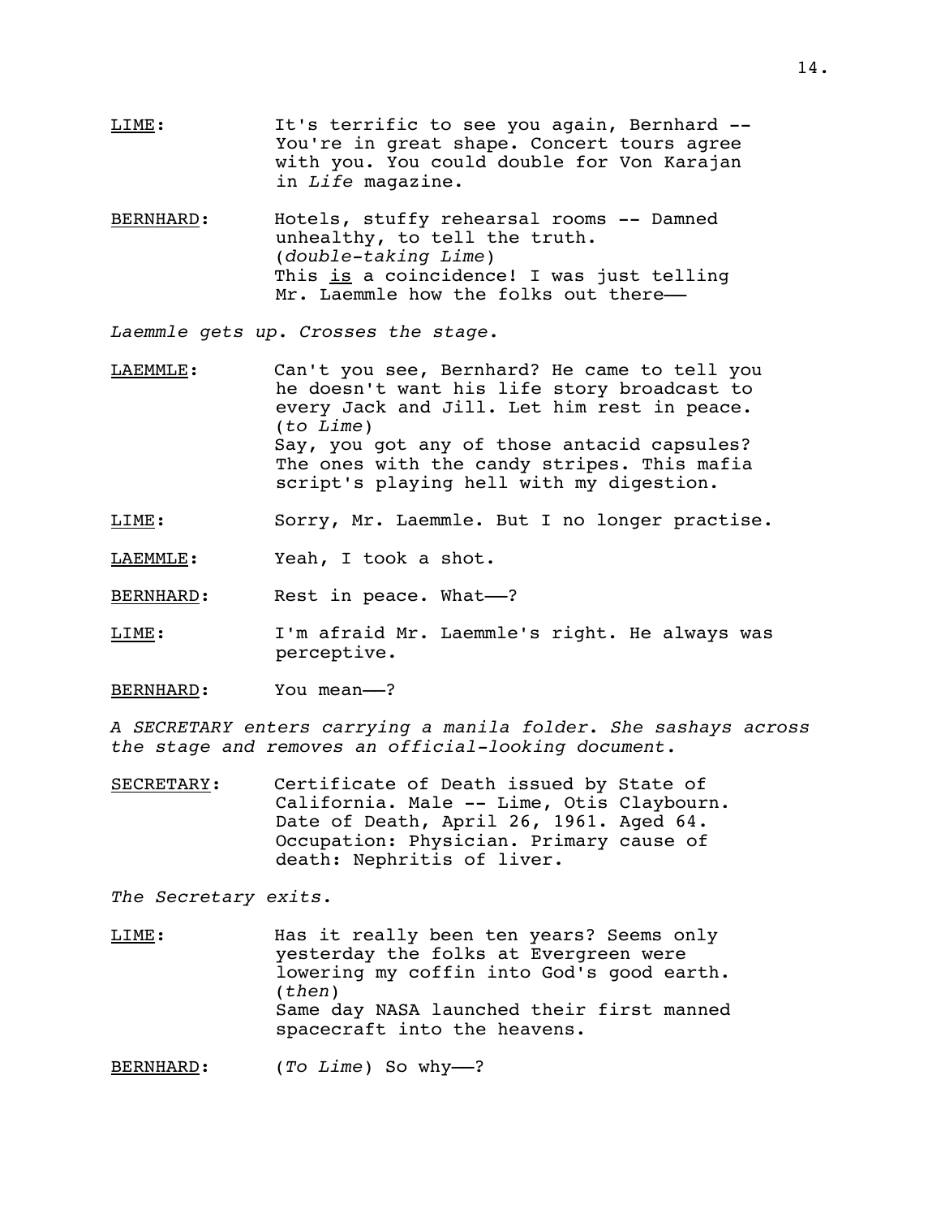<u>LIME</u>: It's terrific to see you again, Bernhard -- You're in great shape. Concert tours agree with you. You could double for Von Karajan in *Life* magazine.

<u>BERNHARD</u>: Hotels, stuffy rehearsal rooms -- Damned unhealthy, to tell the truth.
(*double-taking Lime*)
This <u>is</u> a coincidence! I was just telling Mr. Laemmle how the folks out there——

*Laemmle gets up. Crosses the stage.*

<u>LAEMMLE</u>: Can't you see, Bernhard? He came to tell you he doesn't want his life story broadcast to every Jack and Jill. Let him rest in peace.
(*to Lime*)
Say, you got any of those antacid capsules? The ones with the candy stripes. This mafia script's playing hell with my digestion.

<u>LIME</u>: Sorry, Mr. Laemmle. But I no longer practise.

<u>LAEMMLE</u>: Yeah, I took a shot.

<u>BERNHARD</u>: Rest in peace. What——?

<u>LIME</u>: I'm afraid Mr. Laemmle's right. He always was perceptive.

<u>BERNHARD</u>: You mean——?

*A SECRETARY enters carrying a manila folder. She sashays across the stage and removes an official-looking document.*

<u>SECRETARY</u>: Certificate of Death issued by State of California. Male -- Lime, Otis Claybourn. Date of Death, April 26, 1961. Aged 64. Occupation: Physician. Primary cause of death: Nephritis of liver.

*The Secretary exits.*

<u>LIME</u>: Has it really been ten years? Seems only yesterday the folks at Evergreen were lowering my coffin into God's good earth.
(*then*)
Same day NASA launched their first manned spacecraft into the heavens.

<u>BERNHARD</u>: (*To Lime*) So why——?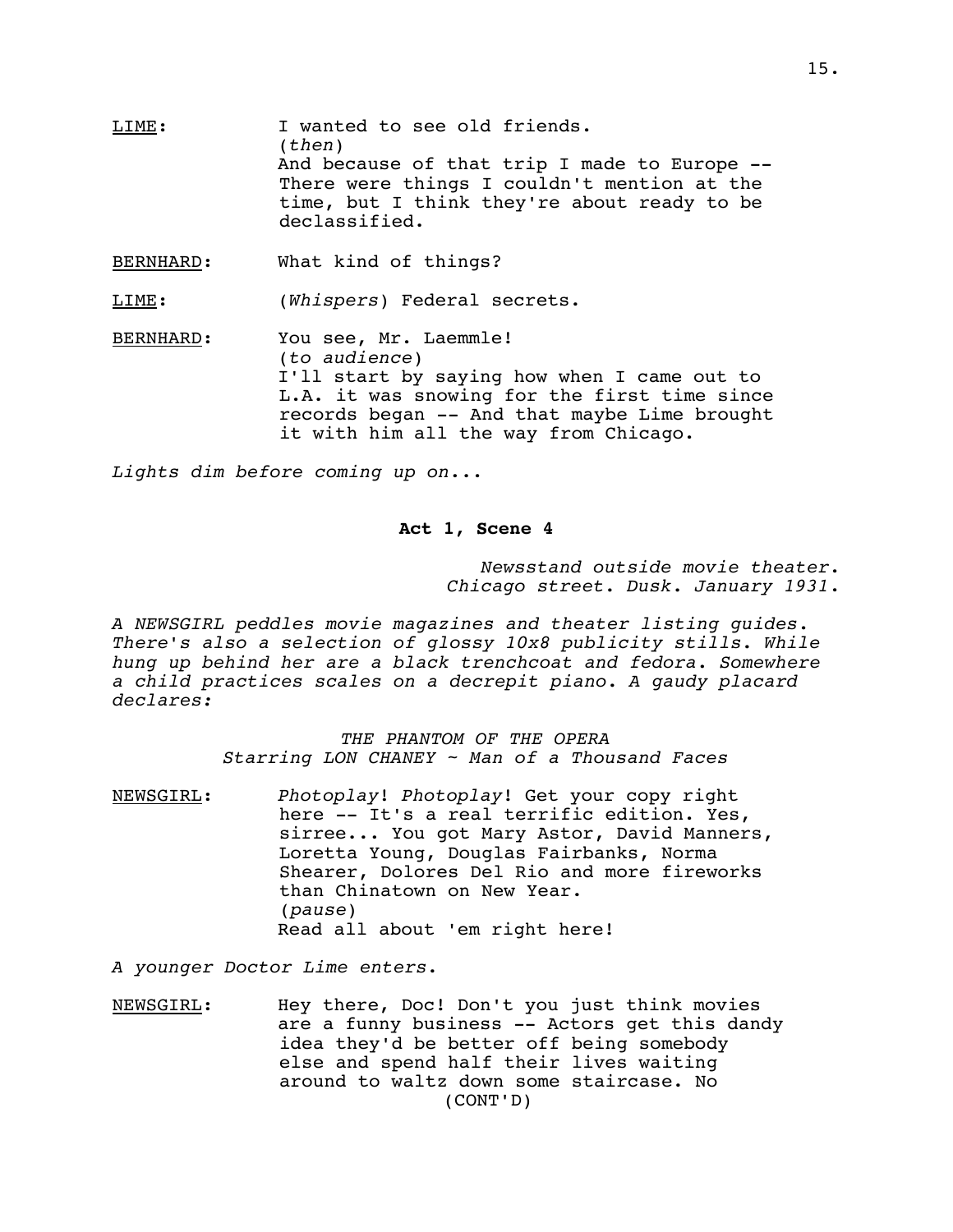LIME: I wanted to see old friends.
(*then*)
And because of that trip I made to Europe -- There were things I couldn't mention at the time, but I think they're about ready to be declassified.

BERNHARD: What kind of things?

LIME: (*Whispers*) Federal secrets.

BERNHARD: You see, Mr. Laemmle!
(*to audience*)
I'll start by saying how when I came out to L.A. it was snowing for the first time since records began -- And that maybe Lime brought it with him all the way from Chicago.

*Lights dim before coming up on...*

**Act 1, Scene 4**

*Newsstand outside movie theater. Chicago street. Dusk. January 1931.*

*A NEWSGIRL peddles movie magazines and theater listing guides. There's also a selection of glossy 10x8 publicity stills. While hung up behind her are a black trenchcoat and fedora. Somewhere a child practices scales on a decrepit piano. A gaudy placard declares:*

*THE PHANTOM OF THE OPERA*
*Starring LON CHANEY ~ Man of a Thousand Faces*

NEWSGIRL: *Photoplay*! *Photoplay*! Get your copy right here -- It's a real terrific edition. Yes, sirree... You got Mary Astor, David Manners, Loretta Young, Douglas Fairbanks, Norma Shearer, Dolores Del Rio and more fireworks than Chinatown on New Year.
(*pause*)
Read all about 'em right here!

*A younger Doctor Lime enters.*

NEWSGIRL: Hey there, Doc! Don't you just think movies are a funny business -- Actors get this dandy idea they'd be better off being somebody else and spend half their lives waiting around to waltz down some staircase. No
(CONT'D)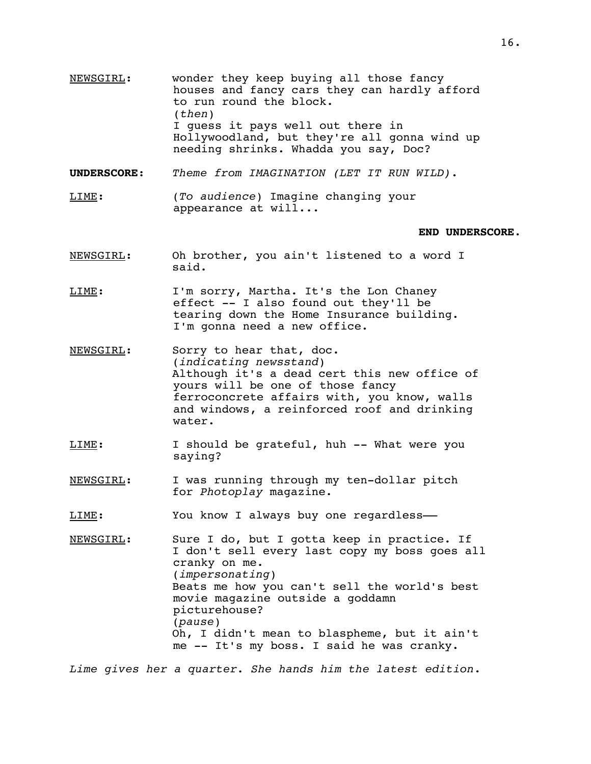NEWSGIRL: wonder they keep buying all those fancy houses and fancy cars they can hardly afford to run round the block.
(*then*)
I guess it pays well out there in Hollywoodland, but they're all gonna wind up needing shrinks. Whadda you say, Doc?

**UNDERSCORE:** *Theme from IMAGINATION (LET IT RUN WILD).*

LIME: (*To audience*) Imagine changing your appearance at will...

**END UNDERSCORE.**

NEWSGIRL: Oh brother, you ain't listened to a word I said.

LIME: I'm sorry, Martha. It's the Lon Chaney effect -- I also found out they'll be tearing down the Home Insurance building. I'm gonna need a new office.

NEWSGIRL: Sorry to hear that, doc.
(*indicating newsstand*)
Although it's a dead cert this new office of yours will be one of those fancy ferroconcrete affairs with, you know, walls and windows, a reinforced roof and drinking water.

LIME: I should be grateful, huh -- What were you saying?

NEWSGIRL: I was running through my ten-dollar pitch for *Photoplay* magazine.

LIME: You know I always buy one regardless——

NEWSGIRL: Sure I do, but I gotta keep in practice. If I don't sell every last copy my boss goes all cranky on me.
(*impersonating*)
Beats me how you can't sell the world's best movie magazine outside a goddamn picturehouse?
(*pause*)
Oh, I didn't mean to blaspheme, but it ain't me -- It's my boss. I said he was cranky.

*Lime gives her a quarter. She hands him the latest edition.*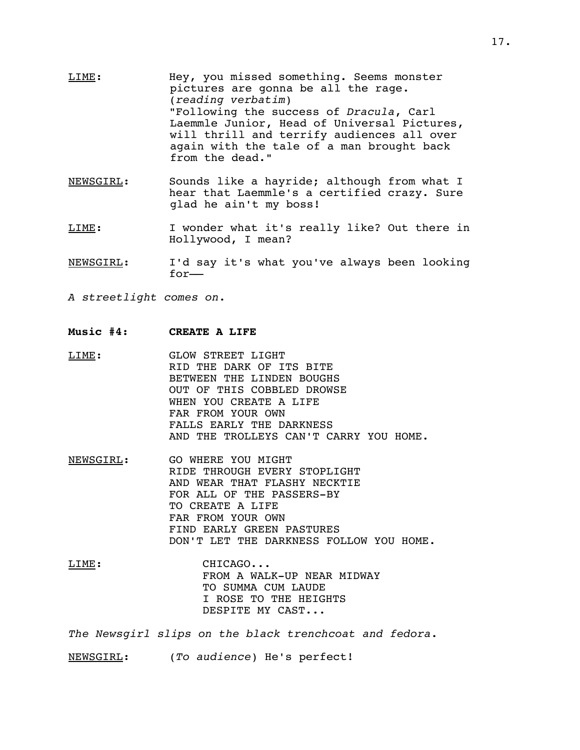LIME: Hey, you missed something. Seems monster pictures are gonna be all the rage.
(*reading verbatim*)
"Following the success of *Dracula*, Carl Laemmle Junior, Head of Universal Pictures, will thrill and terrify audiences all over again with the tale of a man brought back from the dead."

NEWSGIRL: Sounds like a hayride; although from what I hear that Laemmle's a certified crazy. Sure glad he ain't my boss!

LIME: I wonder what it's really like? Out there in Hollywood, I mean?

NEWSGIRL: I'd say it's what you've always been looking for——

*A streetlight comes on.*

**Music #4: CREATE A LIFE**

LIME:
GLOW STREET LIGHT
RID THE DARK OF ITS BITE
BETWEEN THE LINDEN BOUGHS
OUT OF THIS COBBLED DROWSE
WHEN YOU CREATE A LIFE
FAR FROM YOUR OWN
FALLS EARLY THE DARKNESS
AND THE TROLLEYS CAN'T CARRY YOU HOME.

NEWSGIRL:
GO WHERE YOU MIGHT
RIDE THROUGH EVERY STOPLIGHT
AND WEAR THAT FLASHY NECKTIE
FOR ALL OF THE PASSERS-BY
TO CREATE A LIFE
FAR FROM YOUR OWN
FIND EARLY GREEN PASTURES
DON'T LET THE DARKNESS FOLLOW YOU HOME.

LIME:
CHICAGO...
FROM A WALK-UP NEAR MIDWAY
TO SUMMA CUM LAUDE
I ROSE TO THE HEIGHTS
DESPITE MY CAST...

*The Newsgirl slips on the black trenchcoat and fedora.*

NEWSGIRL: (*To audience*) He's perfect!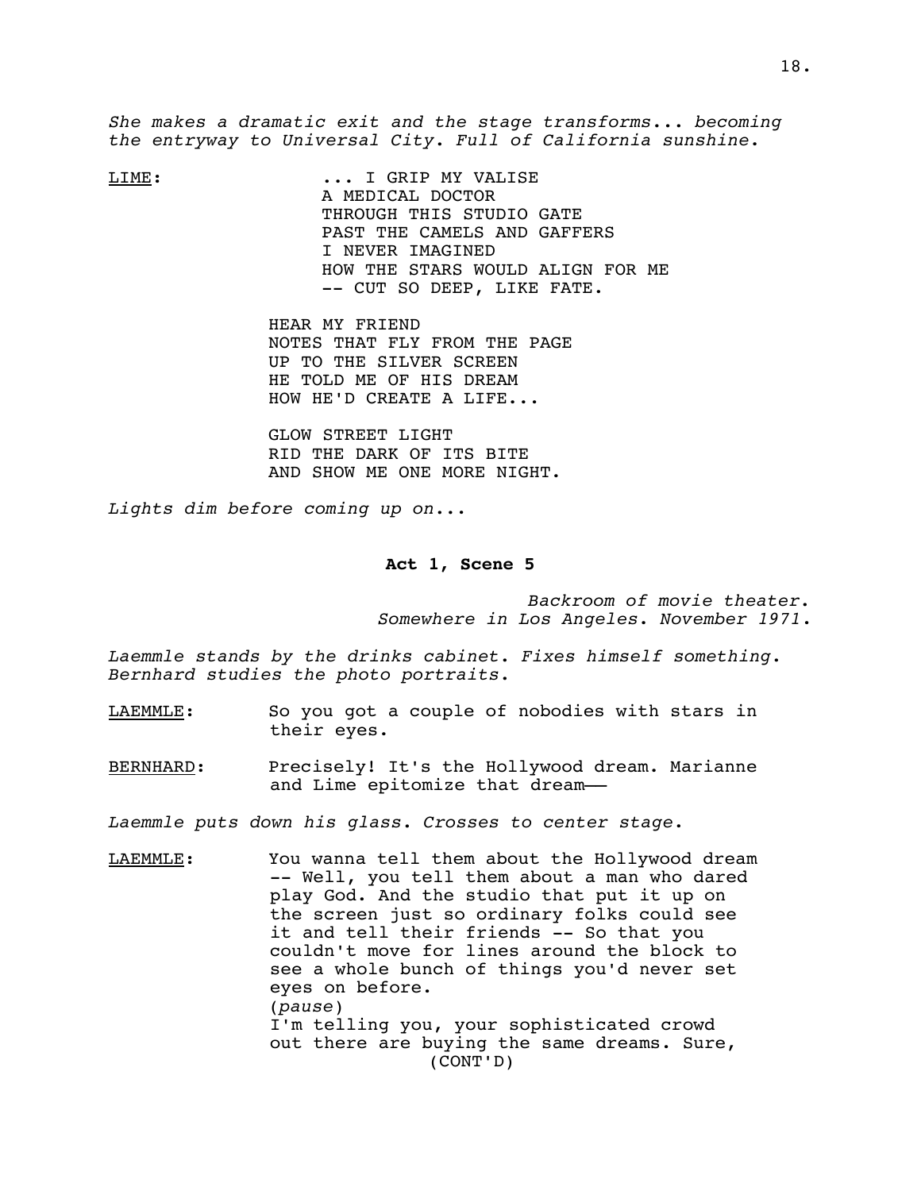*She makes a dramatic exit and the stage transforms... becoming the entryway to Universal City. Full of California sunshine.*

LIME:

... I GRIP MY VALISE
A MEDICAL DOCTOR
THROUGH THIS STUDIO GATE
PAST THE CAMELS AND GAFFERS
I NEVER IMAGINED
HOW THE STARS WOULD ALIGN FOR ME
-- CUT SO DEEP, LIKE FATE.

HEAR MY FRIEND
NOTES THAT FLY FROM THE PAGE
UP TO THE SILVER SCREEN
HE TOLD ME OF HIS DREAM
HOW HE'D CREATE A LIFE...

GLOW STREET LIGHT
RID THE DARK OF ITS BITE
AND SHOW ME ONE MORE NIGHT.

*Lights dim before coming up on...*

**Act 1, Scene 5**

*Backroom of movie theater. Somewhere in Los Angeles. November 1971.*

*Laemmle stands by the drinks cabinet. Fixes himself something. Bernhard studies the photo portraits.*

LAEMMLE: So you got a couple of nobodies with stars in their eyes.

BERNHARD: Precisely! It's the Hollywood dream. Marianne and Lime epitomize that dream——

*Laemmle puts down his glass. Crosses to center stage.*

LAEMMLE: You wanna tell them about the Hollywood dream -- Well, you tell them about a man who dared play God. And the studio that put it up on the screen just so ordinary folks could see it and tell their friends -- So that you couldn't move for lines around the block to see a whole bunch of things you'd never set eyes on before.
(*pause*)
I'm telling you, your sophisticated crowd out there are buying the same dreams. Sure,
(CONT'D)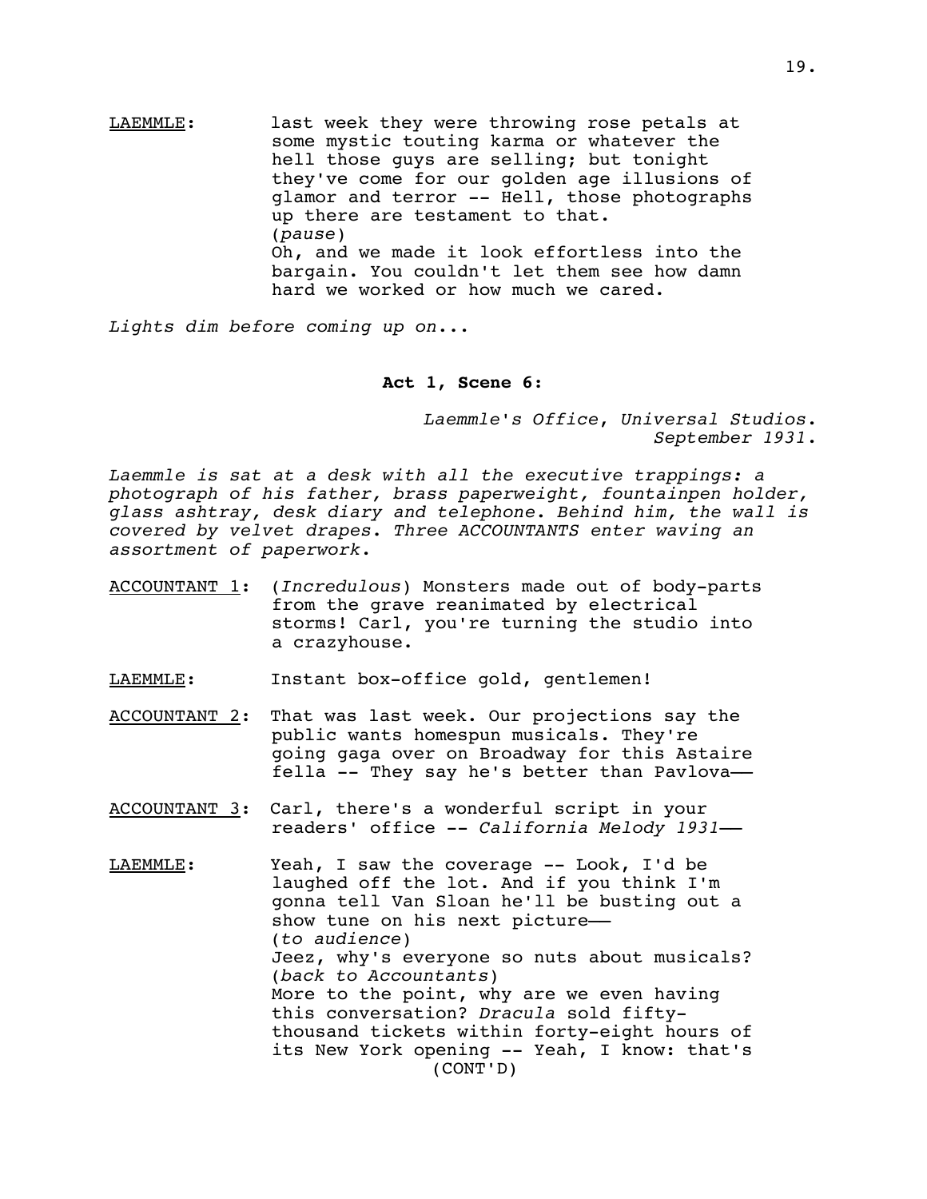LAEMMLE: last week they were throwing rose petals at some mystic touting karma or whatever the hell those guys are selling; but tonight they've come for our golden age illusions of glamor and terror -- Hell, those photographs up there are testament to that.
(*pause*)
Oh, and we made it look effortless into the bargain. You couldn't let them see how damn hard we worked or how much we cared.

*Lights dim before coming up on...*

**Act 1, Scene 6:**

*Laemmle's Office, Universal Studios. September 1931.*

*Laemmle is sat at a desk with all the executive trappings: a photograph of his father, brass paperweight, fountainpen holder, glass ashtray, desk diary and telephone. Behind him, the wall is covered by velvet drapes. Three ACCOUNTANTS enter waving an assortment of paperwork.*

ACCOUNTANT 1: (*Incredulous*) Monsters made out of body-parts from the grave reanimated by electrical storms! Carl, you're turning the studio into a crazyhouse.

LAEMMLE: Instant box-office gold, gentlemen!

ACCOUNTANT 2: That was last week. Our projections say the public wants homespun musicals. They're going gaga over on Broadway for this Astaire fella -- They say he's better than Pavlova——

ACCOUNTANT 3: Carl, there's a wonderful script in your readers' office -- *California Melody 1931*——

LAEMMLE: Yeah, I saw the coverage -- Look, I'd be laughed off the lot. And if you think I'm gonna tell Van Sloan he'll be busting out a show tune on his next picture——
(*to audience*)
Jeez, why's everyone so nuts about musicals?
(*back to Accountants*)
More to the point, why are we even having this conversation? *Dracula* sold fifty-thousand tickets within forty-eight hours of its New York opening -- Yeah, I know: that's
(CONT'D)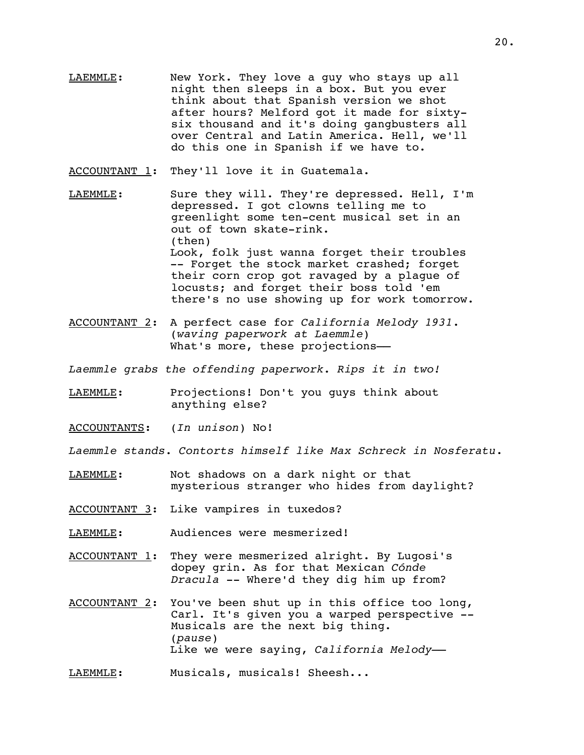<u>LAEMMLE</u>: New York. They love a guy who stays up all night then sleeps in a box. But you ever think about that Spanish version we shot after hours? Melford got it made for sixty-six thousand and it's doing gangbusters all over Central and Latin America. Hell, we'll do this one in Spanish if we have to.

<u>ACCOUNTANT 1</u>: They'll love it in Guatemala.

<u>LAEMMLE</u>: Sure they will. They're depressed. Hell, I'm depressed. I got clowns telling me to greenlight some ten-cent musical set in an out of town skate-rink.
(then)
Look, folk just wanna forget their troubles -- Forget the stock market crashed; forget their corn crop got ravaged by a plague of locusts; and forget their boss told 'em there's no use showing up for work tomorrow.

<u>ACCOUNTANT 2</u>: A perfect case for *California Melody 1931*.
(*waving paperwork at Laemmle*)
What's more, these projections——

*Laemmle grabs the offending paperwork. Rips it in two!*

<u>LAEMMLE</u>: Projections! Don't you guys think about anything else?

<u>ACCOUNTANTS</u>: (*In unison*) No!

*Laemmle stands. Contorts himself like Max Schreck in Nosferatu.*

<u>LAEMMLE</u>: Not shadows on a dark night or that mysterious stranger who hides from daylight?

<u>ACCOUNTANT 3</u>: Like vampires in tuxedos?

<u>LAEMMLE</u>: Audiences were mesmerized!

<u>ACCOUNTANT 1</u>: They were mesmerized alright. By Lugosi's dopey grin. As for that Mexican *Cónde Dracula* -- Where'd they dig him up from?

<u>ACCOUNTANT 2</u>: You've been shut up in this office too long, Carl. It's given you a warped perspective -- Musicals are the next big thing.
(*pause*)
Like we were saying, *California Melody*——

<u>LAEMMLE</u>: Musicals, musicals! Sheesh...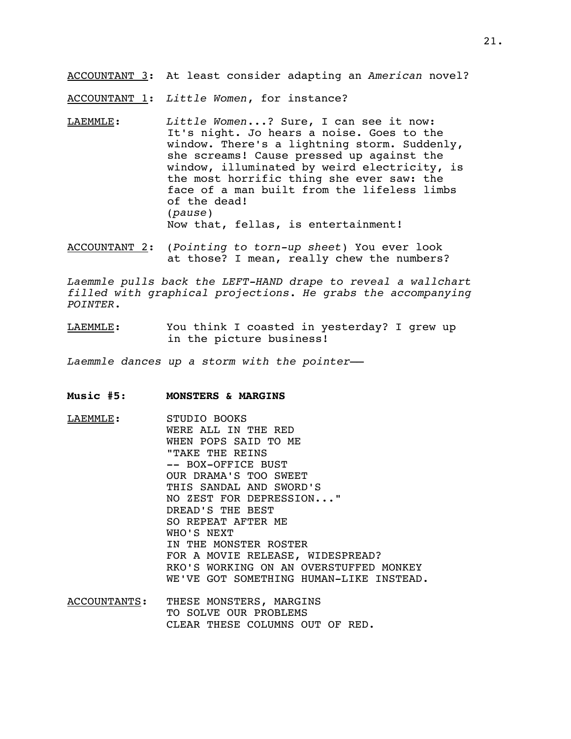ACCOUNTANT 3: At least consider adapting an *American* novel?

ACCOUNTANT 1: *Little Women*, for instance?

LAEMMLE: *Little Women*...? Sure, I can see it now: It's night. Jo hears a noise. Goes to the window. There's a lightning storm. Suddenly, she screams! Cause pressed up against the window, illuminated by weird electricity, is the most horrific thing she ever saw: the face of a man built from the lifeless limbs of the dead!
(*pause*)
Now that, fellas, is entertainment!

ACCOUNTANT 2: (*Pointing to torn-up sheet*) You ever look at those? I mean, really chew the numbers?

*Laemmle pulls back the LEFT-HAND drape to reveal a wallchart filled with graphical projections. He grabs the accompanying POINTER.*

LAEMMLE: You think I coasted in yesterday? I grew up in the picture business!

*Laemmle dances up a storm with the pointer——*

**Music #5: MONSTERS & MARGINS**

LAEMMLE:
STUDIO BOOKS
WERE ALL IN THE RED
WHEN POPS SAID TO ME
"TAKE THE REINS
-- BOX-OFFICE BUST
OUR DRAMA'S TOO SWEET
THIS SANDAL AND SWORD'S
NO ZEST FOR DEPRESSION..."
DREAD'S THE BEST
SO REPEAT AFTER ME
WHO'S NEXT
IN THE MONSTER ROSTER
FOR A MOVIE RELEASE, WIDESPREAD?
RKO'S WORKING ON AN OVERSTUFFED MONKEY
WE'VE GOT SOMETHING HUMAN-LIKE INSTEAD.

ACCOUNTANTS:
THESE MONSTERS, MARGINS
TO SOLVE OUR PROBLEMS
CLEAR THESE COLUMNS OUT OF RED.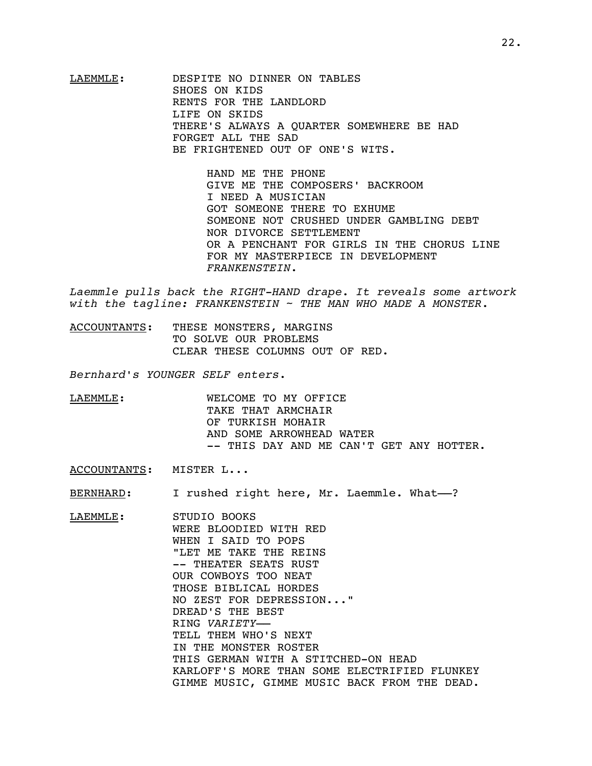LAEMMLE: DESPITE NO DINNER ON TABLES
SHOES ON KIDS
RENTS FOR THE LANDLORD
LIFE ON SKIDS
THERE'S ALWAYS A QUARTER SOMEWHERE BE HAD
FORGET ALL THE SAD
BE FRIGHTENED OUT OF ONE'S WITS.

HAND ME THE PHONE
GIVE ME THE COMPOSERS' BACKROOM
I NEED A MUSICIAN
GOT SOMEONE THERE TO EXHUME
SOMEONE NOT CRUSHED UNDER GAMBLING DEBT
NOR DIVORCE SETTLEMENT
OR A PENCHANT FOR GIRLS IN THE CHORUS LINE
FOR MY MASTERPIECE IN DEVELOPMENT
*FRANKENSTEIN*.

*Laemmle pulls back the RIGHT-HAND drape. It reveals some artwork with the tagline: FRANKENSTEIN ~ THE MAN WHO MADE A MONSTER.*

ACCOUNTANTS: THESE MONSTERS, MARGINS
TO SOLVE OUR PROBLEMS
CLEAR THESE COLUMNS OUT OF RED.

*Bernhard's YOUNGER SELF enters.*

LAEMMLE: WELCOME TO MY OFFICE
TAKE THAT ARMCHAIR
OF TURKISH MOHAIR
AND SOME ARROWHEAD WATER
-- THIS DAY AND ME CAN'T GET ANY HOTTER.

ACCOUNTANTS: MISTER L...

BERNHARD: I rushed right here, Mr. Laemmle. What——?

LAEMMLE: STUDIO BOOKS
WERE BLOODIED WITH RED
WHEN I SAID TO POPS
"LET ME TAKE THE REINS
-- THEATER SEATS RUST
OUR COWBOYS TOO NEAT
THOSE BIBLICAL HORDES
NO ZEST FOR DEPRESSION..."
DREAD'S THE BEST
RING *VARIETY*——
TELL THEM WHO'S NEXT
IN THE MONSTER ROSTER
THIS GERMAN WITH A STITCHED-ON HEAD
KARLOFF'S MORE THAN SOME ELECTRIFIED FLUNKEY
GIMME MUSIC, GIMME MUSIC BACK FROM THE DEAD.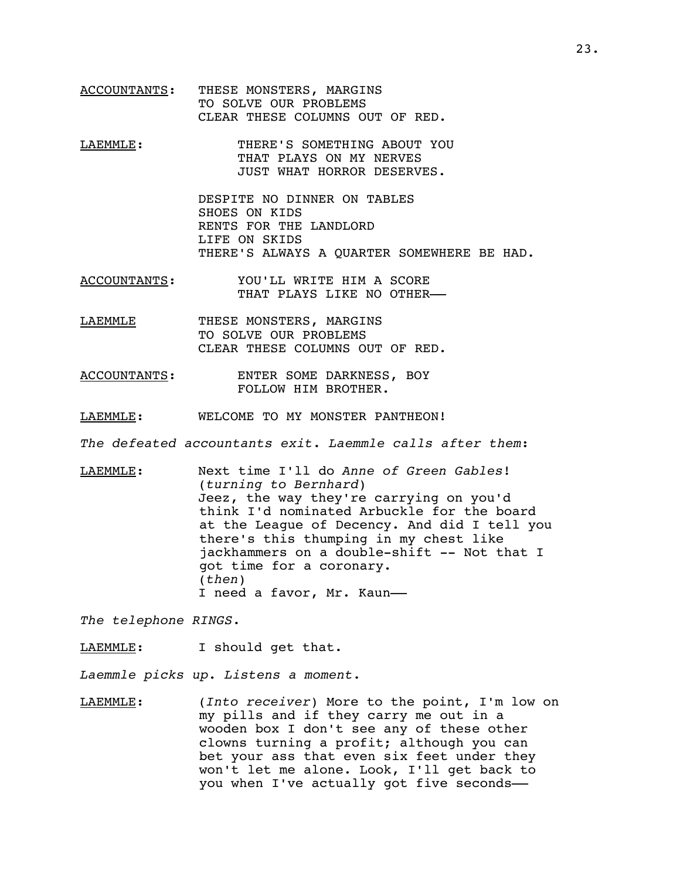ACCOUNTANTS: THESE MONSTERS, MARGINS
TO SOLVE OUR PROBLEMS
CLEAR THESE COLUMNS OUT OF RED.

LAEMMLE: THERE'S SOMETHING ABOUT YOU
THAT PLAYS ON MY NERVES
JUST WHAT HORROR DESERVES.

DESPITE NO DINNER ON TABLES
SHOES ON KIDS
RENTS FOR THE LANDLORD
LIFE ON SKIDS
THERE'S ALWAYS A QUARTER SOMEWHERE BE HAD.

ACCOUNTANTS: YOU'LL WRITE HIM A SCORE
THAT PLAYS LIKE NO OTHER——

LAEMMLE THESE MONSTERS, MARGINS
TO SOLVE OUR PROBLEMS
CLEAR THESE COLUMNS OUT OF RED.

ACCOUNTANTS: ENTER SOME DARKNESS, BOY
FOLLOW HIM BROTHER.

LAEMMLE: WELCOME TO MY MONSTER PANTHEON!

*The defeated accountants exit. Laemmle calls after them*:

LAEMMLE: Next time I'll do *Anne of Green Gables*!
(*turning to Bernhard*)
Jeez, the way they're carrying on you'd think I'd nominated Arbuckle for the board at the League of Decency. And did I tell you there's this thumping in my chest like jackhammers on a double-shift -- Not that I got time for a coronary.
(*then*)
I need a favor, Mr. Kaun——

*The telephone RINGS*.

LAEMMLE: I should get that.

*Laemmle picks up. Listens a moment*.

LAEMMLE: (*Into receiver*) More to the point, I'm low on my pills and if they carry me out in a wooden box I don't see any of these other clowns turning a profit; although you can bet your ass that even six feet under they won't let me alone. Look, I'll get back to you when I've actually got five seconds——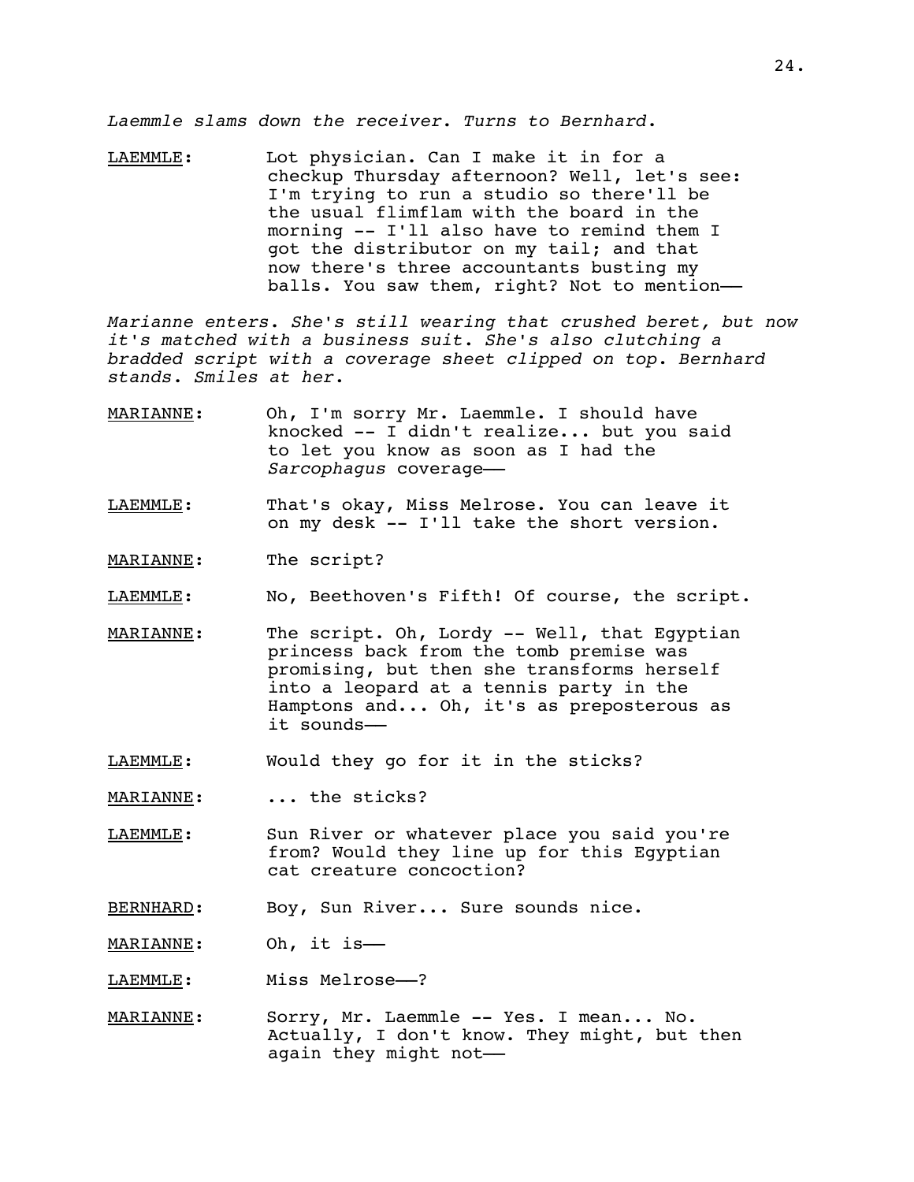*Laemmle slams down the receiver. Turns to Bernhard.*

LAEMMLE: Lot physician. Can I make it in for a checkup Thursday afternoon? Well, let's see: I'm trying to run a studio so there'll be the usual flimflam with the board in the morning -- I'll also have to remind them I got the distributor on my tail; and that now there's three accountants busting my balls. You saw them, right? Not to mention——

*Marianne enters. She's still wearing that crushed beret, but now it's matched with a business suit. She's also clutching a bradded script with a coverage sheet clipped on top. Bernhard stands. Smiles at her.*

MARIANNE: Oh, I'm sorry Mr. Laemmle. I should have knocked -- I didn't realize... but you said to let you know as soon as I had the *Sarcophagus* coverage——

LAEMMLE: That's okay, Miss Melrose. You can leave it on my desk -- I'll take the short version.

MARIANNE: The script?

LAEMMLE: No, Beethoven's Fifth! Of course, the script.

MARIANNE: The script. Oh, Lordy -- Well, that Egyptian princess back from the tomb premise was promising, but then she transforms herself into a leopard at a tennis party in the Hamptons and... Oh, it's as preposterous as it sounds——

LAEMMLE: Would they go for it in the sticks?

MARIANNE: ... the sticks?

LAEMMLE: Sun River or whatever place you said you're from? Would they line up for this Egyptian cat creature concoction?

BERNHARD: Boy, Sun River... Sure sounds nice.

MARIANNE: Oh, it is——

LAEMMLE: Miss Melrose——?

MARIANNE: Sorry, Mr. Laemmle -- Yes. I mean... No. Actually, I don't know. They might, but then again they might not——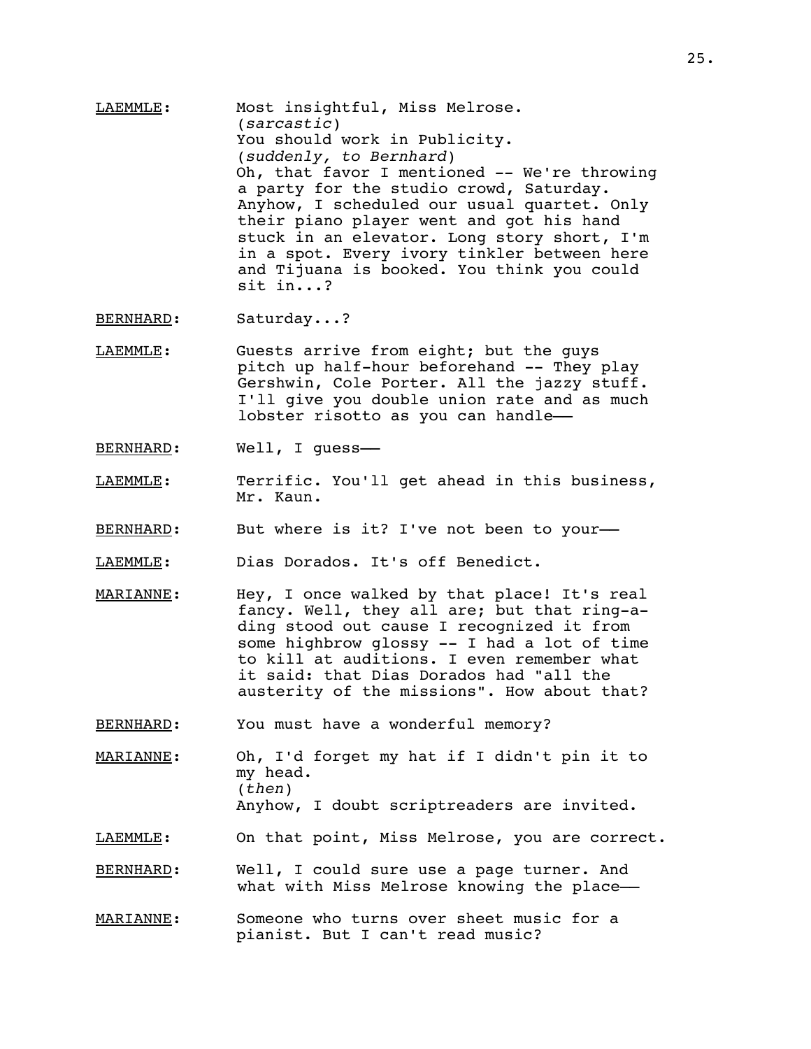LAEMMLE: Most insightful, Miss Melrose.
(*sarcastic*)
You should work in Publicity.
(*suddenly, to Bernhard*)
Oh, that favor I mentioned -- We're throwing a party for the studio crowd, Saturday. Anyhow, I scheduled our usual quartet. Only their piano player went and got his hand stuck in an elevator. Long story short, I'm in a spot. Every ivory tinkler between here and Tijuana is booked. You think you could sit in...?

BERNHARD: Saturday...?

LAEMMLE: Guests arrive from eight; but the guys pitch up half-hour beforehand -- They play Gershwin, Cole Porter. All the jazzy stuff. I'll give you double union rate and as much lobster risotto as you can handle——

BERNHARD: Well, I guess——

LAEMMLE: Terrific. You'll get ahead in this business, Mr. Kaun.

BERNHARD: But where is it? I've not been to your——

LAEMMLE: Dias Dorados. It's off Benedict.

MARIANNE: Hey, I once walked by that place! It's real fancy. Well, they all are; but that ring-a-ding stood out cause I recognized it from some highbrow glossy -- I had a lot of time to kill at auditions. I even remember what it said: that Dias Dorados had "all the austerity of the missions". How about that?

BERNHARD: You must have a wonderful memory?

MARIANNE: Oh, I'd forget my hat if I didn't pin it to my head.
(*then*)
Anyhow, I doubt scriptreaders are invited.

LAEMMLE: On that point, Miss Melrose, you are correct.

BERNHARD: Well, I could sure use a page turner. And what with Miss Melrose knowing the place——

MARIANNE: Someone who turns over sheet music for a pianist. But I can't read music?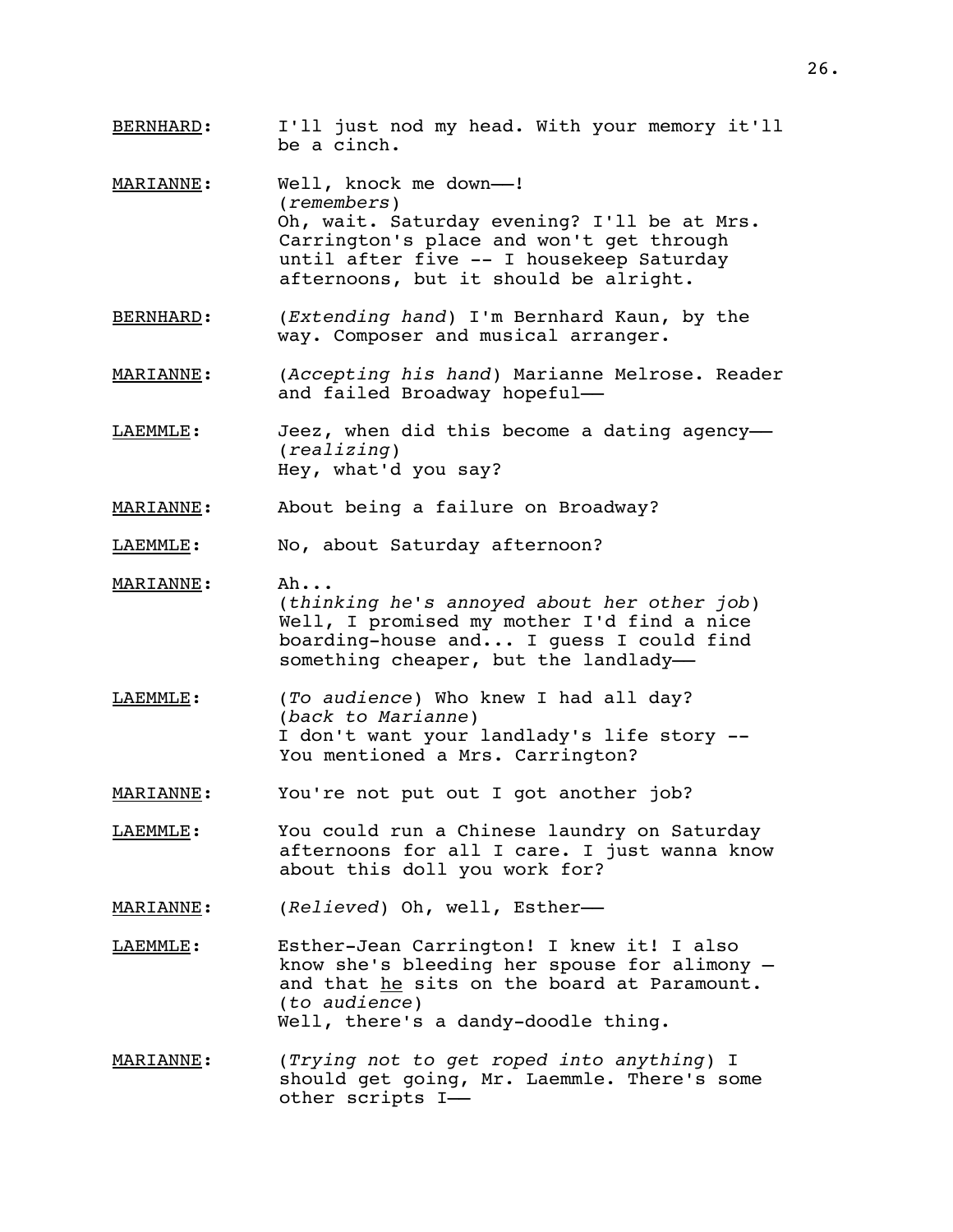BERNHARD: I'll just nod my head. With your memory it'll be a cinch.

MARIANNE: Well, knock me down——!
(*remembers*)
Oh, wait. Saturday evening? I'll be at Mrs. Carrington's place and won't get through until after five -- I housekeep Saturday afternoons, but it should be alright.

BERNHARD: (*Extending hand*) I'm Bernhard Kaun, by the way. Composer and musical arranger.

MARIANNE: (*Accepting his hand*) Marianne Melrose. Reader and failed Broadway hopeful——

LAEMMLE: Jeez, when did this become a dating agency——
(*realizing*)
Hey, what'd you say?

MARIANNE: About being a failure on Broadway?

LAEMMLE: No, about Saturday afternoon?

MARIANNE: Ah...
(*thinking he's annoyed about her other job*)
Well, I promised my mother I'd find a nice boarding-house and... I guess I could find something cheaper, but the landlady——

LAEMMLE: (*To audience*) Who knew I had all day?
(*back to Marianne*)
I don't want your landlady's life story -- You mentioned a Mrs. Carrington?

MARIANNE: You're not put out I got another job?

LAEMMLE: You could run a Chinese laundry on Saturday afternoons for all I care. I just wanna know about this doll you work for?

MARIANNE: (*Relieved*) Oh, well, Esther——

LAEMMLE: Esther-Jean Carrington! I knew it! I also know she's bleeding her spouse for alimony – and that <u>he</u> sits on the board at Paramount.
(*to audience*)
Well, there's a dandy-doodle thing.

MARIANNE: (*Trying not to get roped into anything*) I should get going, Mr. Laemmle. There's some other scripts I——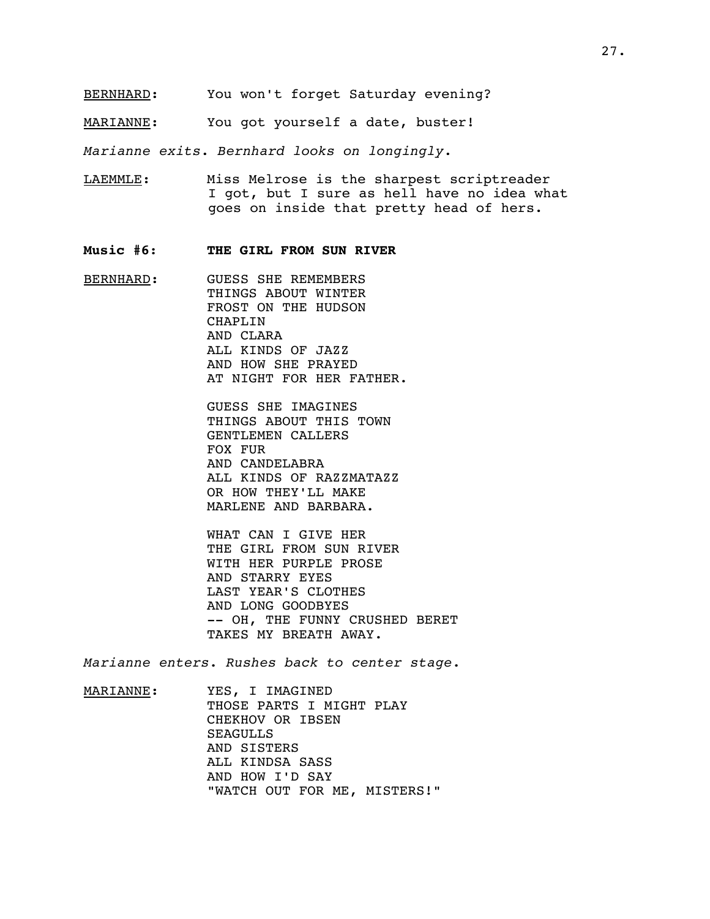BERNHARD: You won't forget Saturday evening?

MARIANNE: You got yourself a date, buster!

*Marianne exits. Bernhard looks on longingly.*

LAEMMLE: Miss Melrose is the sharpest scriptreader I got, but I sure as hell have no idea what goes on inside that pretty head of hers.

**Music #6: THE GIRL FROM SUN RIVER**

BERNHARD:
GUESS SHE REMEMBERS
THINGS ABOUT WINTER
FROST ON THE HUDSON
CHAPLIN
AND CLARA
ALL KINDS OF JAZZ
AND HOW SHE PRAYED
AT NIGHT FOR HER FATHER.

GUESS SHE IMAGINES
THINGS ABOUT THIS TOWN
GENTLEMEN CALLERS
FOX FUR
AND CANDELABRA
ALL KINDS OF RAZZMATAZZ
OR HOW THEY'LL MAKE
MARLENE AND BARBARA.

WHAT CAN I GIVE HER
THE GIRL FROM SUN RIVER
WITH HER PURPLE PROSE
AND STARRY EYES
LAST YEAR'S CLOTHES
AND LONG GOODBYES
-- OH, THE FUNNY CRUSHED BERET
TAKES MY BREATH AWAY.

*Marianne enters. Rushes back to center stage.*

MARIANNE:
YES, I IMAGINED
THOSE PARTS I MIGHT PLAY
CHEKHOV OR IBSEN
SEAGULLS
AND SISTERS
ALL KINDSA SASS
AND HOW I'D SAY
"WATCH OUT FOR ME, MISTERS!"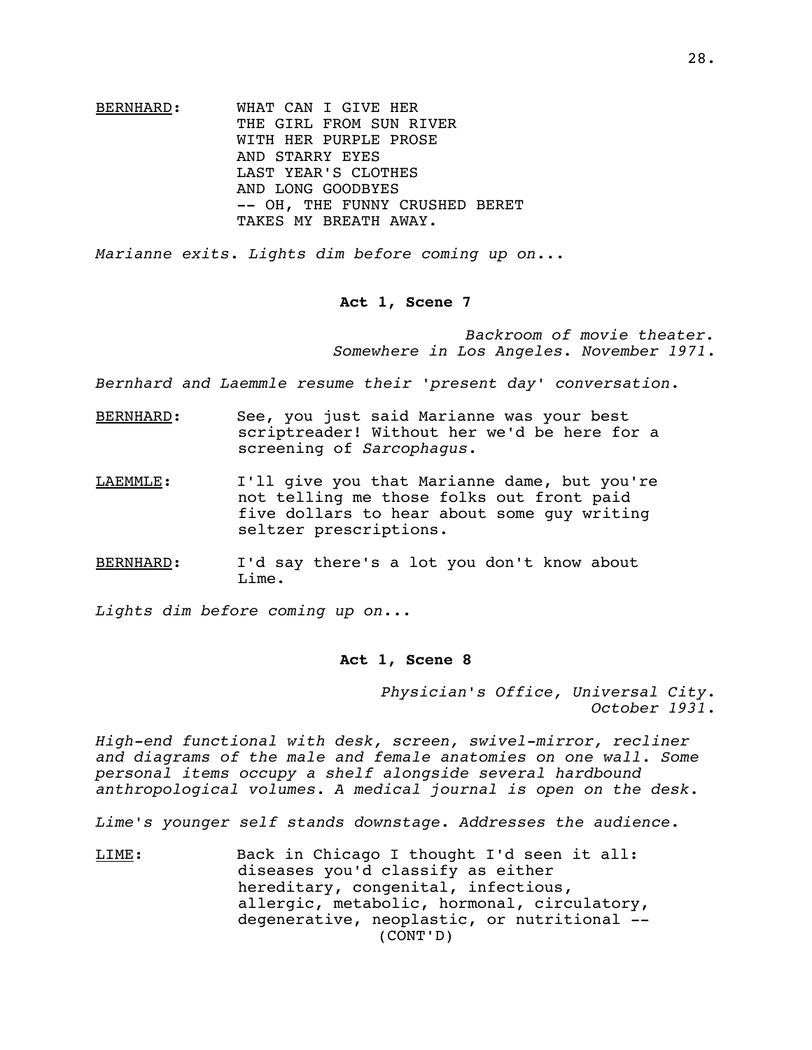BERNHARD: WHAT CAN I GIVE HER
THE GIRL FROM SUN RIVER
WITH HER PURPLE PROSE
AND STARRY EYES
LAST YEAR'S CLOTHES
AND LONG GOODBYES
-- OH, THE FUNNY CRUSHED BERET
TAKES MY BREATH AWAY.

*Marianne exits. Lights dim before coming up on...*

**Act 1, Scene 7**

*Backroom of movie theater.*
*Somewhere in Los Angeles. November 1971.*

*Bernhard and Laemmle resume their 'present day' conversation.*

BERNHARD: See, you just said Marianne was your best scriptreader! Without her we'd be here for a screening of *Sarcophagus*.

LAEMMLE: I'll give you that Marianne dame, but you're not telling me those folks out front paid five dollars to hear about some guy writing seltzer prescriptions.

BERNHARD: I'd say there's a lot you don't know about Lime.

*Lights dim before coming up on...*

**Act 1, Scene 8**

*Physician's Office, Universal City.*
*October 1931.*

*High-end functional with desk, screen, swivel-mirror, recliner and diagrams of the male and female anatomies on one wall. Some personal items occupy a shelf alongside several hardbound anthropological volumes. A medical journal is open on the desk.*

*Lime's younger self stands downstage. Addresses the audience.*

LIME: Back in Chicago I thought I'd seen it all: diseases you'd classify as either hereditary, congenital, infectious, allergic, metabolic, hormonal, circulatory, degenerative, neoplastic, or nutritional --
(CONT'D)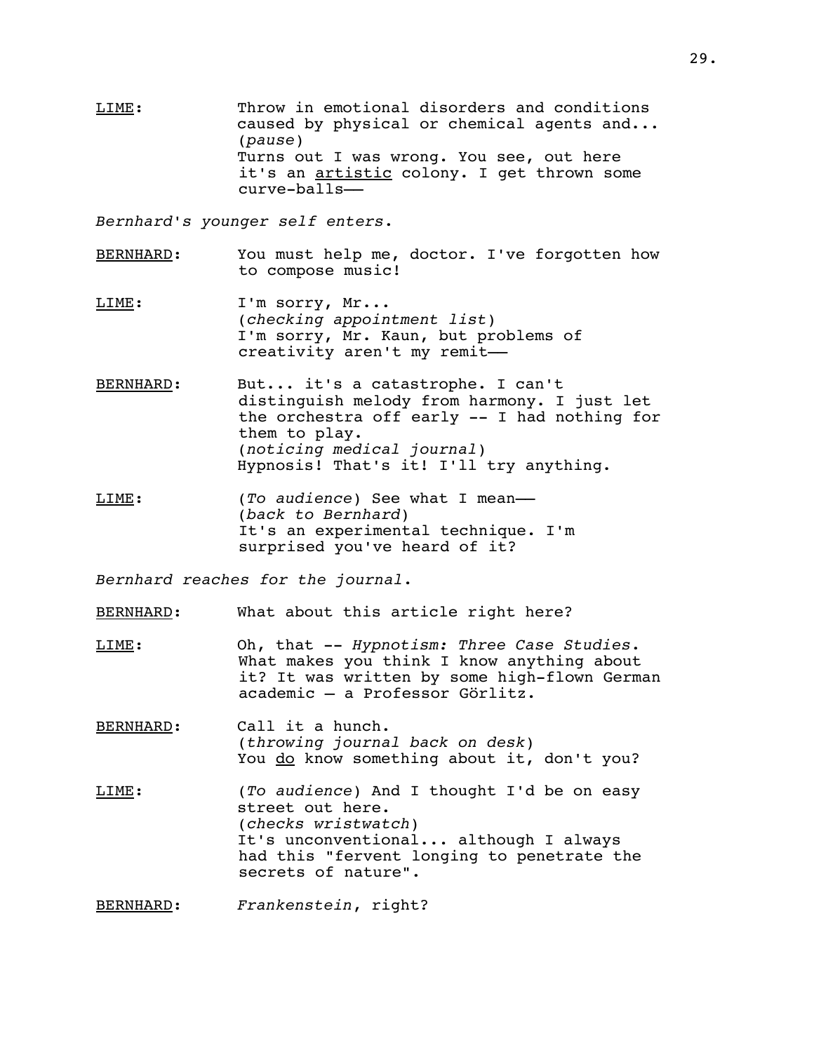LIME: Throw in emotional disorders and conditions caused by physical or chemical agents and...
(*pause*)
Turns out I was wrong. You see, out here it's an artistic colony. I get thrown some curve-balls——

*Bernhard's younger self enters.*

BERNHARD: You must help me, doctor. I've forgotten how to compose music!

LIME: I'm sorry, Mr...
(*checking appointment list*)
I'm sorry, Mr. Kaun, but problems of creativity aren't my remit——

BERNHARD: But... it's a catastrophe. I can't distinguish melody from harmony. I just let the orchestra off early -- I had nothing for them to play.
(*noticing medical journal*)
Hypnosis! That's it! I'll try anything.

LIME: (*To audience*) See what I mean——
(*back to Bernhard*)
It's an experimental technique. I'm surprised you've heard of it?

*Bernhard reaches for the journal.*

BERNHARD: What about this article right here?

LIME: Oh, that -- *Hypnotism: Three Case Studies*. What makes you think I know anything about it? It was written by some high-flown German academic – a Professor Görlitz.

BERNHARD: Call it a hunch.
(*throwing journal back on desk*)
You do know something about it, don't you?

LIME: (*To audience*) And I thought I'd be on easy street out here.
(*checks wristwatch*)
It's unconventional... although I always had this "fervent longing to penetrate the secrets of nature".

BERNHARD: *Frankenstein*, right?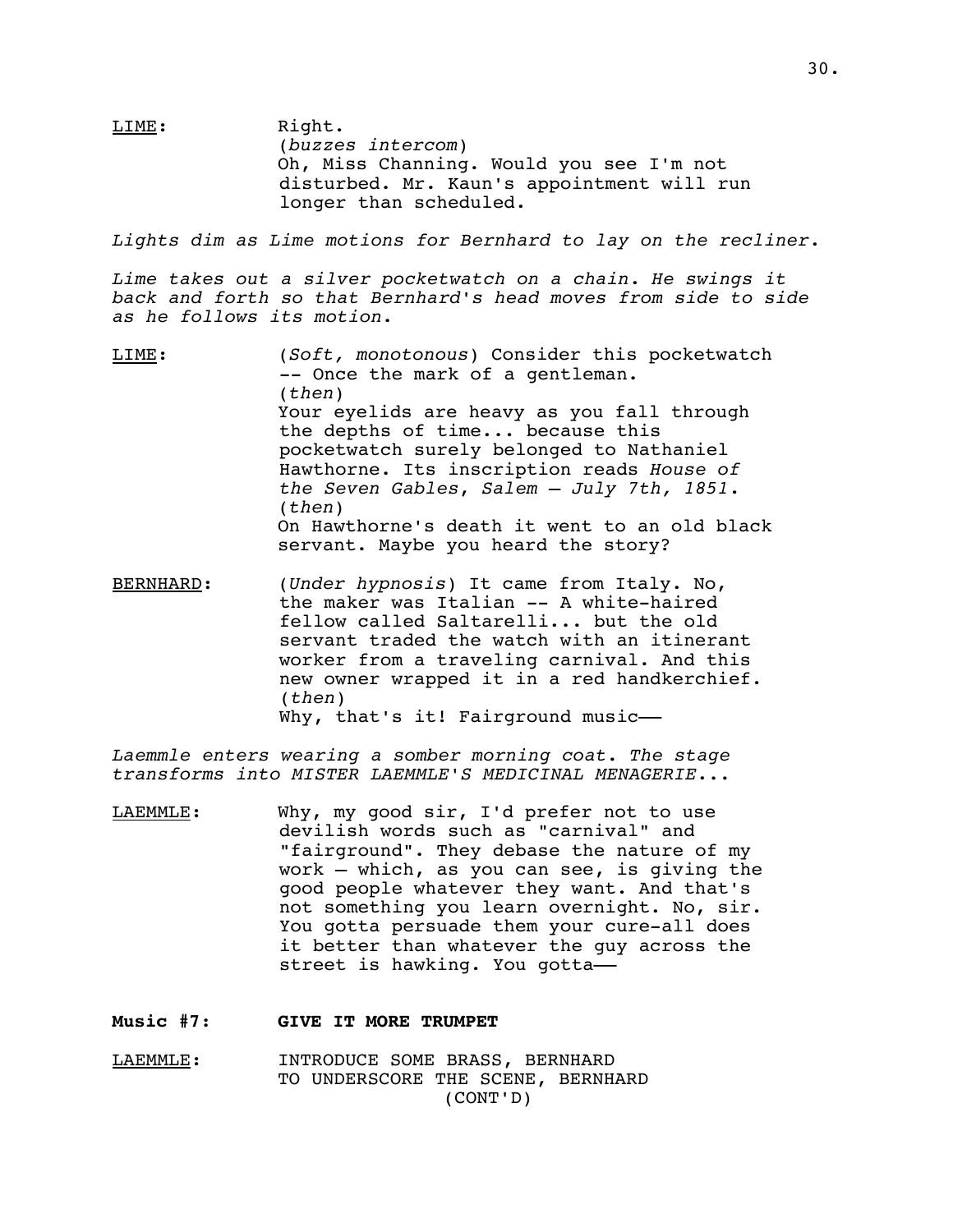<u>LIME</u>: Right.
(*buzzes intercom*)
Oh, Miss Channing. Would you see I'm not disturbed. Mr. Kaun's appointment will run longer than scheduled.

*Lights dim as Lime motions for Bernhard to lay on the recliner.*

*Lime takes out a silver pocketwatch on a chain. He swings it back and forth so that Bernhard's head moves from side to side as he follows its motion.*

<u>LIME</u>: (*Soft, monotonous*) Consider this pocketwatch -- Once the mark of a gentleman.
(*then*)
Your eyelids are heavy as you fall through the depths of time... because this pocketwatch surely belonged to Nathaniel Hawthorne. Its inscription reads *House of the Seven Gables, Salem – July 7th, 1851*.
(*then*)
On Hawthorne's death it went to an old black servant. Maybe you heard the story?

<u>BERNHARD</u>: (*Under hypnosis*) It came from Italy. No, the maker was Italian -- A white-haired fellow called Saltarelli... but the old servant traded the watch with an itinerant worker from a traveling carnival. And this new owner wrapped it in a red handkerchief.
(*then*)
Why, that's it! Fairground music——

*Laemmle enters wearing a somber morning coat. The stage transforms into MISTER LAEMMLE'S MEDICINAL MENAGERIE...*

<u>LAEMMLE</u>: Why, my good sir, I'd prefer not to use devilish words such as "carnival" and "fairground". They debase the nature of my work – which, as you can see, is giving the good people whatever they want. And that's not something you learn overnight. No, sir. You gotta persuade them your cure-all does it better than whatever the guy across the street is hawking. You gotta——

**Music #7: GIVE IT MORE TRUMPET**

<u>LAEMMLE</u>: INTRODUCE SOME BRASS, BERNHARD
TO UNDERSCORE THE SCENE, BERNHARD
(CONT'D)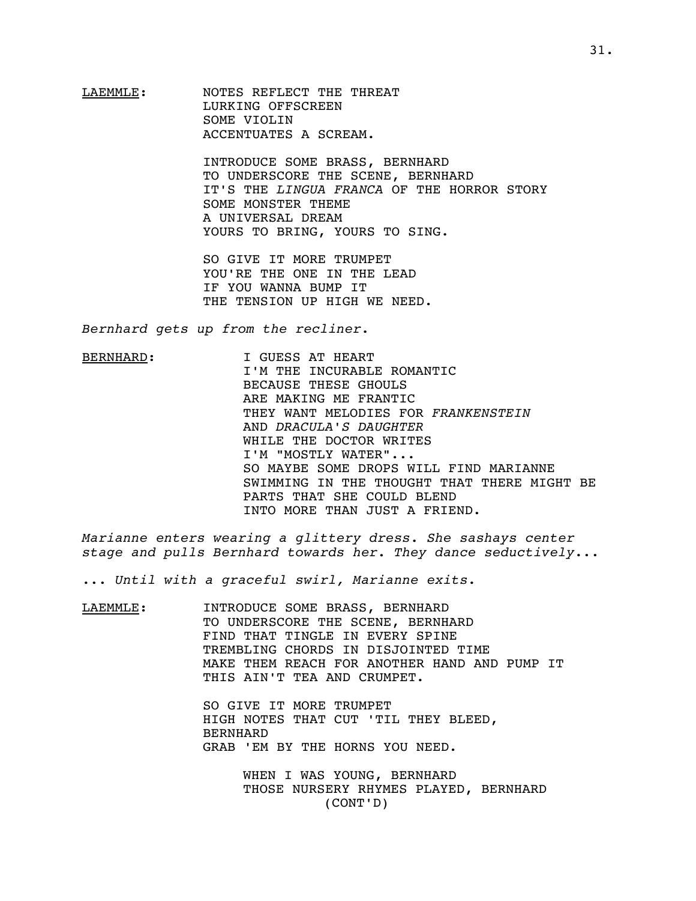<u>LAEMMLE</u>: NOTES REFLECT THE THREAT
LURKING OFFSCREEN
SOME VIOLIN
ACCENTUATES A SCREAM.

INTRODUCE SOME BRASS, BERNHARD
TO UNDERSCORE THE SCENE, BERNHARD
IT'S THE *LINGUA FRANCA* OF THE HORROR STORY
SOME MONSTER THEME
A UNIVERSAL DREAM
YOURS TO BRING, YOURS TO SING.

SO GIVE IT MORE TRUMPET
YOU'RE THE ONE IN THE LEAD
IF YOU WANNA BUMP IT
THE TENSION UP HIGH WE NEED.

*Bernhard gets up from the recliner.*

<u>BERNHARD</u>: I GUESS AT HEART
I'M THE INCURABLE ROMANTIC
BECAUSE THESE GHOULS
ARE MAKING ME FRANTIC
THEY WANT MELODIES FOR *FRANKENSTEIN*
AND *DRACULA'S DAUGHTER*
WHILE THE DOCTOR WRITES
I'M "MOSTLY WATER"...
SO MAYBE SOME DROPS WILL FIND MARIANNE
SWIMMING IN THE THOUGHT THAT THERE MIGHT BE
PARTS THAT SHE COULD BLEND
INTO MORE THAN JUST A FRIEND.

*Marianne enters wearing a glittery dress. She sashays center stage and pulls Bernhard towards her. They dance seductively...*

*... Until with a graceful swirl, Marianne exits.*

<u>LAEMMLE</u>: INTRODUCE SOME BRASS, BERNHARD
TO UNDERSCORE THE SCENE, BERNHARD
FIND THAT TINGLE IN EVERY SPINE
TREMBLING CHORDS IN DISJOINTED TIME
MAKE THEM REACH FOR ANOTHER HAND AND PUMP IT
THIS AIN'T TEA AND CRUMPET.

SO GIVE IT MORE TRUMPET
HIGH NOTES THAT CUT 'TIL THEY BLEED,
BERNHARD
GRAB 'EM BY THE HORNS YOU NEED.

WHEN I WAS YOUNG, BERNHARD
THOSE NURSERY RHYMES PLAYED, BERNHARD
(CONT'D)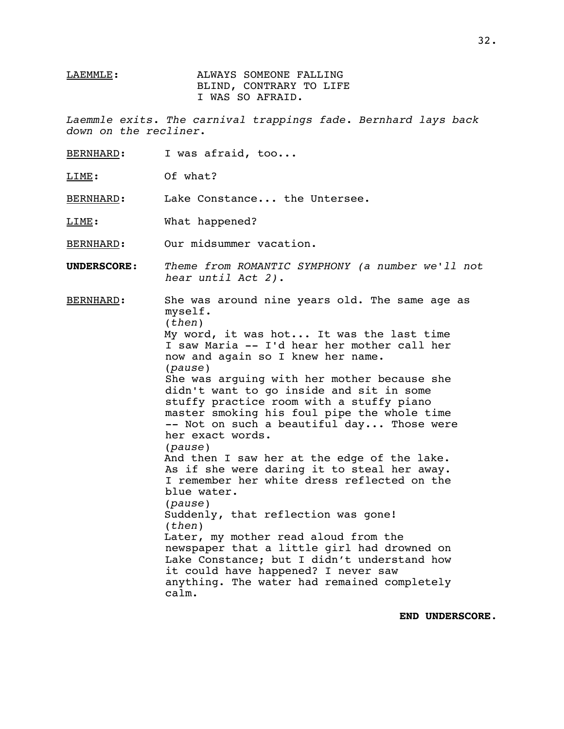LAEMMLE: ALWAYS SOMEONE FALLING
BLIND, CONTRARY TO LIFE
I WAS SO AFRAID.

*Laemmle exits. The carnival trappings fade. Bernhard lays back down on the recliner.*

BERNHARD: I was afraid, too...

LIME: Of what?

BERNHARD: Lake Constance... the Untersee.

LIME: What happened?

BERNHARD: Our midsummer vacation.

**UNDERSCORE:** *Theme from ROMANTIC SYMPHONY (a number we'll not hear until Act 2).*

BERNHARD: She was around nine years old. The same age as myself.
(*then*)
My word, it was hot... It was the last time I saw Maria -- I'd hear her mother call her now and again so I knew her name.
(*pause*)
She was arguing with her mother because she didn't want to go inside and sit in some stuffy practice room with a stuffy piano master smoking his foul pipe the whole time -- Not on such a beautiful day... Those were her exact words.
(*pause*)
And then I saw her at the edge of the lake. As if she were daring it to steal her away. I remember her white dress reflected on the blue water.
(*pause*)
Suddenly, that reflection was gone!
(*then*)
Later, my mother read aloud from the newspaper that a little girl had drowned on Lake Constance; but I didn't understand how it could have happened? I never saw anything. The water had remained completely calm.

**END UNDERSCORE.**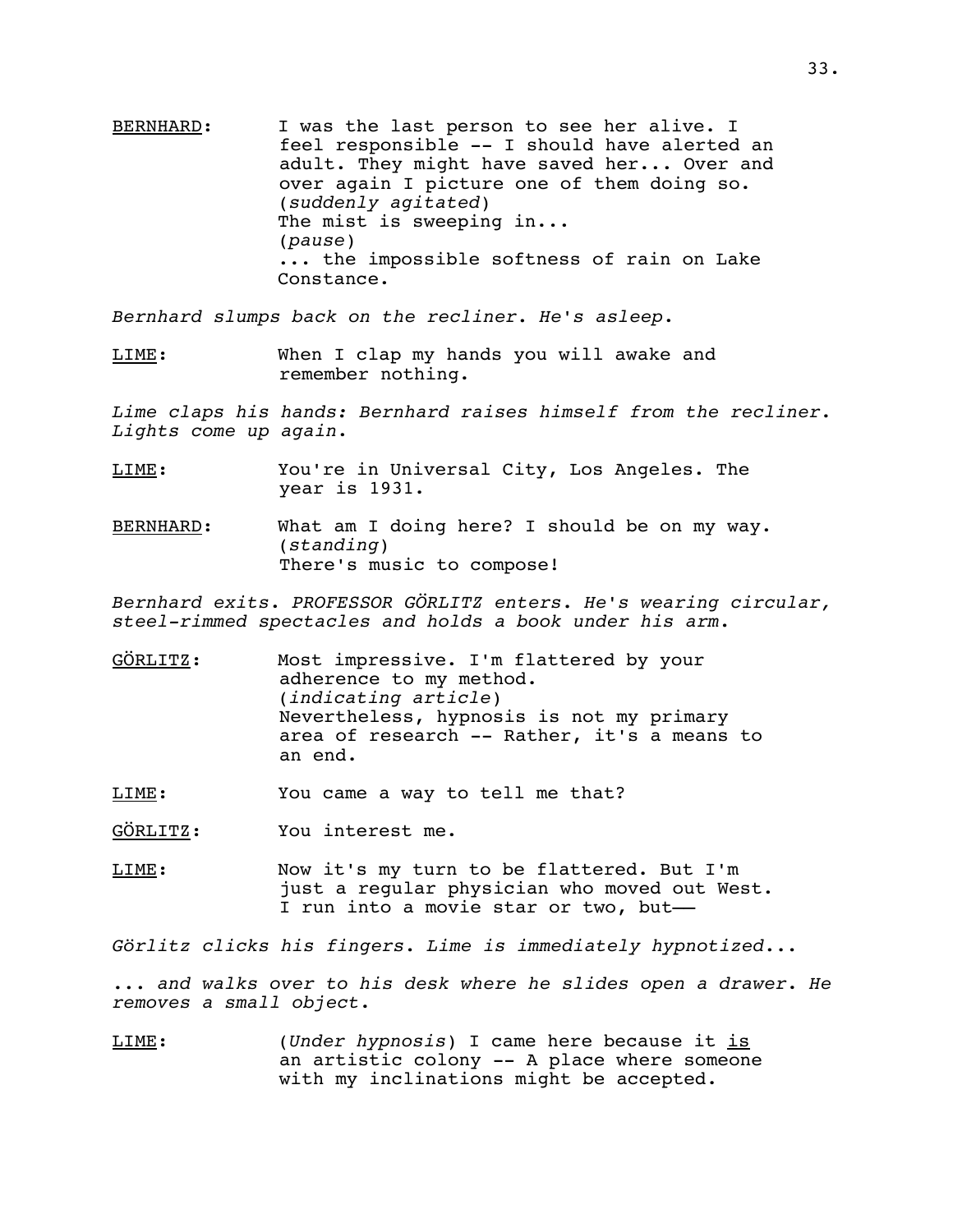BERNHARD: I was the last person to see her alive. I feel responsible -- I should have alerted an adult. They might have saved her... Over and over again I picture one of them doing so.
(*suddenly agitated*)
The mist is sweeping in...
(*pause*)
... the impossible softness of rain on Lake Constance.

*Bernhard slumps back on the recliner. He's asleep.*

LIME: When I clap my hands you will awake and remember nothing.

*Lime claps his hands: Bernhard raises himself from the recliner. Lights come up again.*

LIME: You're in Universal City, Los Angeles. The year is 1931.

BERNHARD: What am I doing here? I should be on my way.
(*standing*)
There's music to compose!

*Bernhard exits. PROFESSOR GÖRLITZ enters. He's wearing circular, steel-rimmed spectacles and holds a book under his arm.*

GÖRLITZ: Most impressive. I'm flattered by your adherence to my method.
(*indicating article*)
Nevertheless, hypnosis is not my primary area of research -- Rather, it's a means to an end.

LIME: You came a way to tell me that?

GÖRLITZ: You interest me.

LIME: Now it's my turn to be flattered. But I'm just a regular physician who moved out West. I run into a movie star or two, but——

*Görlitz clicks his fingers. Lime is immediately hypnotized...*

*... and walks over to his desk where he slides open a drawer. He removes a small object.*

LIME: (*Under hypnosis*) I came here because it is an artistic colony -- A place where someone with my inclinations might be accepted.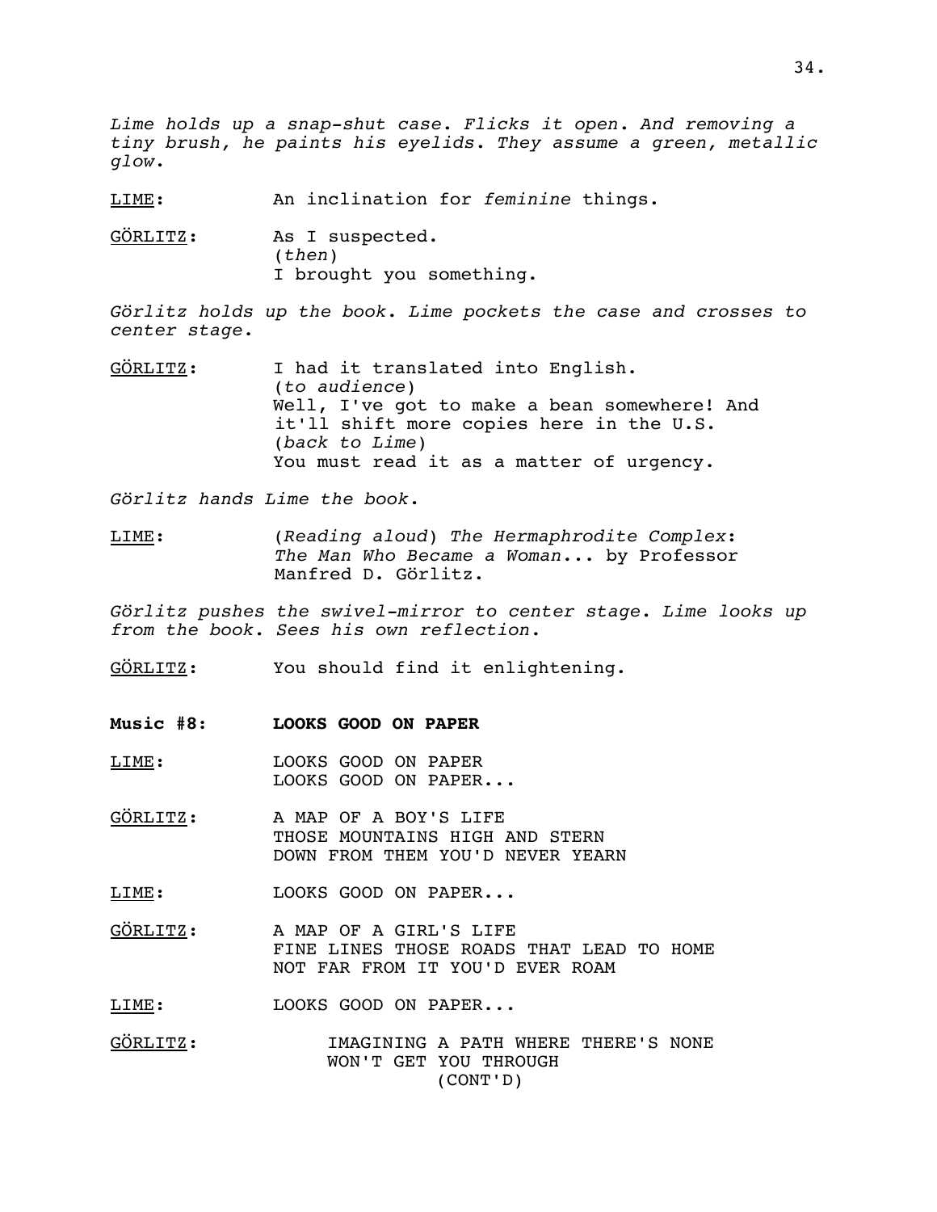*Lime holds up a snap-shut case. Flicks it open. And removing a tiny brush, he paints his eyelids. They assume a green, metallic glow.*

LIME: An inclination for *feminine* things.

GÖRLITZ: As I suspected.
(*then*)
I brought you something.

*Görlitz holds up the book. Lime pockets the case and crosses to center stage.*

GÖRLITZ: I had it translated into English.
(*to audience*)
Well, I've got to make a bean somewhere! And it'll shift more copies here in the U.S.
(*back to Lime*)
You must read it as a matter of urgency.

*Görlitz hands Lime the book.*

LIME: (*Reading aloud*) *The Hermaphrodite Complex: The Man Who Became a Woman*... by Professor Manfred D. Görlitz.

*Görlitz pushes the swivel-mirror to center stage. Lime looks up from the book. Sees his own reflection.*

GÖRLITZ: You should find it enlightening.

**Music #8: LOOKS GOOD ON PAPER**

LIME: LOOKS GOOD ON PAPER
LOOKS GOOD ON PAPER...

GÖRLITZ: A MAP OF A BOY'S LIFE
THOSE MOUNTAINS HIGH AND STERN
DOWN FROM THEM YOU'D NEVER YEARN

LIME: LOOKS GOOD ON PAPER...

GÖRLITZ: A MAP OF A GIRL'S LIFE
FINE LINES THOSE ROADS THAT LEAD TO HOME
NOT FAR FROM IT YOU'D EVER ROAM

LIME: LOOKS GOOD ON PAPER...

GÖRLITZ: IMAGINING A PATH WHERE THERE'S NONE
WON'T GET YOU THROUGH
(CONT'D)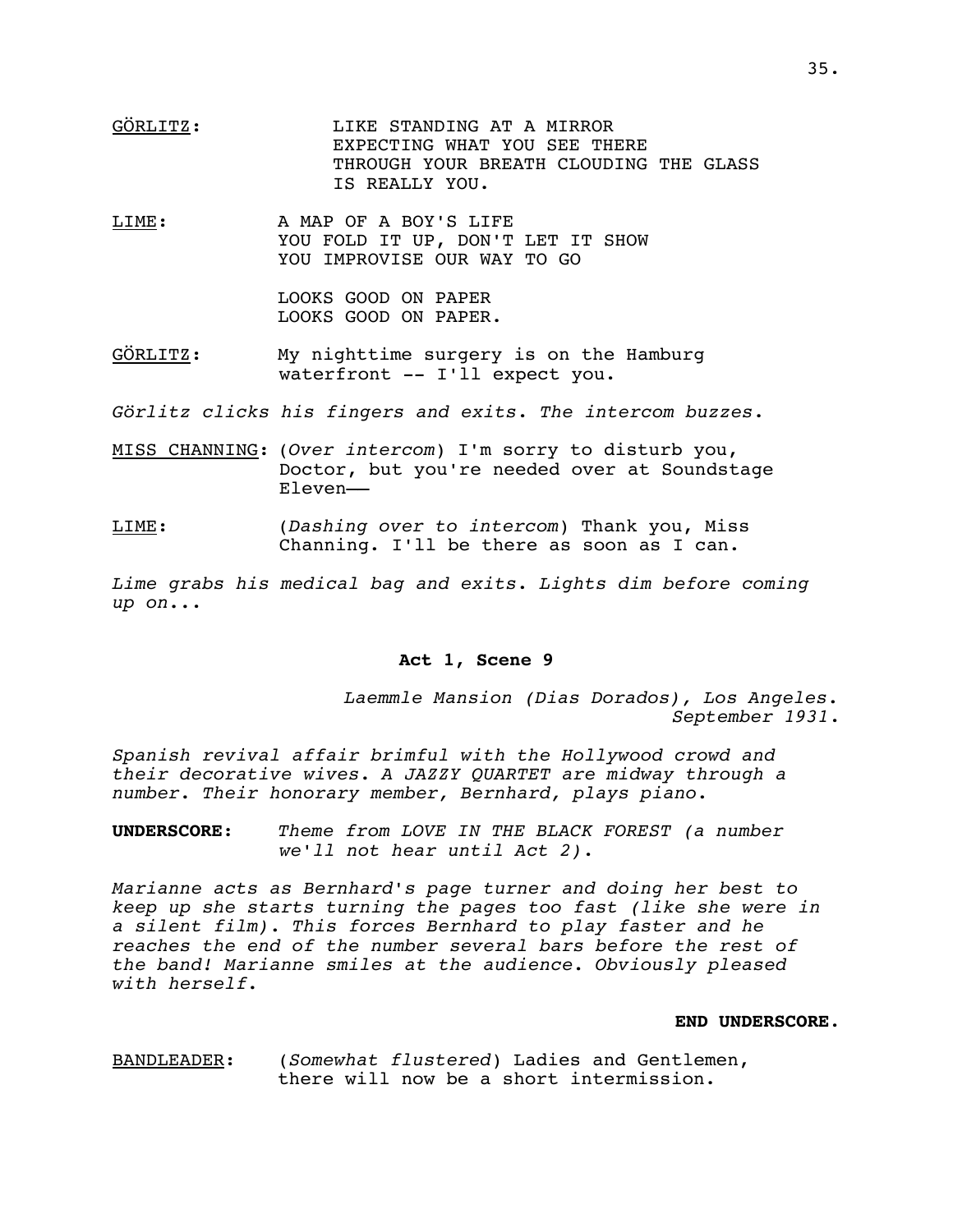GÖRLITZ: LIKE STANDING AT A MIRROR
EXPECTING WHAT YOU SEE THERE
THROUGH YOUR BREATH CLOUDING THE GLASS
IS REALLY YOU.

LIME: A MAP OF A BOY'S LIFE
YOU FOLD IT UP, DON'T LET IT SHOW
YOU IMPROVISE OUR WAY TO GO

LOOKS GOOD ON PAPER
LOOKS GOOD ON PAPER.

GÖRLITZ: My nighttime surgery is on the Hamburg waterfront -- I'll expect you.

*Görlitz clicks his fingers and exits. The intercom buzzes.*

MISS CHANNING: (*Over intercom*) I'm sorry to disturb you, Doctor, but you're needed over at Soundstage Eleven——

LIME: (*Dashing over to intercom*) Thank you, Miss Channing. I'll be there as soon as I can.

*Lime grabs his medical bag and exits. Lights dim before coming up on...*

### Act 1, Scene 9

*Laemmle Mansion (Dias Dorados), Los Angeles. September 1931.*

*Spanish revival affair brimful with the Hollywood crowd and their decorative wives. A JAZZY QUARTET are midway through a number. Their honorary member, Bernhard, plays piano.*

**UNDERSCORE:** *Theme from LOVE IN THE BLACK FOREST (a number we'll not hear until Act 2).*

*Marianne acts as Bernhard's page turner and doing her best to keep up she starts turning the pages too fast (like she were in a silent film). This forces Bernhard to play faster and he reaches the end of the number several bars before the rest of the band! Marianne smiles at the audience. Obviously pleased with herself.*

**END UNDERSCORE.**

BANDLEADER: (*Somewhat flustered*) Ladies and Gentlemen, there will now be a short intermission.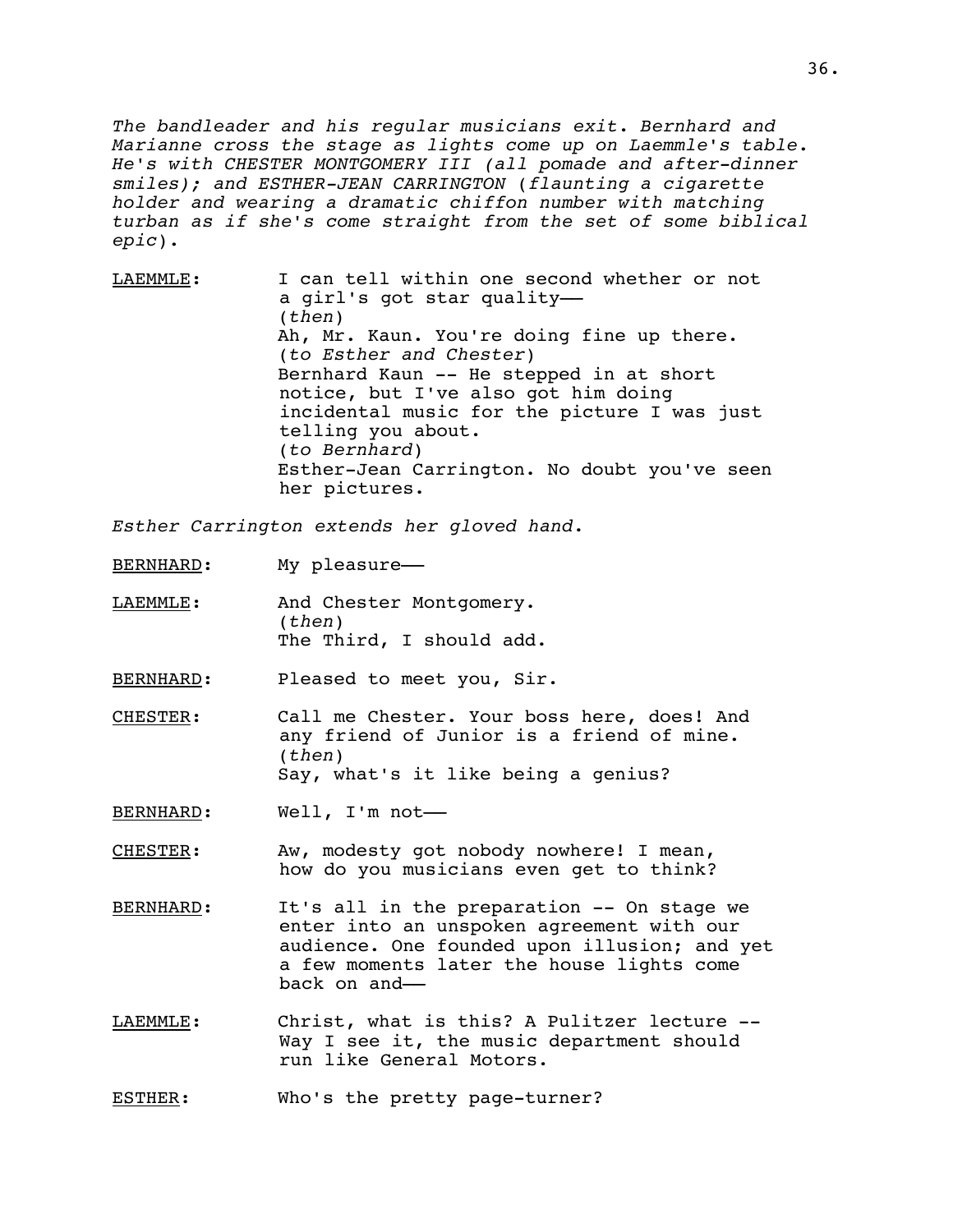*The bandleader and his regular musicians exit. Bernhard and Marianne cross the stage as lights come up on Laemmle's table. He's with CHESTER MONTGOMERY III (all pomade and after-dinner smiles); and ESTHER-JEAN CARRINGTON (flaunting a cigarette holder and wearing a dramatic chiffon number with matching turban as if she's come straight from the set of some biblical epic).*

<u>LAEMMLE</u>: I can tell within one second whether or not a girl's got star quality——
(*then*)
Ah, Mr. Kaun. You're doing fine up there.
(*to Esther and Chester*)
Bernhard Kaun -- He stepped in at short notice, but I've also got him doing incidental music for the picture I was just telling you about.
(*to Bernhard*)
Esther-Jean Carrington. No doubt you've seen her pictures.

*Esther Carrington extends her gloved hand.*

<u>BERNHARD</u>: My pleasure——

<u>LAEMMLE</u>: And Chester Montgomery.
(*then*)
The Third, I should add.

<u>BERNHARD</u>: Pleased to meet you, Sir.

<u>CHESTER</u>: Call me Chester. Your boss here, does! And any friend of Junior is a friend of mine.
(*then*)
Say, what's it like being a genius?

<u>BERNHARD</u>: Well, I'm not——

<u>CHESTER</u>: Aw, modesty got nobody nowhere! I mean, how do you musicians even get to think?

<u>BERNHARD</u>: It's all in the preparation -- On stage we enter into an unspoken agreement with our audience. One founded upon illusion; and yet a few moments later the house lights come back on and——

<u>LAEMMLE</u>: Christ, what is this? A Pulitzer lecture -- Way I see it, the music department should run like General Motors.

<u>ESTHER</u>: Who's the pretty page-turner?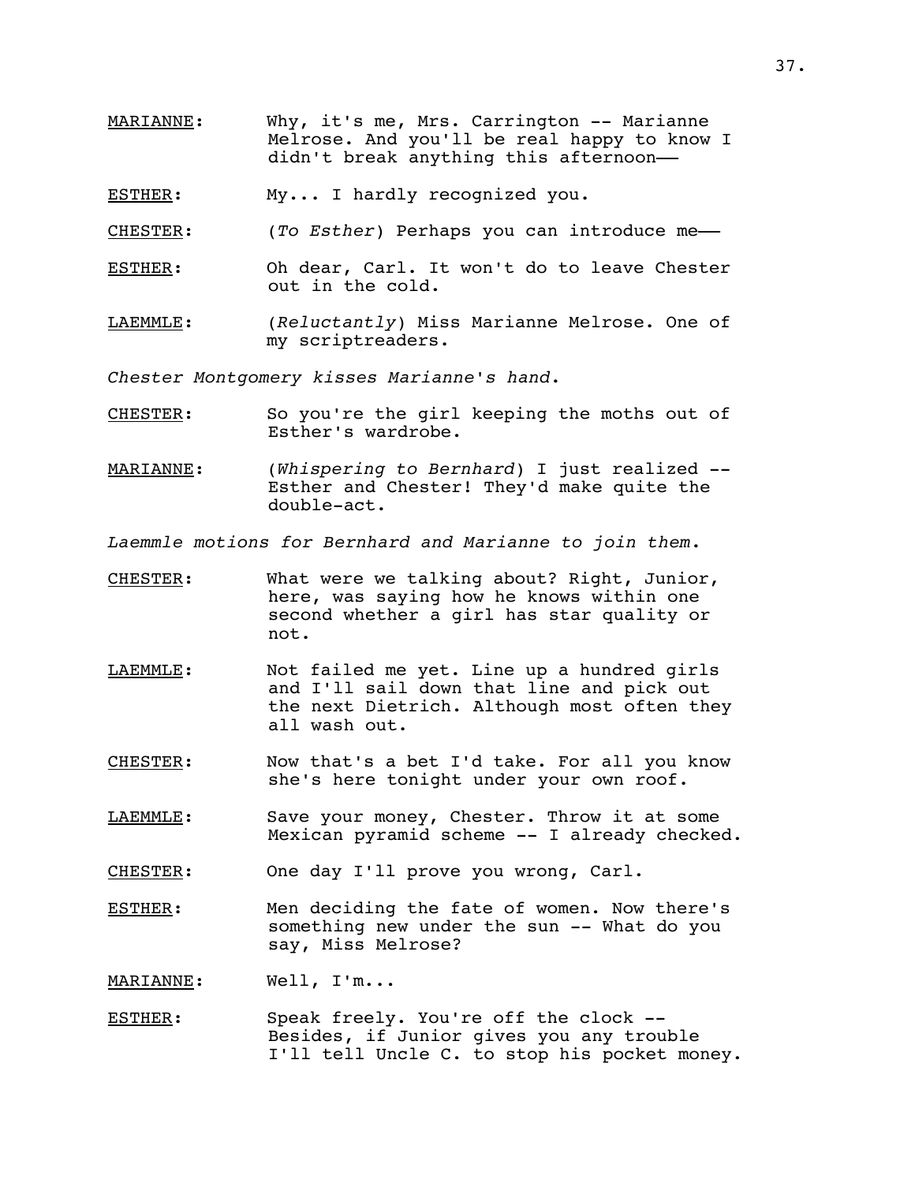MARIANNE: Why, it's me, Mrs. Carrington -- Marianne Melrose. And you'll be real happy to know I didn't break anything this afternoon——

ESTHER: My... I hardly recognized you.

CHESTER: (*To Esther*) Perhaps you can introduce me——

ESTHER: Oh dear, Carl. It won't do to leave Chester out in the cold.

LAEMMLE: (*Reluctantly*) Miss Marianne Melrose. One of my scriptreaders.

*Chester Montgomery kisses Marianne's hand.*

CHESTER: So you're the girl keeping the moths out of Esther's wardrobe.

MARIANNE: (*Whispering to Bernhard*) I just realized -- Esther and Chester! They'd make quite the double-act.

*Laemmle motions for Bernhard and Marianne to join them.*

CHESTER: What were we talking about? Right, Junior, here, was saying how he knows within one second whether a girl has star quality or not.

LAEMMLE: Not failed me yet. Line up a hundred girls and I'll sail down that line and pick out the next Dietrich. Although most often they all wash out.

CHESTER: Now that's a bet I'd take. For all you know she's here tonight under your own roof.

LAEMMLE: Save your money, Chester. Throw it at some Mexican pyramid scheme -- I already checked.

CHESTER: One day I'll prove you wrong, Carl.

ESTHER: Men deciding the fate of women. Now there's something new under the sun -- What do you say, Miss Melrose?

MARIANNE: Well, I'm...

ESTHER: Speak freely. You're off the clock -- Besides, if Junior gives you any trouble I'll tell Uncle C. to stop his pocket money.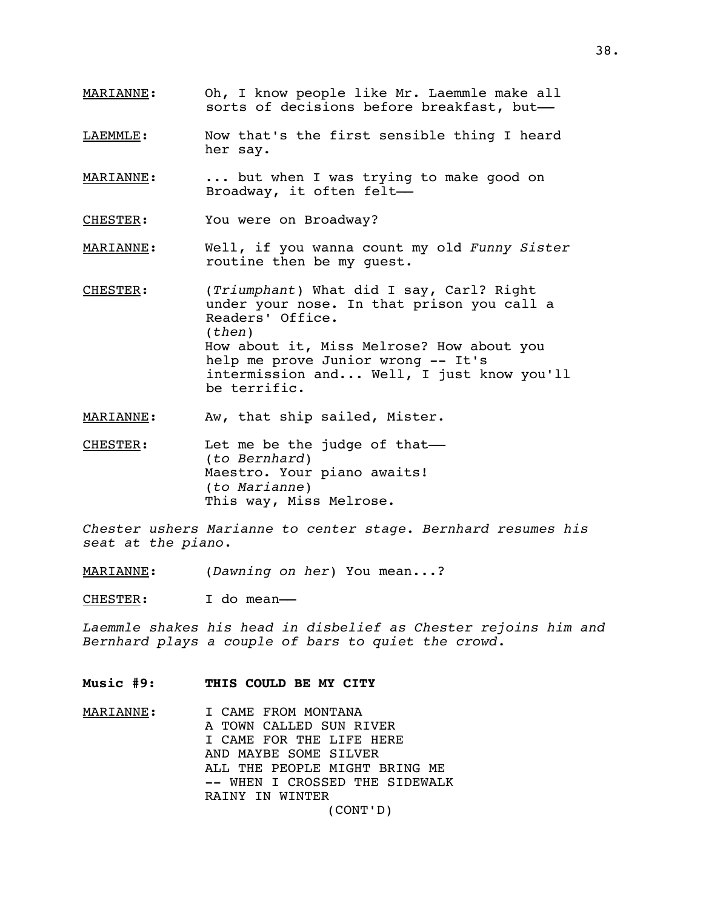MARIANNE: Oh, I know people like Mr. Laemmle make all sorts of decisions before breakfast, but——

LAEMMLE: Now that's the first sensible thing I heard her say.

MARIANNE: ... but when I was trying to make good on Broadway, it often felt——

CHESTER: You were on Broadway?

MARIANNE: Well, if you wanna count my old *Funny Sister* routine then be my guest.

CHESTER: (*Triumphant*) What did I say, Carl? Right under your nose. In that prison you call a Readers' Office.
(*then*)
How about it, Miss Melrose? How about you help me prove Junior wrong -- It's intermission and... Well, I just know you'll be terrific.

MARIANNE: Aw, that ship sailed, Mister.

CHESTER: Let me be the judge of that——
(*to Bernhard*)
Maestro. Your piano awaits!
(*to Marianne*)
This way, Miss Melrose.

*Chester ushers Marianne to center stage. Bernhard resumes his seat at the piano.*

MARIANNE: (*Dawning on her*) You mean...?

CHESTER: I do mean——

*Laemmle shakes his head in disbelief as Chester rejoins him and Bernhard plays a couple of bars to quiet the crowd.*

**Music #9: THIS COULD BE MY CITY**

MARIANNE:
I CAME FROM MONTANA
A TOWN CALLED SUN RIVER
I CAME FOR THE LIFE HERE
AND MAYBE SOME SILVER
ALL THE PEOPLE MIGHT BRING ME
-- WHEN I CROSSED THE SIDEWALK
RAINY IN WINTER
(CONT'D)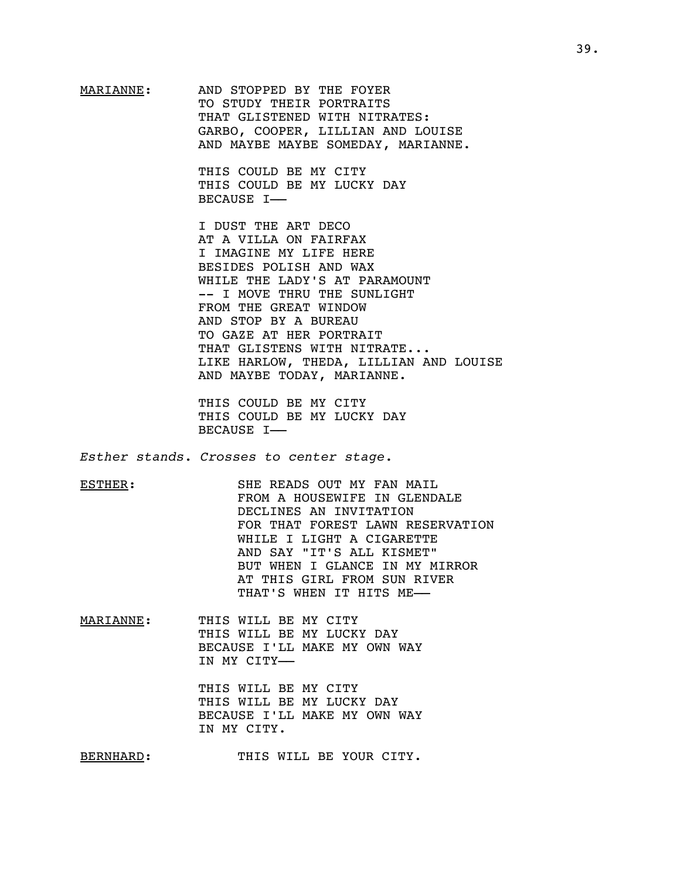<u>MARIANNE</u>: AND STOPPED BY THE FOYER
TO STUDY THEIR PORTRAITS
THAT GLISTENED WITH NITRATES:
GARBO, COOPER, LILLIAN AND LOUISE
AND MAYBE MAYBE SOMEDAY, MARIANNE.

THIS COULD BE MY CITY
THIS COULD BE MY LUCKY DAY
BECAUSE I——

I DUST THE ART DECO
AT A VILLA ON FAIRFAX
I IMAGINE MY LIFE HERE
BESIDES POLISH AND WAX
WHILE THE LADY'S AT PARAMOUNT
-- I MOVE THRU THE SUNLIGHT
FROM THE GREAT WINDOW
AND STOP BY A BUREAU
TO GAZE AT HER PORTRAIT
THAT GLISTENS WITH NITRATE...
LIKE HARLOW, THEDA, LILLIAN AND LOUISE
AND MAYBE TODAY, MARIANNE.

THIS COULD BE MY CITY
THIS COULD BE MY LUCKY DAY
BECAUSE I——

*Esther stands. Crosses to center stage.*

<u>ESTHER</u>: SHE READS OUT MY FAN MAIL
FROM A HOUSEWIFE IN GLENDALE
DECLINES AN INVITATION
FOR THAT FOREST LAWN RESERVATION
WHILE I LIGHT A CIGARETTE
AND SAY "IT'S ALL KISMET"
BUT WHEN I GLANCE IN MY MIRROR
AT THIS GIRL FROM SUN RIVER
THAT'S WHEN IT HITS ME——

<u>MARIANNE</u>: THIS WILL BE MY CITY
THIS WILL BE MY LUCKY DAY
BECAUSE I'LL MAKE MY OWN WAY
IN MY CITY——

THIS WILL BE MY CITY
THIS WILL BE MY LUCKY DAY
BECAUSE I'LL MAKE MY OWN WAY
IN MY CITY.

<u>BERNHARD</u>: THIS WILL BE YOUR CITY.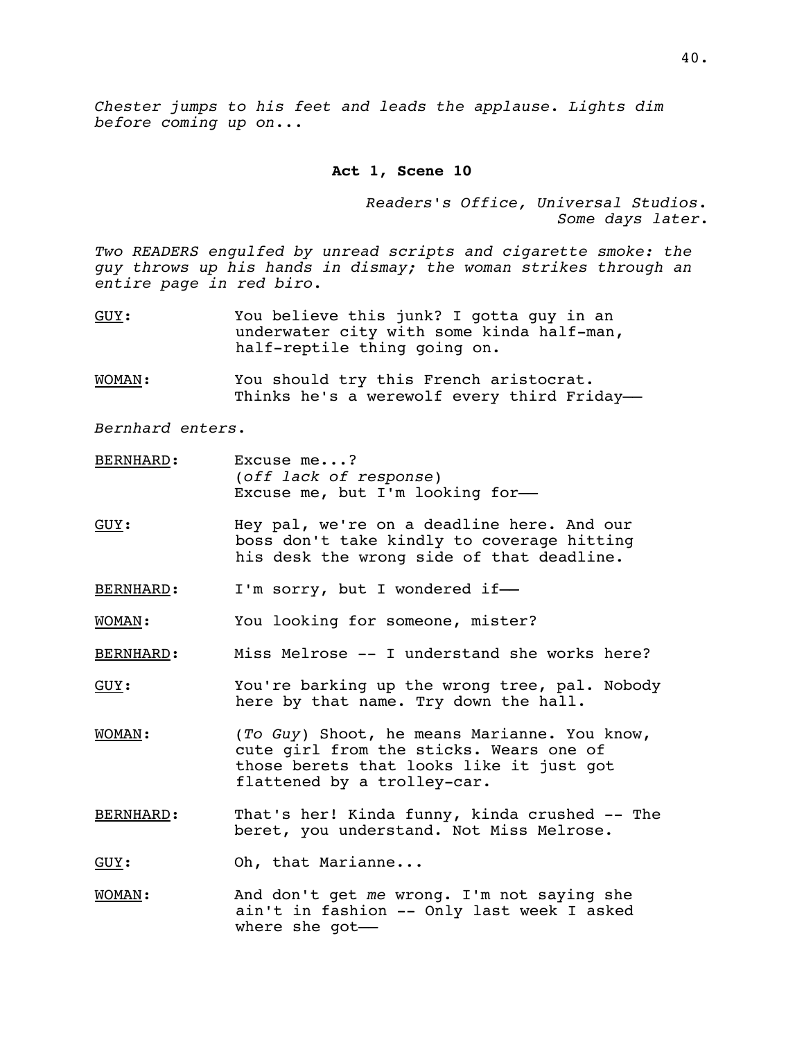*Chester jumps to his feet and leads the applause. Lights dim before coming up on...*

**Act 1, Scene 10**

*Readers's Office, Universal Studios.*
*Some days later.*

*Two READERS engulfed by unread scripts and cigarette smoke: the guy throws up his hands in dismay; the woman strikes through an entire page in red biro.*

GUY: You believe this junk? I gotta guy in an underwater city with some kinda half-man, half-reptile thing going on.

WOMAN: You should try this French aristocrat. Thinks he's a werewolf every third Friday——

*Bernhard enters.*

BERNHARD: Excuse me...?
(*off lack of response*)
Excuse me, but I'm looking for——

GUY: Hey pal, we're on a deadline here. And our boss don't take kindly to coverage hitting his desk the wrong side of that deadline.

BERNHARD: I'm sorry, but I wondered if——

WOMAN: You looking for someone, mister?

BERNHARD: Miss Melrose -- I understand she works here?

GUY: You're barking up the wrong tree, pal. Nobody here by that name. Try down the hall.

WOMAN: (*To Guy*) Shoot, he means Marianne. You know, cute girl from the sticks. Wears one of those berets that looks like it just got flattened by a trolley-car.

BERNHARD: That's her! Kinda funny, kinda crushed -- The beret, you understand. Not Miss Melrose.

GUY: Oh, that Marianne...

WOMAN: And don't get *me* wrong. I'm not saying she ain't in fashion -- Only last week I asked where she got——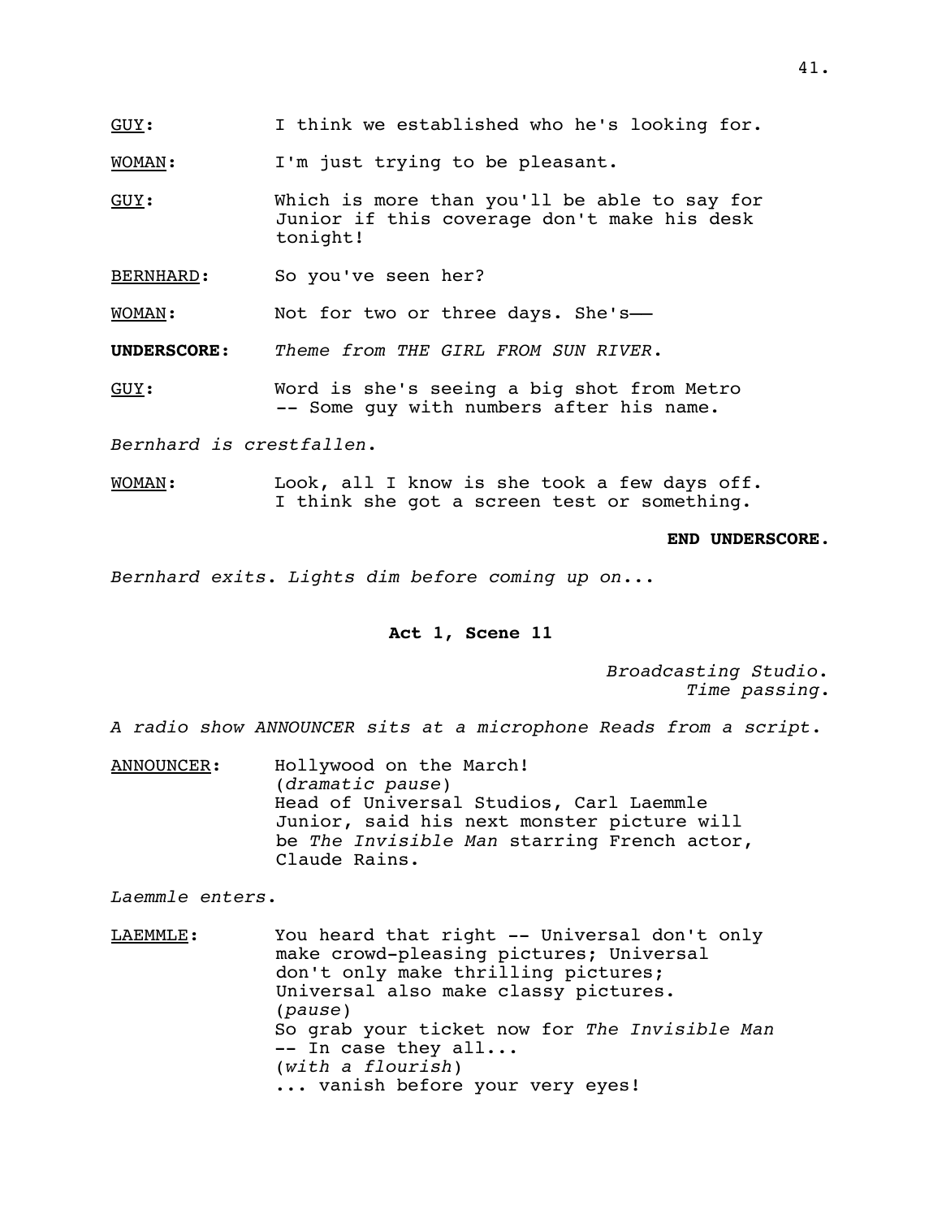<u>GUY</u>: I think we established who he's looking for.

<u>WOMAN</u>: I'm just trying to be pleasant.

<u>GUY</u>: Which is more than you'll be able to say for Junior if this coverage don't make his desk tonight!

<u>BERNHARD</u>: So you've seen her?

<u>WOMAN</u>: Not for two or three days. She's——

**UNDERSCORE:** *Theme from THE GIRL FROM SUN RIVER.*

<u>GUY</u>: Word is she's seeing a big shot from Metro -- Some guy with numbers after his name.

*Bernhard is crestfallen.*

<u>WOMAN</u>: Look, all I know is she took a few days off. I think she got a screen test or something.

**END UNDERSCORE.**

*Bernhard exits. Lights dim before coming up on...*

**Act 1, Scene 11**

*Broadcasting Studio.*
*Time passing.*

*A radio show ANNOUNCER sits at a microphone Reads from a script.*

<u>ANNOUNCER</u>: Hollywood on the March!
(*dramatic pause*)
Head of Universal Studios, Carl Laemmle Junior, said his next monster picture will be *The Invisible Man* starring French actor, Claude Rains.

*Laemmle enters.*

<u>LAEMMLE</u>: You heard that right -- Universal don't only make crowd-pleasing pictures; Universal don't only make thrilling pictures; Universal also make classy pictures.
(*pause*)
So grab your ticket now for *The Invisible Man* -- In case they all...
(*with a flourish*)
... vanish before your very eyes!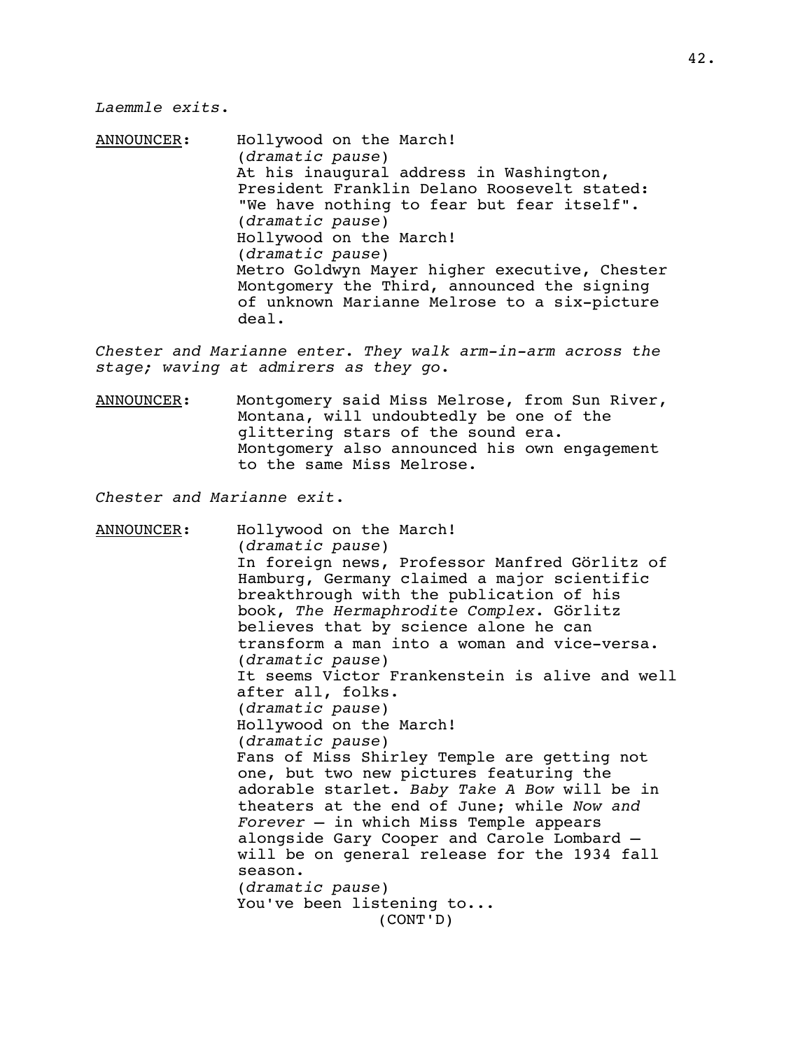*Laemmle exits.*

<u>ANNOUNCER</u>: Hollywood on the March!
(*dramatic pause*)
At his inaugural address in Washington, President Franklin Delano Roosevelt stated: "We have nothing to fear but fear itself".
(*dramatic pause*)
Hollywood on the March!
(*dramatic pause*)
Metro Goldwyn Mayer higher executive, Chester Montgomery the Third, announced the signing of unknown Marianne Melrose to a six-picture deal.

*Chester and Marianne enter. They walk arm-in-arm across the stage; waving at admirers as they go.*

<u>ANNOUNCER</u>: Montgomery said Miss Melrose, from Sun River, Montana, will undoubtedly be one of the glittering stars of the sound era. Montgomery also announced his own engagement to the same Miss Melrose.

*Chester and Marianne exit.*

<u>ANNOUNCER</u>: Hollywood on the March!
(*dramatic pause*)
In foreign news, Professor Manfred Görlitz of Hamburg, Germany claimed a major scientific breakthrough with the publication of his book, *The Hermaphrodite Complex*. Görlitz believes that by science alone he can transform a man into a woman and vice-versa.
(*dramatic pause*)
It seems Victor Frankenstein is alive and well after all, folks.
(*dramatic pause*)
Hollywood on the March!
(*dramatic pause*)
Fans of Miss Shirley Temple are getting not one, but two new pictures featuring the adorable starlet. *Baby Take A Bow* will be in theaters at the end of June; while *Now and Forever* – in which Miss Temple appears alongside Gary Cooper and Carole Lombard – will be on general release for the 1934 fall season.
(*dramatic pause*)
You've been listening to...
(CONT'D)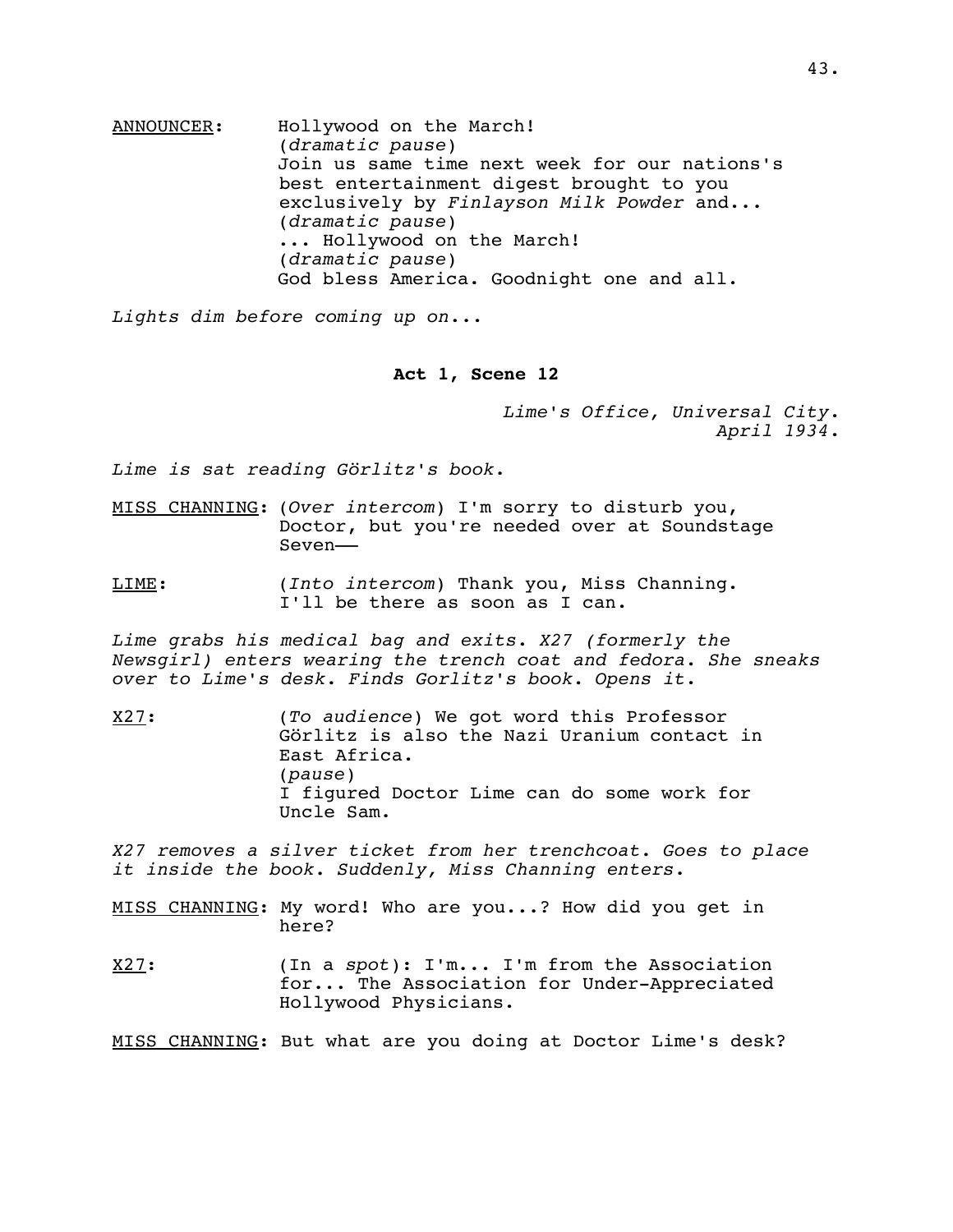ANNOUNCER: Hollywood on the March!
(*dramatic pause*)
Join us same time next week for our nations's best entertainment digest brought to you exclusively by *Finlayson Milk Powder* and...
(*dramatic pause*)
... Hollywood on the March!
(*dramatic pause*)
God bless America. Goodnight one and all.

*Lights dim before coming up on...*

**Act 1, Scene 12**

*Lime's Office, Universal City.*
*April 1934.*

*Lime is sat reading Görlitz's book.*

MISS CHANNING: (*Over intercom*) I'm sorry to disturb you, Doctor, but you're needed over at Soundstage Seven——

LIME: (*Into intercom*) Thank you, Miss Channing. I'll be there as soon as I can.

*Lime grabs his medical bag and exits. X27 (formerly the Newsgirl) enters wearing the trench coat and fedora. She sneaks over to Lime's desk. Finds Gorlitz's book. Opens it.*

X27: (*To audience*) We got word this Professor Görlitz is also the Nazi Uranium contact in East Africa.
(*pause*)
I figured Doctor Lime can do some work for Uncle Sam.

*X27 removes a silver ticket from her trenchcoat. Goes to place it inside the book. Suddenly, Miss Channing enters.*

MISS CHANNING: My word! Who are you...? How did you get in here?

X27: (In a *spot*): I'm... I'm from the Association for... The Association for Under-Appreciated Hollywood Physicians.

MISS CHANNING: But what are you doing at Doctor Lime's desk?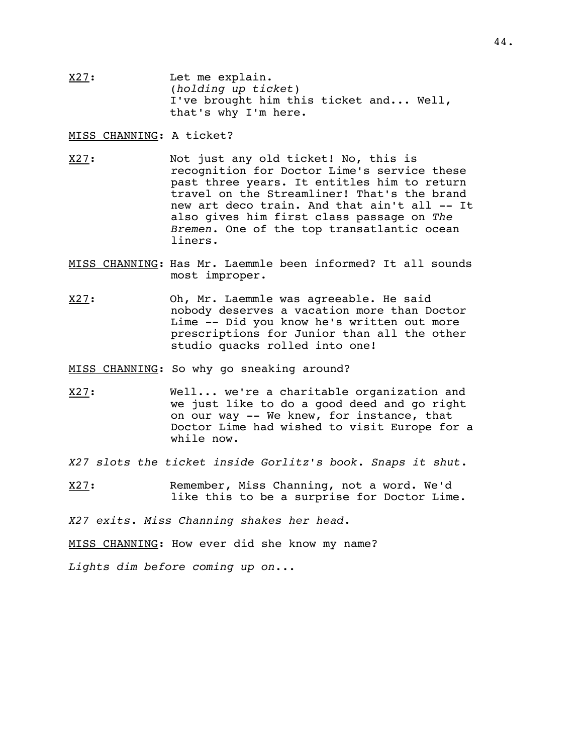X27: Let me explain.
(*holding up ticket*)
I've brought him this ticket and... Well, that's why I'm here.

MISS CHANNING: A ticket?

X27: Not just any old ticket! No, this is recognition for Doctor Lime's service these past three years. It entitles him to return travel on the Streamliner! That's the brand new art deco train. And that ain't all -- It also gives him first class passage on *The Bremen*. One of the top transatlantic ocean liners.

MISS CHANNING: Has Mr. Laemmle been informed? It all sounds most improper.

X27: Oh, Mr. Laemmle was agreeable. He said nobody deserves a vacation more than Doctor Lime -- Did you know he's written out more prescriptions for Junior than all the other studio quacks rolled into one!

MISS CHANNING: So why go sneaking around?

X27: Well... we're a charitable organization and we just like to do a good deed and go right on our way -- We knew, for instance, that Doctor Lime had wished to visit Europe for a while now.

*X27 slots the ticket inside Gorlitz's book. Snaps it shut.*

X27: Remember, Miss Channing, not a word. We'd like this to be a surprise for Doctor Lime.

*X27 exits. Miss Channing shakes her head.*

MISS CHANNING: How ever did she know my name?

*Lights dim before coming up on...*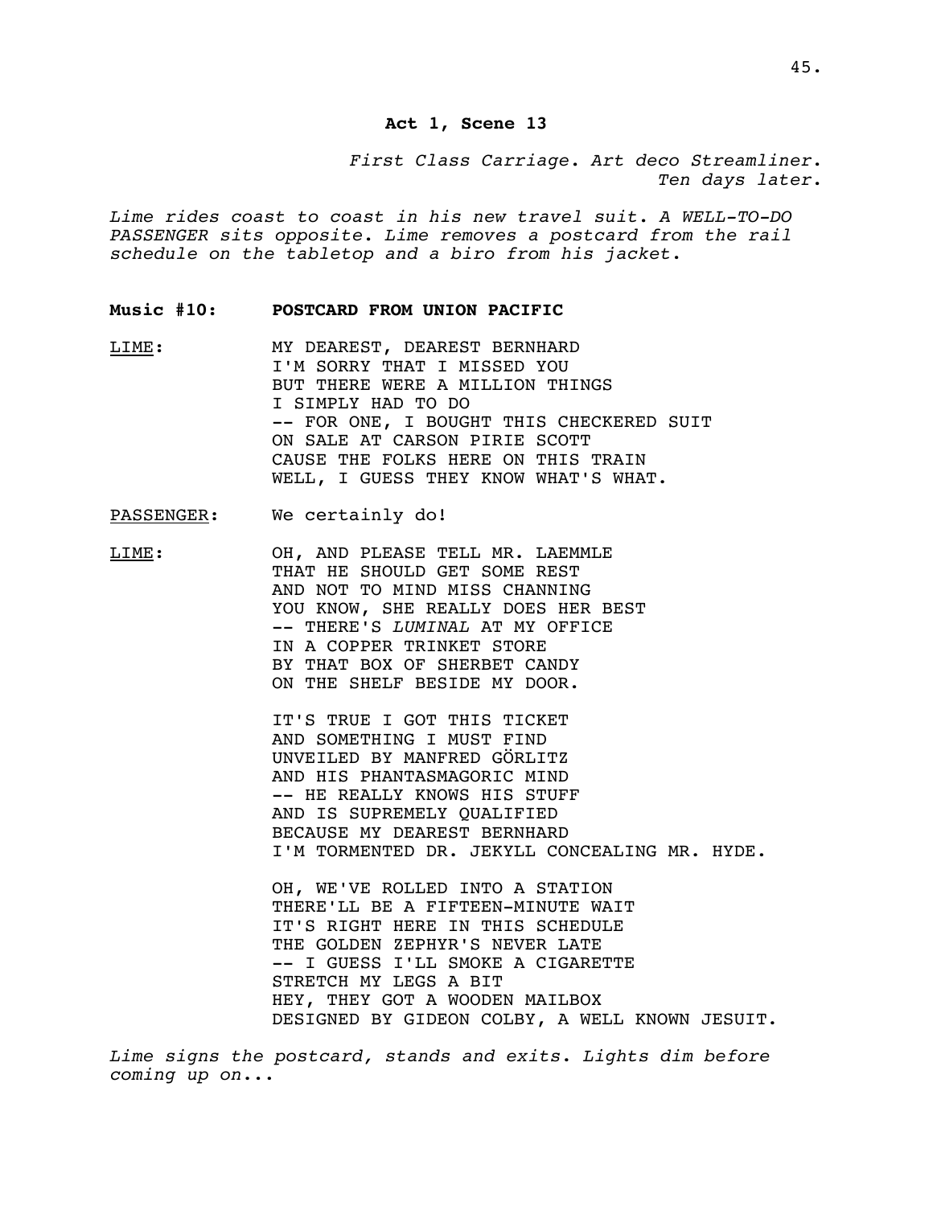**Act 1, Scene 13**

*First Class Carriage. Art deco Streamliner.*
*Ten days later.*

*Lime rides coast to coast in his new travel suit. A WELL-TO-DO PASSENGER sits opposite. Lime removes a postcard from the rail schedule on the tabletop and a biro from his jacket.*

**Music #10: POSTCARD FROM UNION PACIFIC**

<u>LIME</u>:

MY DEAREST, DEAREST BERNHARD
I'M SORRY THAT I MISSED YOU
BUT THERE WERE A MILLION THINGS
I SIMPLY HAD TO DO
-- FOR ONE, I BOUGHT THIS CHECKERED SUIT
ON SALE AT CARSON PIRIE SCOTT
CAUSE THE FOLKS HERE ON THIS TRAIN
WELL, I GUESS THEY KNOW WHAT'S WHAT.

<u>PASSENGER</u>: We certainly do!

<u>LIME</u>:

OH, AND PLEASE TELL MR. LAEMMLE
THAT HE SHOULD GET SOME REST
AND NOT TO MIND MISS CHANNING
YOU KNOW, SHE REALLY DOES HER BEST
-- THERE'S *LUMINAL* AT MY OFFICE
IN A COPPER TRINKET STORE
BY THAT BOX OF SHERBET CANDY
ON THE SHELF BESIDE MY DOOR.

IT'S TRUE I GOT THIS TICKET
AND SOMETHING I MUST FIND
UNVEILED BY MANFRED GÖRLITZ
AND HIS PHANTASMAGORIC MIND
-- HE REALLY KNOWS HIS STUFF
AND IS SUPREMELY QUALIFIED
BECAUSE MY DEAREST BERNHARD
I'M TORMENTED DR. JEKYLL CONCEALING MR. HYDE.

OH, WE'VE ROLLED INTO A STATION
THERE'LL BE A FIFTEEN-MINUTE WAIT
IT'S RIGHT HERE IN THIS SCHEDULE
THE GOLDEN ZEPHYR'S NEVER LATE
-- I GUESS I'LL SMOKE A CIGARETTE
STRETCH MY LEGS A BIT
HEY, THEY GOT A WOODEN MAILBOX
DESIGNED BY GIDEON COLBY, A WELL KNOWN JESUIT.

*Lime signs the postcard, stands and exits. Lights dim before coming up on...*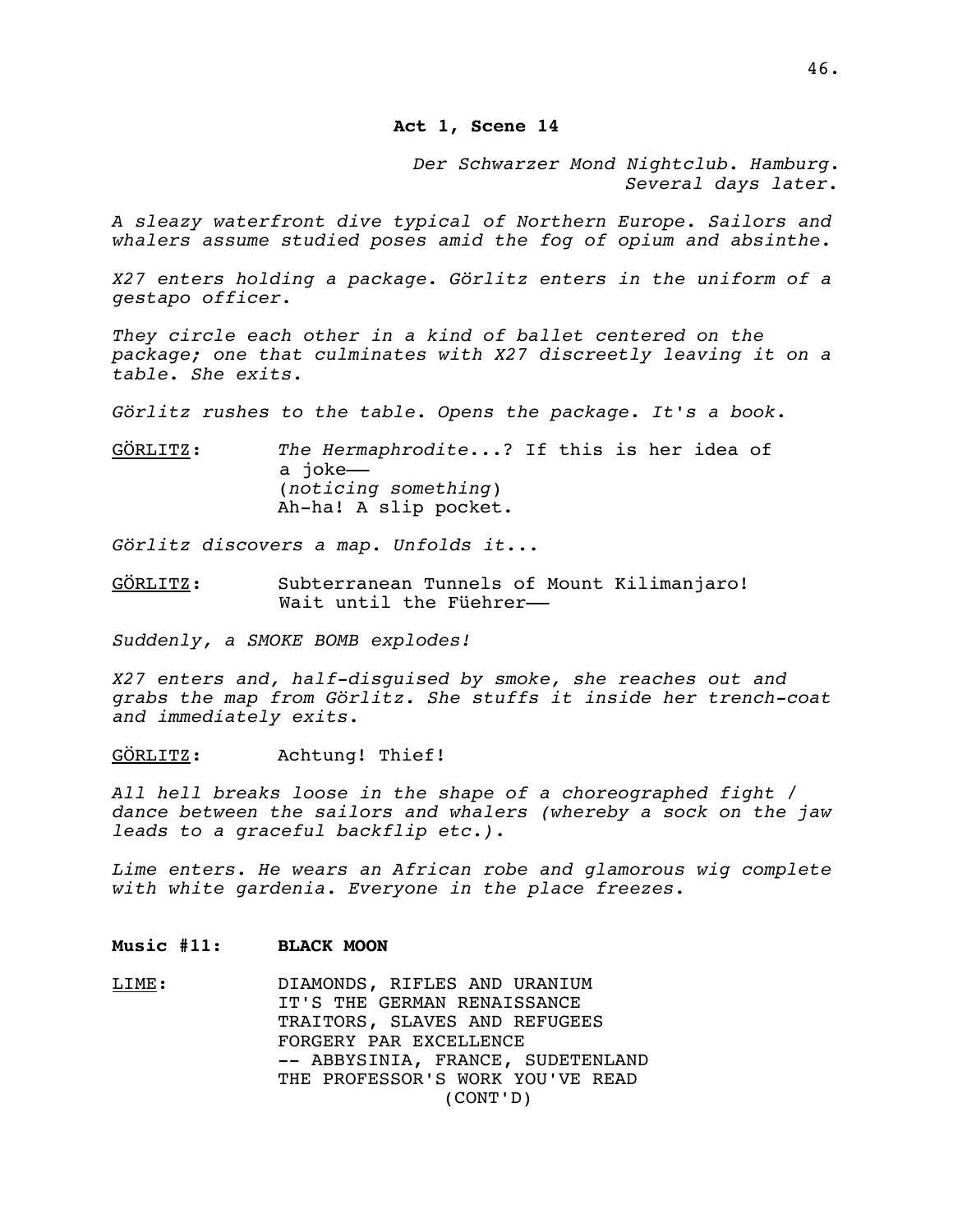**Act 1, Scene 14**

*Der Schwarzer Mond Nightclub. Hamburg. Several days later.*

*A sleazy waterfront dive typical of Northern Europe. Sailors and whalers assume studied poses amid the fog of opium and absinthe.*

*X27 enters holding a package. Görlitz enters in the uniform of a gestapo officer.*

*They circle each other in a kind of ballet centered on the package; one that culminates with X27 discreetly leaving it on a table. She exits.*

*Görlitz rushes to the table. Opens the package. It's a book.*

GÖRLITZ: *The Hermaphrodite*...? If this is her idea of a joke——
(*noticing something*)
Ah-ha! A slip pocket.

*Görlitz discovers a map. Unfolds it...*

GÖRLITZ: Subterranean Tunnels of Mount Kilimanjaro! Wait until the Füehrer——

*Suddenly, a SMOKE BOMB explodes!*

*X27 enters and, half-disguised by smoke, she reaches out and grabs the map from Görlitz. She stuffs it inside her trench-coat and immediately exits.*

GÖRLITZ: Achtung! Thief!

*All hell breaks loose in the shape of a choreographed fight / dance between the sailors and whalers (whereby a sock on the jaw leads to a graceful backflip etc.).*

*Lime enters. He wears an African robe and glamorous wig complete with white gardenia. Everyone in the place freezes.*

**Music #11: BLACK MOON**

LIME:
DIAMONDS, RIFLES AND URANIUM
IT'S THE GERMAN RENAISSANCE
TRAITORS, SLAVES AND REFUGEES
FORGERY PAR EXCELLENCE
-- ABBYSINIA, FRANCE, SUDETENLAND
THE PROFESSOR'S WORK YOU'VE READ
(CONT'D)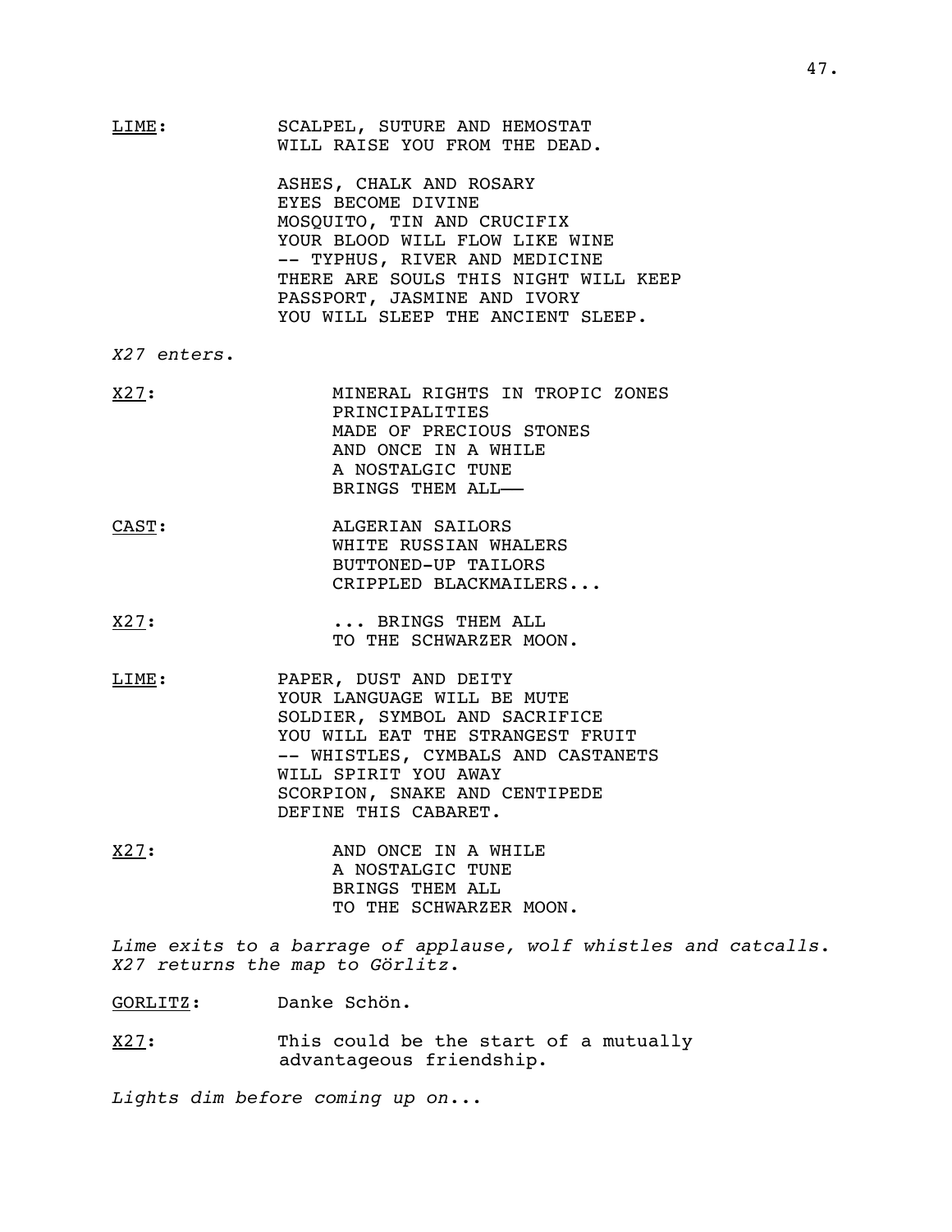LIME: SCALPEL, SUTURE AND HEMOSTAT
WILL RAISE YOU FROM THE DEAD.

ASHES, CHALK AND ROSARY
EYES BECOME DIVINE
MOSQUITO, TIN AND CRUCIFIX
YOUR BLOOD WILL FLOW LIKE WINE
-- TYPHUS, RIVER AND MEDICINE
THERE ARE SOULS THIS NIGHT WILL KEEP
PASSPORT, JASMINE AND IVORY
YOU WILL SLEEP THE ANCIENT SLEEP.

*X27 enters.*

X27: MINERAL RIGHTS IN TROPIC ZONES
PRINCIPALITIES
MADE OF PRECIOUS STONES
AND ONCE IN A WHILE
A NOSTALGIC TUNE
BRINGS THEM ALL——

CAST: ALGERIAN SAILORS
WHITE RUSSIAN WHALERS
BUTTONED-UP TAILORS
CRIPPLED BLACKMAILERS...

X27: ... BRINGS THEM ALL
TO THE SCHWARZER MOON.

LIME: PAPER, DUST AND DEITY
YOUR LANGUAGE WILL BE MUTE
SOLDIER, SYMBOL AND SACRIFICE
YOU WILL EAT THE STRANGEST FRUIT
-- WHISTLES, CYMBALS AND CASTANETS
WILL SPIRIT YOU AWAY
SCORPION, SNAKE AND CENTIPEDE
DEFINE THIS CABARET.

X27: AND ONCE IN A WHILE
A NOSTALGIC TUNE
BRINGS THEM ALL
TO THE SCHWARZER MOON.

*Lime exits to a barrage of applause, wolf whistles and catcalls. X27 returns the map to Görlitz.*

GORLITZ: Danke Schön.

X27: This could be the start of a mutually advantageous friendship.

*Lights dim before coming up on...*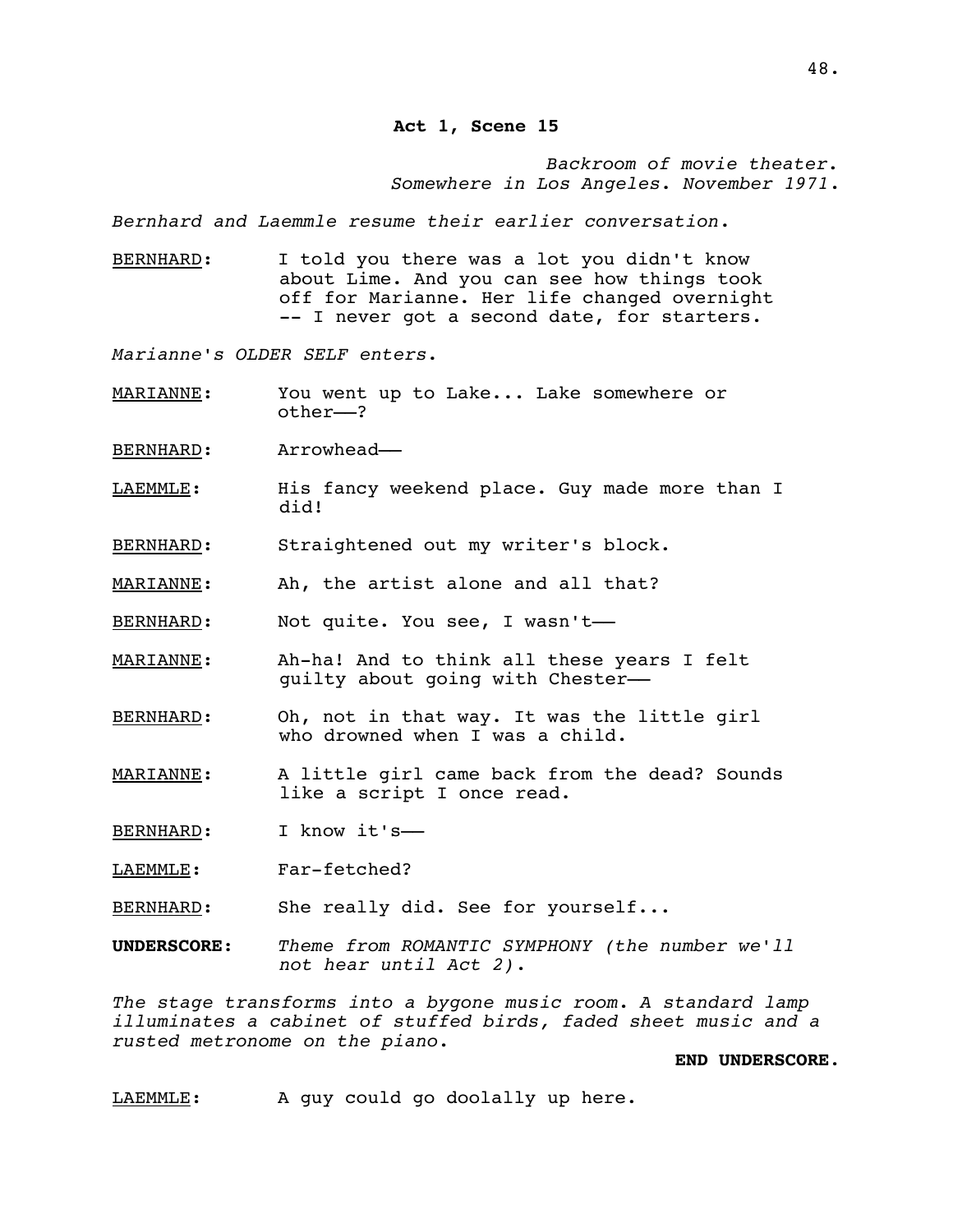**Act 1, Scene 15**

*Backroom of movie theater.*
*Somewhere in Los Angeles. November 1971.*

*Bernhard and Laemmle resume their earlier conversation.*

<u>BERNHARD</u>: I told you there was a lot you didn't know about Lime. And you can see how things took off for Marianne. Her life changed overnight -- I never got a second date, for starters.

*Marianne's OLDER SELF enters.*

<u>MARIANNE</u>: You went up to Lake... Lake somewhere or other——?

<u>BERNHARD</u>: Arrowhead——

<u>LAEMMLE</u>: His fancy weekend place. Guy made more than I did!

<u>BERNHARD</u>: Straightened out my writer's block.

<u>MARIANNE</u>: Ah, the artist alone and all that?

<u>BERNHARD</u>: Not quite. You see, I wasn't——

<u>MARIANNE</u>: Ah-ha! And to think all these years I felt guilty about going with Chester——

<u>BERNHARD</u>: Oh, not in that way. It was the little girl who drowned when I was a child.

<u>MARIANNE</u>: A little girl came back from the dead? Sounds like a script I once read.

<u>BERNHARD</u>: I know it's——

<u>LAEMMLE</u>: Far-fetched?

<u>BERNHARD</u>: She really did. See for yourself...

**UNDERSCORE:** *Theme from ROMANTIC SYMPHONY (the number we'll not hear until Act 2).*

*The stage transforms into a bygone music room. A standard lamp illuminates a cabinet of stuffed birds, faded sheet music and a rusted metronome on the piano.*

**END UNDERSCORE.**

<u>LAEMMLE</u>: A guy could go doolally up here.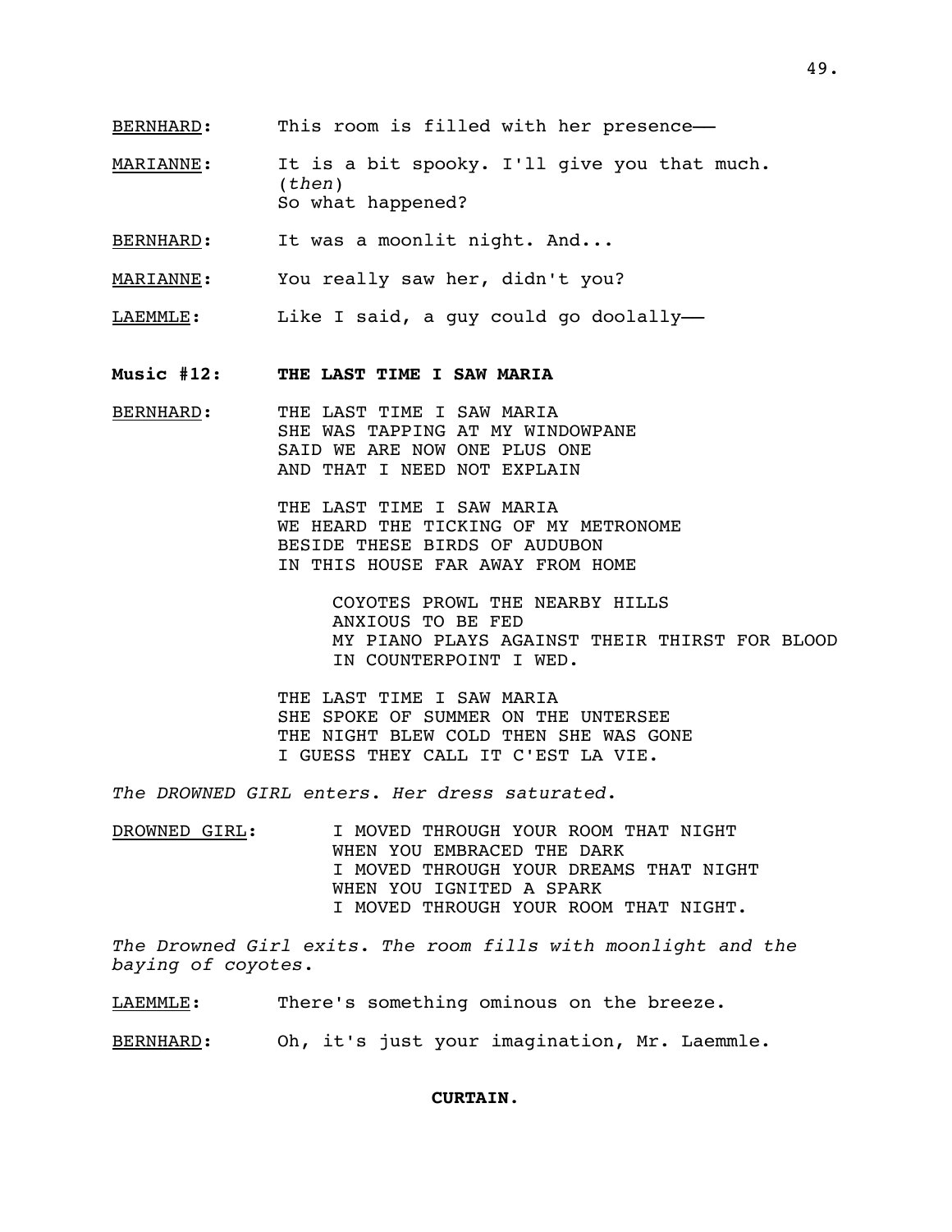BERNHARD: This room is filled with her presence——

MARIANNE: It is a bit spooky. I'll give you that much.
(*then*)
So what happened?

BERNHARD: It was a moonlit night. And...

MARIANNE: You really saw her, didn't you?

LAEMMLE: Like I said, a guy could go doolally——

**Music #12: THE LAST TIME I SAW MARIA**

BERNHARD: THE LAST TIME I SAW MARIA
SHE WAS TAPPING AT MY WINDOWPANE
SAID WE ARE NOW ONE PLUS ONE
AND THAT I NEED NOT EXPLAIN

THE LAST TIME I SAW MARIA
WE HEARD THE TICKING OF MY METRONOME
BESIDE THESE BIRDS OF AUDUBON
IN THIS HOUSE FAR AWAY FROM HOME

> COYOTES PROWL THE NEARBY HILLS
> ANXIOUS TO BE FED
> MY PIANO PLAYS AGAINST THEIR THIRST FOR BLOOD
> IN COUNTERPOINT I WED.

THE LAST TIME I SAW MARIA
SHE SPOKE OF SUMMER ON THE UNTERSEE
THE NIGHT BLEW COLD THEN SHE WAS GONE
I GUESS THEY CALL IT C'EST LA VIE.

*The DROWNED GIRL enters. Her dress saturated.*

DROWNED GIRL: I MOVED THROUGH YOUR ROOM THAT NIGHT
WHEN YOU EMBRACED THE DARK
I MOVED THROUGH YOUR DREAMS THAT NIGHT
WHEN YOU IGNITED A SPARK
I MOVED THROUGH YOUR ROOM THAT NIGHT.

*The Drowned Girl exits. The room fills with moonlight and the baying of coyotes.*

LAEMMLE: There's something ominous on the breeze.

BERNHARD: Oh, it's just your imagination, Mr. Laemmle.

**CURTAIN.**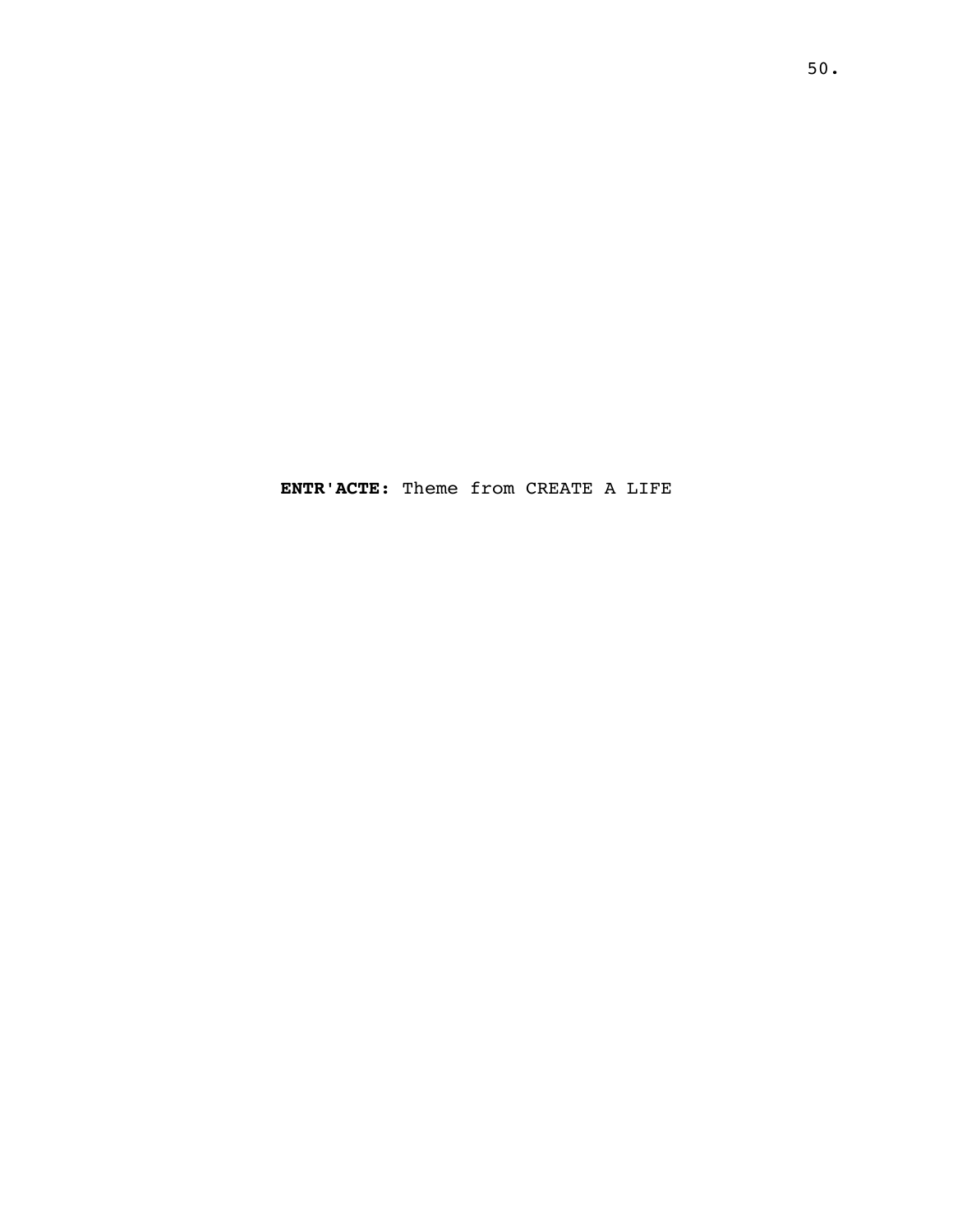**ENTR'ACTE:** Theme from CREATE A LIFE